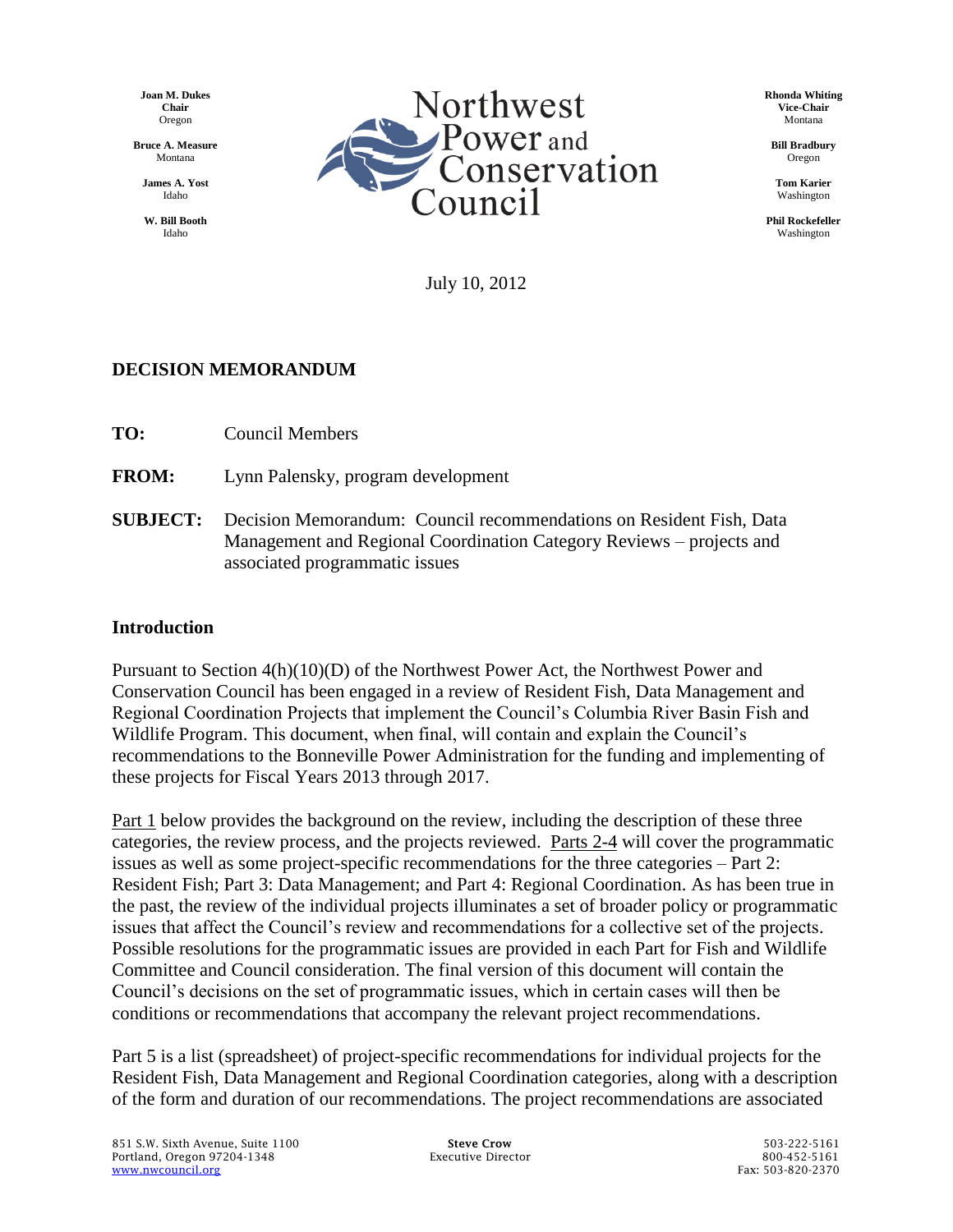Joan M. Dukes
**Chair**
Oregon

Bruce A. Measure
Montana

James A. Yost
Idaho

W. Bill Booth
Idaho

# Northwest Power and Conservation Council

Rhonda Whiting
**Vice-Chair**
Montana

Bill Bradbury
Oregon

Tom Karier
Washington

Phil Rockefeller
Washington

July 10, 2012

## DECISION MEMORANDUM

**TO:** Council Members

**FROM:** Lynn Palensky, program development

**SUBJECT:** Decision Memorandum: Council recommendations on Resident Fish, Data Management and Regional Coordination Category Reviews – projects and associated programmatic issues

## Introduction

Pursuant to Section 4(h)(10)(D) of the Northwest Power Act, the Northwest Power and Conservation Council has been engaged in a review of Resident Fish, Data Management and Regional Coordination Projects that implement the Council's Columbia River Basin Fish and Wildlife Program. This document, when final, will contain and explain the Council's recommendations to the Bonneville Power Administration for the funding and implementing of these projects for Fiscal Years 2013 through 2017.

Part 1 below provides the background on the review, including the description of these three categories, the review process, and the projects reviewed. Parts 2-4 will cover the programmatic issues as well as some project-specific recommendations for the three categories – Part 2: Resident Fish; Part 3: Data Management; and Part 4: Regional Coordination. As has been true in the past, the review of the individual projects illuminates a set of broader policy or programmatic issues that affect the Council's review and recommendations for a collective set of the projects. Possible resolutions for the programmatic issues are provided in each Part for Fish and Wildlife Committee and Council consideration. The final version of this document will contain the Council's decisions on the set of programmatic issues, which in certain cases will then be conditions or recommendations that accompany the relevant project recommendations.

Part 5 is a list (spreadsheet) of project-specific recommendations for individual projects for the Resident Fish, Data Management and Regional Coordination categories, along with a description of the form and duration of our recommendations. The project recommendations are associated

851 S.W. Sixth Avenue, Suite 1100
Portland, Oregon 97204-1348
www.nwcouncil.org

**Steve Crow**
Executive Director

503-222-5161
800-452-5161
Fax: 503-820-2370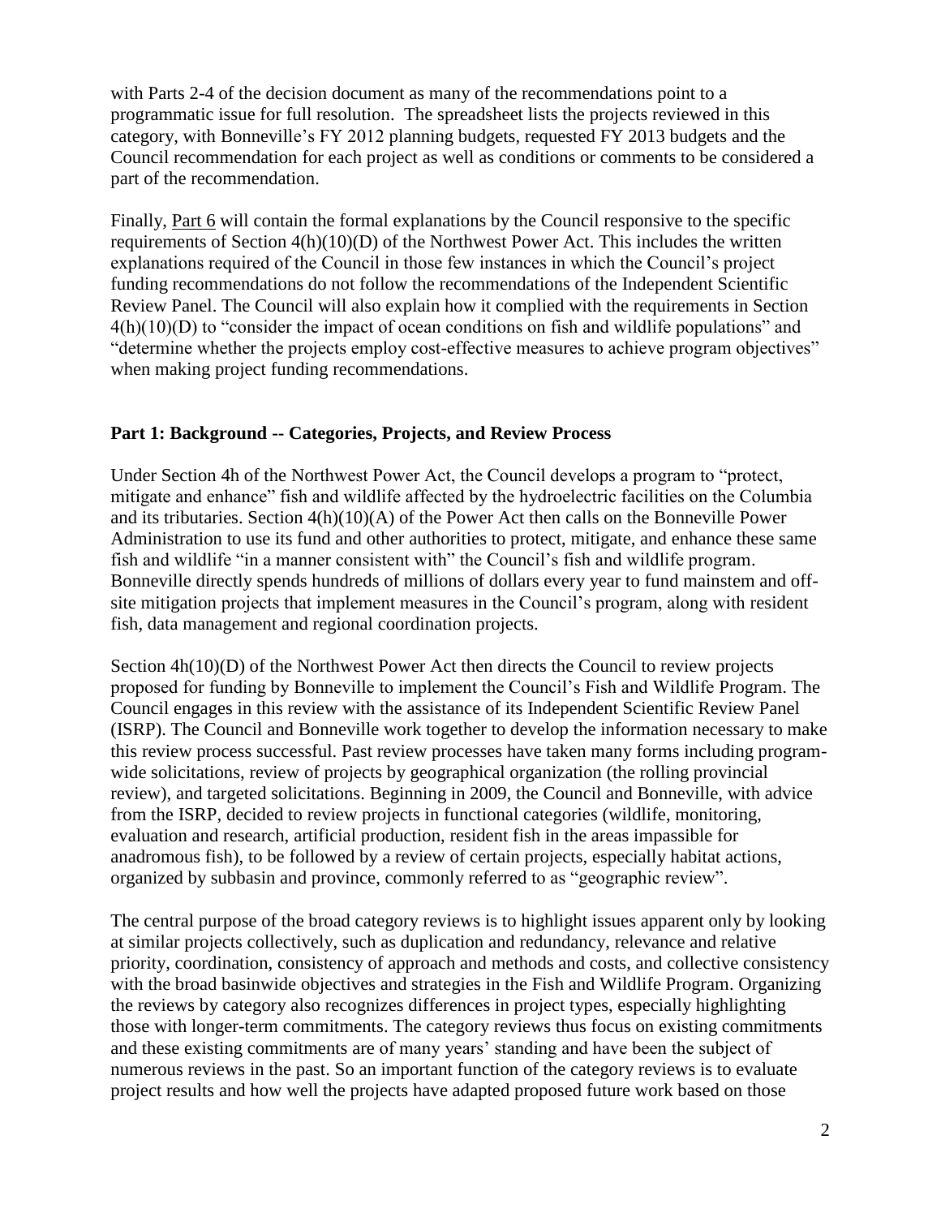with Parts 2-4 of the decision document as many of the recommendations point to a programmatic issue for full resolution. The spreadsheet lists the projects reviewed in this category, with Bonneville's FY 2012 planning budgets, requested FY 2013 budgets and the Council recommendation for each project as well as conditions or comments to be considered a part of the recommendation.

Finally, Part 6 will contain the formal explanations by the Council responsive to the specific requirements of Section 4(h)(10)(D) of the Northwest Power Act. This includes the written explanations required of the Council in those few instances in which the Council's project funding recommendations do not follow the recommendations of the Independent Scientific Review Panel. The Council will also explain how it complied with the requirements in Section 4(h)(10)(D) to "consider the impact of ocean conditions on fish and wildlife populations" and "determine whether the projects employ cost-effective measures to achieve program objectives" when making project funding recommendations.

## Part 1: Background -- Categories, Projects, and Review Process

Under Section 4h of the Northwest Power Act, the Council develops a program to "protect, mitigate and enhance" fish and wildlife affected by the hydroelectric facilities on the Columbia and its tributaries. Section 4(h)(10)(A) of the Power Act then calls on the Bonneville Power Administration to use its fund and other authorities to protect, mitigate, and enhance these same fish and wildlife "in a manner consistent with" the Council's fish and wildlife program. Bonneville directly spends hundreds of millions of dollars every year to fund mainstem and off-site mitigation projects that implement measures in the Council's program, along with resident fish, data management and regional coordination projects.

Section 4h(10)(D) of the Northwest Power Act then directs the Council to review projects proposed for funding by Bonneville to implement the Council's Fish and Wildlife Program. The Council engages in this review with the assistance of its Independent Scientific Review Panel (ISRP). The Council and Bonneville work together to develop the information necessary to make this review process successful. Past review processes have taken many forms including program-wide solicitations, review of projects by geographical organization (the rolling provincial review), and targeted solicitations. Beginning in 2009, the Council and Bonneville, with advice from the ISRP, decided to review projects in functional categories (wildlife, monitoring, evaluation and research, artificial production, resident fish in the areas impassible for anadromous fish), to be followed by a review of certain projects, especially habitat actions, organized by subbasin and province, commonly referred to as "geographic review".

The central purpose of the broad category reviews is to highlight issues apparent only by looking at similar projects collectively, such as duplication and redundancy, relevance and relative priority, coordination, consistency of approach and methods and costs, and collective consistency with the broad basinwide objectives and strategies in the Fish and Wildlife Program. Organizing the reviews by category also recognizes differences in project types, especially highlighting those with longer-term commitments. The category reviews thus focus on existing commitments and these existing commitments are of many years' standing and have been the subject of numerous reviews in the past. So an important function of the category reviews is to evaluate project results and how well the projects have adapted proposed future work based on those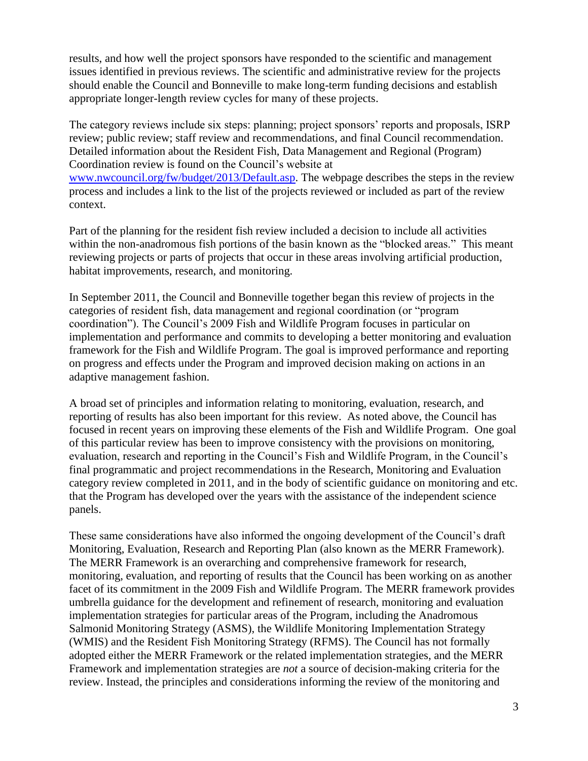results, and how well the project sponsors have responded to the scientific and management issues identified in previous reviews. The scientific and administrative review for the projects should enable the Council and Bonneville to make long-term funding decisions and establish appropriate longer-length review cycles for many of these projects.

The category reviews include six steps: planning; project sponsors' reports and proposals, ISRP review; public review; staff review and recommendations, and final Council recommendation. Detailed information about the Resident Fish, Data Management and Regional (Program) Coordination review is found on the Council's website at www.nwcouncil.org/fw/budget/2013/Default.asp. The webpage describes the steps in the review process and includes a link to the list of the projects reviewed or included as part of the review context.

Part of the planning for the resident fish review included a decision to include all activities within the non-anadromous fish portions of the basin known as the "blocked areas." This meant reviewing projects or parts of projects that occur in these areas involving artificial production, habitat improvements, research, and monitoring.

In September 2011, the Council and Bonneville together began this review of projects in the categories of resident fish, data management and regional coordination (or "program coordination"). The Council's 2009 Fish and Wildlife Program focuses in particular on implementation and performance and commits to developing a better monitoring and evaluation framework for the Fish and Wildlife Program. The goal is improved performance and reporting on progress and effects under the Program and improved decision making on actions in an adaptive management fashion.

A broad set of principles and information relating to monitoring, evaluation, research, and reporting of results has also been important for this review. As noted above, the Council has focused in recent years on improving these elements of the Fish and Wildlife Program. One goal of this particular review has been to improve consistency with the provisions on monitoring, evaluation, research and reporting in the Council's Fish and Wildlife Program, in the Council's final programmatic and project recommendations in the Research, Monitoring and Evaluation category review completed in 2011, and in the body of scientific guidance on monitoring and etc. that the Program has developed over the years with the assistance of the independent science panels.

These same considerations have also informed the ongoing development of the Council's draft Monitoring, Evaluation, Research and Reporting Plan (also known as the MERR Framework). The MERR Framework is an overarching and comprehensive framework for research, monitoring, evaluation, and reporting of results that the Council has been working on as another facet of its commitment in the 2009 Fish and Wildlife Program. The MERR framework provides umbrella guidance for the development and refinement of research, monitoring and evaluation implementation strategies for particular areas of the Program, including the Anadromous Salmonid Monitoring Strategy (ASMS), the Wildlife Monitoring Implementation Strategy (WMIS) and the Resident Fish Monitoring Strategy (RFMS). The Council has not formally adopted either the MERR Framework or the related implementation strategies, and the MERR Framework and implementation strategies are *not* a source of decision-making criteria for the review. Instead, the principles and considerations informing the review of the monitoring and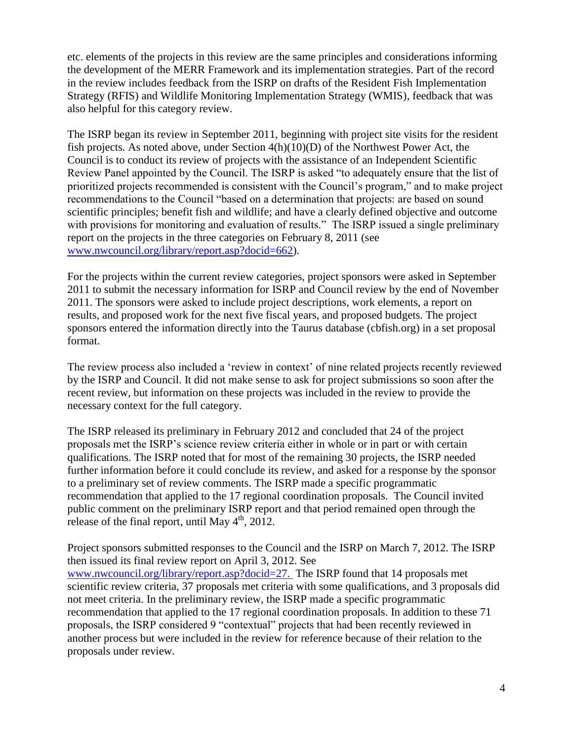etc. elements of the projects in this review are the same principles and considerations informing the development of the MERR Framework and its implementation strategies. Part of the record in the review includes feedback from the ISRP on drafts of the Resident Fish Implementation Strategy (RFIS) and Wildlife Monitoring Implementation Strategy (WMIS), feedback that was also helpful for this category review.

The ISRP began its review in September 2011, beginning with project site visits for the resident fish projects. As noted above, under Section 4(h)(10)(D) of the Northwest Power Act, the Council is to conduct its review of projects with the assistance of an Independent Scientific Review Panel appointed by the Council. The ISRP is asked "to adequately ensure that the list of prioritized projects recommended is consistent with the Council's program," and to make project recommendations to the Council "based on a determination that projects: are based on sound scientific principles; benefit fish and wildlife; and have a clearly defined objective and outcome with provisions for monitoring and evaluation of results." The ISRP issued a single preliminary report on the projects in the three categories on February 8, 2011 (see [www.nwcouncil.org/library/report.asp?docid=662](www.nwcouncil.org/library/report.asp?docid=662)).

For the projects within the current review categories, project sponsors were asked in September 2011 to submit the necessary information for ISRP and Council review by the end of November 2011. The sponsors were asked to include project descriptions, work elements, a report on results, and proposed work for the next five fiscal years, and proposed budgets. The project sponsors entered the information directly into the Taurus database (cbfish.org) in a set proposal format.

The review process also included a 'review in context' of nine related projects recently reviewed by the ISRP and Council. It did not make sense to ask for project submissions so soon after the recent review, but information on these projects was included in the review to provide the necessary context for the full category.

The ISRP released its preliminary in February 2012 and concluded that 24 of the project proposals met the ISRP's science review criteria either in whole or in part or with certain qualifications. The ISRP noted that for most of the remaining 30 projects, the ISRP needed further information before it could conclude its review, and asked for a response by the sponsor to a preliminary set of review comments. The ISRP made a specific programmatic recommendation that applied to the 17 regional coordination proposals. The Council invited public comment on the preliminary ISRP report and that period remained open through the release of the final report, until May 4th, 2012.

Project sponsors submitted responses to the Council and the ISRP on March 7, 2012. The ISRP then issued its final review report on April 3, 2012. See [www.nwcouncil.org/library/report.asp?docid=27.](www.nwcouncil.org/library/report.asp?docid=27) The ISRP found that 14 proposals met scientific review criteria, 37 proposals met criteria with some qualifications, and 3 proposals did not meet criteria. In the preliminary review, the ISRP made a specific programmatic recommendation that applied to the 17 regional coordination proposals. In addition to these 71 proposals, the ISRP considered 9 "contextual" projects that had been recently reviewed in another process but were included in the review for reference because of their relation to the proposals under review.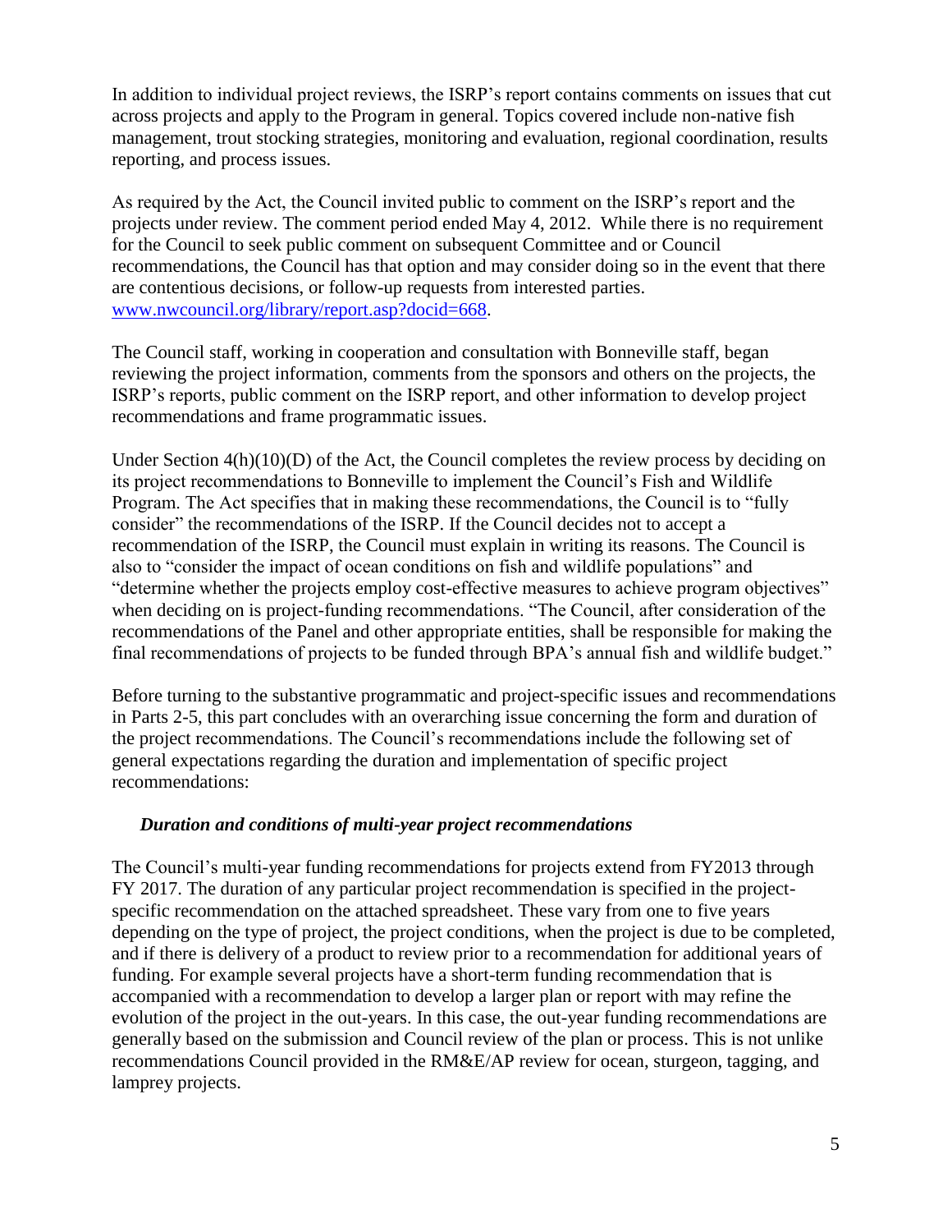In addition to individual project reviews, the ISRP's report contains comments on issues that cut across projects and apply to the Program in general. Topics covered include non-native fish management, trout stocking strategies, monitoring and evaluation, regional coordination, results reporting, and process issues.

As required by the Act, the Council invited public to comment on the ISRP's report and the projects under review. The comment period ended May 4, 2012. While there is no requirement for the Council to seek public comment on subsequent Committee and or Council recommendations, the Council has that option and may consider doing so in the event that there are contentious decisions, or follow-up requests from interested parties. www.nwcouncil.org/library/report.asp?docid=668.

The Council staff, working in cooperation and consultation with Bonneville staff, began reviewing the project information, comments from the sponsors and others on the projects, the ISRP's reports, public comment on the ISRP report, and other information to develop project recommendations and frame programmatic issues.

Under Section 4(h)(10)(D) of the Act, the Council completes the review process by deciding on its project recommendations to Bonneville to implement the Council's Fish and Wildlife Program. The Act specifies that in making these recommendations, the Council is to "fully consider" the recommendations of the ISRP. If the Council decides not to accept a recommendation of the ISRP, the Council must explain in writing its reasons. The Council is also to "consider the impact of ocean conditions on fish and wildlife populations" and "determine whether the projects employ cost-effective measures to achieve program objectives" when deciding on is project-funding recommendations. "The Council, after consideration of the recommendations of the Panel and other appropriate entities, shall be responsible for making the final recommendations of projects to be funded through BPA's annual fish and wildlife budget."

Before turning to the substantive programmatic and project-specific issues and recommendations in Parts 2-5, this part concludes with an overarching issue concerning the form and duration of the project recommendations. The Council's recommendations include the following set of general expectations regarding the duration and implementation of specific project recommendations:

***Duration and conditions of multi-year project recommendations***

The Council's multi-year funding recommendations for projects extend from FY2013 through FY 2017. The duration of any particular project recommendation is specified in the project-specific recommendation on the attached spreadsheet. These vary from one to five years depending on the type of project, the project conditions, when the project is due to be completed, and if there is delivery of a product to review prior to a recommendation for additional years of funding. For example several projects have a short-term funding recommendation that is accompanied with a recommendation to develop a larger plan or report with may refine the evolution of the project in the out-years. In this case, the out-year funding recommendations are generally based on the submission and Council review of the plan or process. This is not unlike recommendations Council provided in the RM&E/AP review for ocean, sturgeon, tagging, and lamprey projects.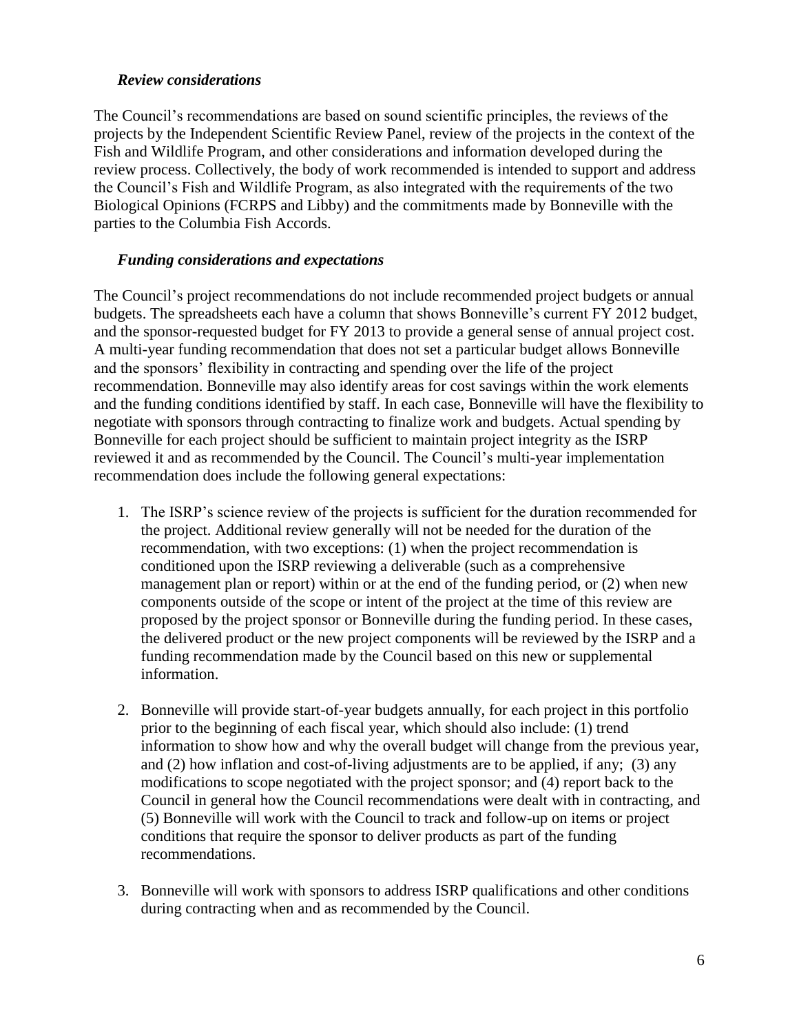### *Review considerations*

The Council's recommendations are based on sound scientific principles, the reviews of the projects by the Independent Scientific Review Panel, review of the projects in the context of the Fish and Wildlife Program, and other considerations and information developed during the review process. Collectively, the body of work recommended is intended to support and address the Council's Fish and Wildlife Program, as also integrated with the requirements of the two Biological Opinions (FCRPS and Libby) and the commitments made by Bonneville with the parties to the Columbia Fish Accords.

### *Funding considerations and expectations*

The Council's project recommendations do not include recommended project budgets or annual budgets. The spreadsheets each have a column that shows Bonneville's current FY 2012 budget, and the sponsor-requested budget for FY 2013 to provide a general sense of annual project cost. A multi-year funding recommendation that does not set a particular budget allows Bonneville and the sponsors' flexibility in contracting and spending over the life of the project recommendation. Bonneville may also identify areas for cost savings within the work elements and the funding conditions identified by staff. In each case, Bonneville will have the flexibility to negotiate with sponsors through contracting to finalize work and budgets. Actual spending by Bonneville for each project should be sufficient to maintain project integrity as the ISRP reviewed it and as recommended by the Council. The Council's multi-year implementation recommendation does include the following general expectations:

1. The ISRP's science review of the projects is sufficient for the duration recommended for the project. Additional review generally will not be needed for the duration of the recommendation, with two exceptions: (1) when the project recommendation is conditioned upon the ISRP reviewing a deliverable (such as a comprehensive management plan or report) within or at the end of the funding period, or (2) when new components outside of the scope or intent of the project at the time of this review are proposed by the project sponsor or Bonneville during the funding period. In these cases, the delivered product or the new project components will be reviewed by the ISRP and a funding recommendation made by the Council based on this new or supplemental information.

2. Bonneville will provide start-of-year budgets annually, for each project in this portfolio prior to the beginning of each fiscal year, which should also include: (1) trend information to show how and why the overall budget will change from the previous year, and (2) how inflation and cost-of-living adjustments are to be applied, if any; (3) any modifications to scope negotiated with the project sponsor; and (4) report back to the Council in general how the Council recommendations were dealt with in contracting, and (5) Bonneville will work with the Council to track and follow-up on items or project conditions that require the sponsor to deliver products as part of the funding recommendations.

3. Bonneville will work with sponsors to address ISRP qualifications and other conditions during contracting when and as recommended by the Council.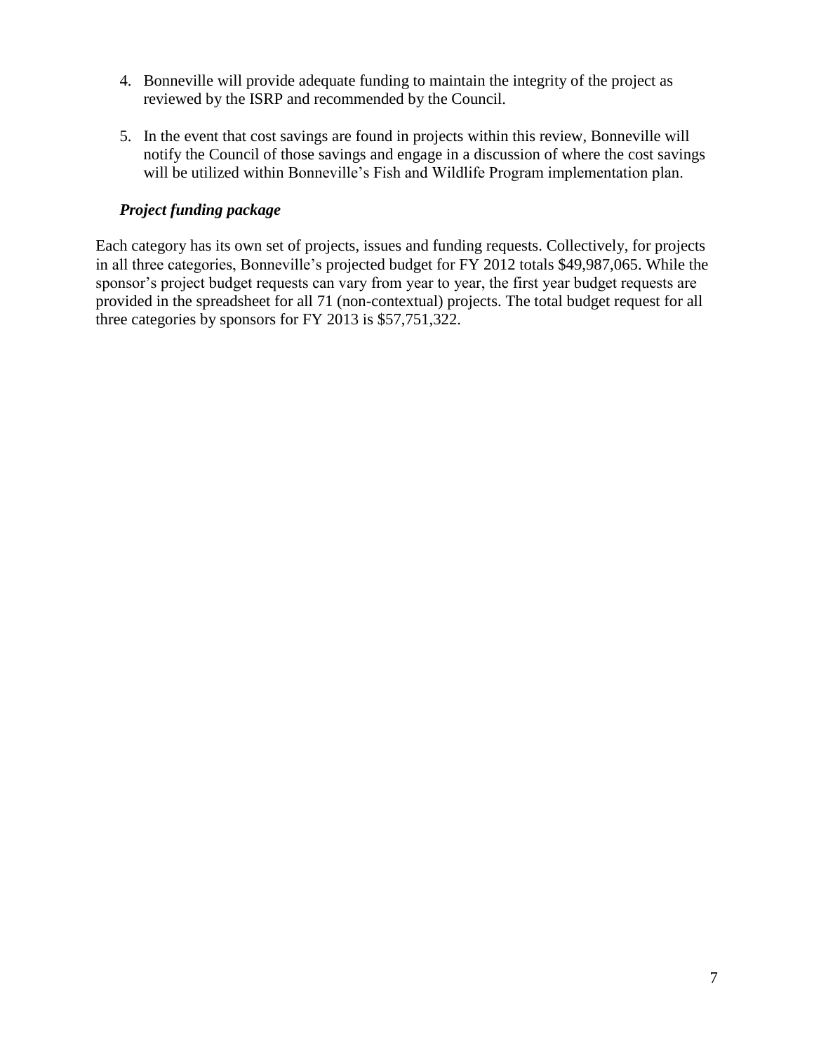4. Bonneville will provide adequate funding to maintain the integrity of the project as reviewed by the ISRP and recommended by the Council.

5. In the event that cost savings are found in projects within this review, Bonneville will notify the Council of those savings and engage in a discussion of where the cost savings will be utilized within Bonneville's Fish and Wildlife Program implementation plan.

### *Project funding package*

Each category has its own set of projects, issues and funding requests. Collectively, for projects in all three categories, Bonneville's projected budget for FY 2012 totals $49,987,065. While the sponsor's project budget requests can vary from year to year, the first year budget requests are provided in the spreadsheet for all 71 (non-contextual) projects. The total budget request for all three categories by sponsors for FY 2013 is $57,751,322.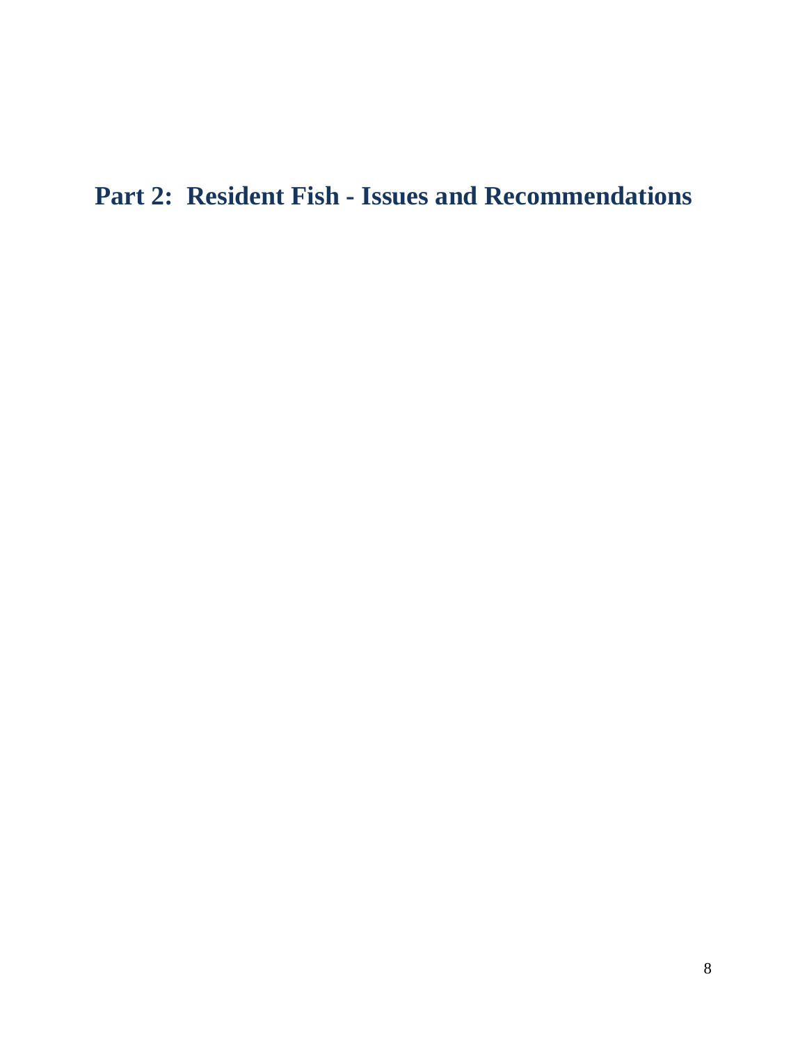# Part 2: Resident Fish - Issues and Recommendations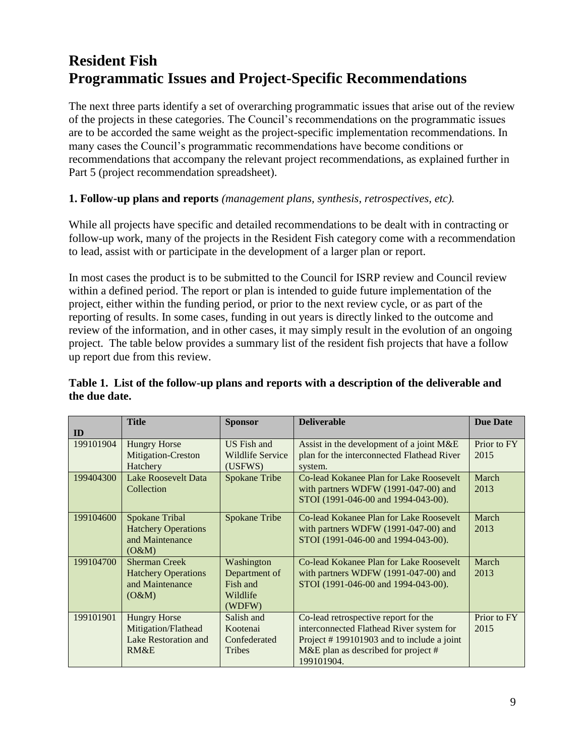# Resident Fish
# Programmatic Issues and Project-Specific Recommendations

The next three parts identify a set of overarching programmatic issues that arise out of the review of the projects in these categories. The Council's recommendations on the programmatic issues are to be accorded the same weight as the project-specific implementation recommendations. In many cases the Council's programmatic recommendations have become conditions or recommendations that accompany the relevant project recommendations, as explained further in Part 5 (project recommendation spreadsheet).

**1. Follow-up plans and reports** *(management plans, synthesis, retrospectives, etc).*

While all projects have specific and detailed recommendations to be dealt with in contracting or follow-up work, many of the projects in the Resident Fish category come with a recommendation to lead, assist with or participate in the development of a larger plan or report.

In most cases the product is to be submitted to the Council for ISRP review and Council review within a defined period. The report or plan is intended to guide future implementation of the project, either within the funding period, or prior to the next review cycle, or as part of the reporting of results. In some cases, funding in out years is directly linked to the outcome and review of the information, and in other cases, it may simply result in the evolution of an ongoing project. The table below provides a summary list of the resident fish projects that have a follow up report due from this review.

**Table 1. List of the follow-up plans and reports with a description of the deliverable and the due date.**

| ID | Title | Sponsor | Deliverable | Due Date |
|---|---|---|---|---|
| 199101904 | Hungry Horse Mitigation-Creston Hatchery | US Fish and Wildlife Service (USFWS) | Assist in the development of a joint M&E plan for the interconnected Flathead River system. | Prior to FY 2015 |
| 199404300 | Lake Roosevelt Data Collection | Spokane Tribe | Co-lead Kokanee Plan for Lake Roosevelt with partners WDFW (1991-047-00) and STOI (1991-046-00 and 1994-043-00). | March 2013 |
| 199104600 | Spokane Tribal Hatchery Operations and Maintenance (O&M) | Spokane Tribe | Co-lead Kokanee Plan for Lake Roosevelt with partners WDFW (1991-047-00) and STOI (1991-046-00 and 1994-043-00). | March 2013 |
| 199104700 | Sherman Creek Hatchery Operations and Maintenance (O&M) | Washington Department of Fish and Wildlife (WDFW) | Co-lead Kokanee Plan for Lake Roosevelt with partners WDFW (1991-047-00) and STOI (1991-046-00 and 1994-043-00). | March 2013 |
| 199101901 | Hungry Horse Mitigation/Flathead Lake Restoration and RM&E | Salish and Kootenai Confederated Tribes | Co-lead retrospective report for the interconnected Flathead River system for Project # 199101903 and to include a joint M&E plan as described for project # 199101904. | Prior to FY 2015 |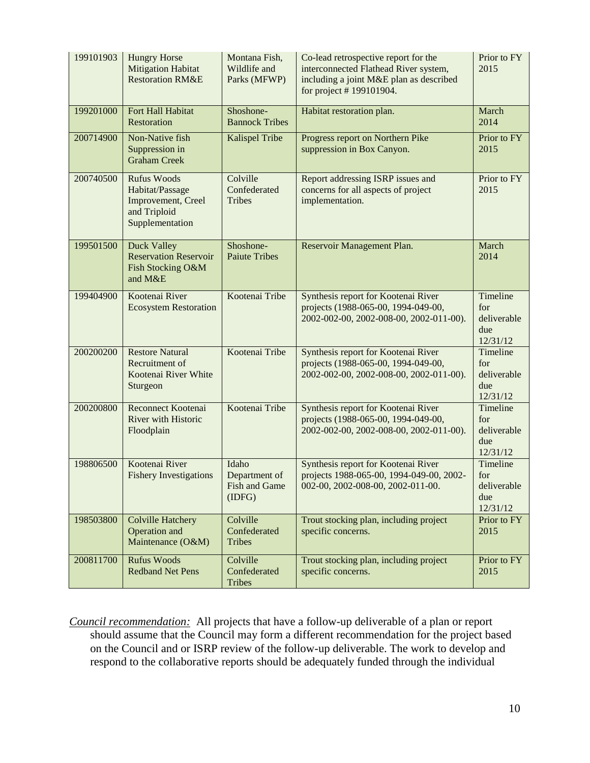| 199101903 | Hungry Horse Mitigation Habitat Restoration RM&E | Montana Fish, Wildlife and Parks (MFWP) | Co-lead retrospective report for the interconnected Flathead River system, including a joint M&E plan as described for project # 199101904. | Prior to FY 2015 |
|---|---|---|---|---|
| 199201000 | Fort Hall Habitat Restoration | Shoshone-Bannock Tribes | Habitat restoration plan. | March 2014 |
| 200714900 | Non-Native fish Suppression in Graham Creek | Kalispel Tribe | Progress report on Northern Pike suppression in Box Canyon. | Prior to FY 2015 |
| 200740500 | Rufus Woods Habitat/Passage Improvement, Creel and Triploid Supplementation | Colville Confederated Tribes | Report addressing ISRP issues and concerns for all aspects of project implementation. | Prior to FY 2015 |
| 199501500 | Duck Valley Reservation Reservoir Fish Stocking O&M and M&E | Shoshone-Paiute Tribes | Reservoir Management Plan. | March 2014 |
| 199404900 | Kootenai River Ecosystem Restoration | Kootenai Tribe | Synthesis report for Kootenai River projects (1988-065-00, 1994-049-00, 2002-002-00, 2002-008-00, 2002-011-00). | Timeline for deliverable due 12/31/12 |
| 200200200 | Restore Natural Recruitment of Kootenai River White Sturgeon | Kootenai Tribe | Synthesis report for Kootenai River projects (1988-065-00, 1994-049-00, 2002-002-00, 2002-008-00, 2002-011-00). | Timeline for deliverable due 12/31/12 |
| 200200800 | Reconnect Kootenai River with Historic Floodplain | Kootenai Tribe | Synthesis report for Kootenai River projects (1988-065-00, 1994-049-00, 2002-002-00, 2002-008-00, 2002-011-00). | Timeline for deliverable due 12/31/12 |
| 198806500 | Kootenai River Fishery Investigations | Idaho Department of Fish and Game (IDFG) | Synthesis report for Kootenai River projects 1988-065-00, 1994-049-00, 2002-002-00, 2002-008-00, 2002-011-00. | Timeline for deliverable due 12/31/12 |
| 198503800 | Colville Hatchery Operation and Maintenance (O&M) | Colville Confederated Tribes | Trout stocking plan, including project specific concerns. | Prior to FY 2015 |
| 200811700 | Rufus Woods Redband Net Pens | Colville Confederated Tribes | Trout stocking plan, including project specific concerns. | Prior to FY 2015 |

*Council recommendation:* All projects that have a follow-up deliverable of a plan or report should assume that the Council may form a different recommendation for the project based on the Council and or ISRP review of the follow-up deliverable. The work to develop and respond to the collaborative reports should be adequately funded through the individual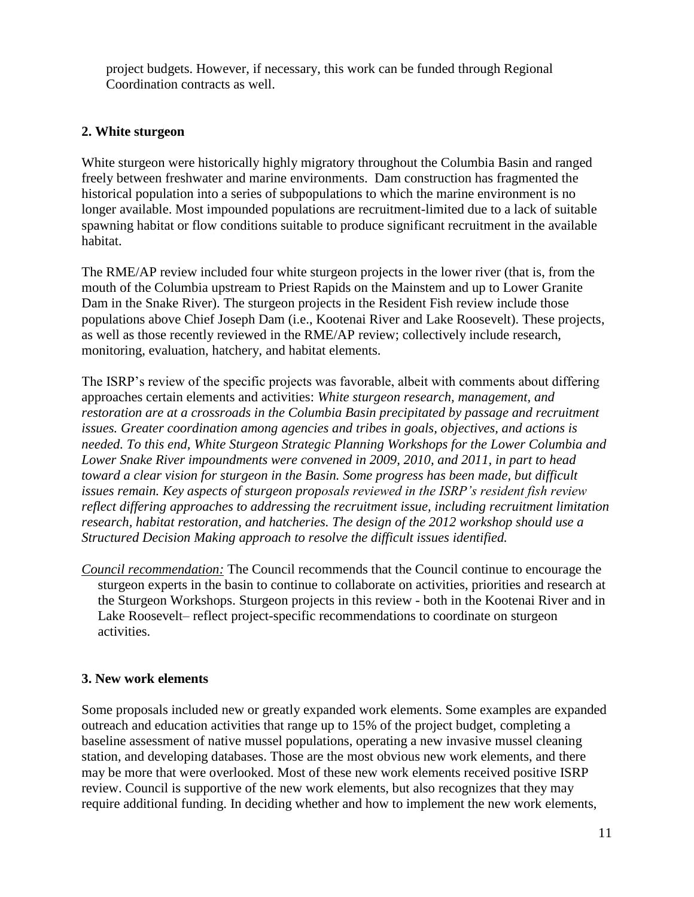project budgets. However, if necessary, this work can be funded through Regional Coordination contracts as well.

### 2. White sturgeon

White sturgeon were historically highly migratory throughout the Columbia Basin and ranged freely between freshwater and marine environments. Dam construction has fragmented the historical population into a series of subpopulations to which the marine environment is no longer available. Most impounded populations are recruitment-limited due to a lack of suitable spawning habitat or flow conditions suitable to produce significant recruitment in the available habitat.

The RME/AP review included four white sturgeon projects in the lower river (that is, from the mouth of the Columbia upstream to Priest Rapids on the Mainstem and up to Lower Granite Dam in the Snake River). The sturgeon projects in the Resident Fish review include those populations above Chief Joseph Dam (i.e., Kootenai River and Lake Roosevelt). These projects, as well as those recently reviewed in the RME/AP review; collectively include research, monitoring, evaluation, hatchery, and habitat elements.

The ISRP's review of the specific projects was favorable, albeit with comments about differing approaches certain elements and activities: *White sturgeon research, management, and restoration are at a crossroads in the Columbia Basin precipitated by passage and recruitment issues. Greater coordination among agencies and tribes in goals, objectives, and actions is needed. To this end, White Sturgeon Strategic Planning Workshops for the Lower Columbia and Lower Snake River impoundments were convened in 2009, 2010, and 2011, in part to head toward a clear vision for sturgeon in the Basin. Some progress has been made, but difficult issues remain. Key aspects of sturgeon proposals reviewed in the ISRP's resident fish review reflect differing approaches to addressing the recruitment issue, including recruitment limitation research, habitat restoration, and hatcheries. The design of the 2012 workshop should use a Structured Decision Making approach to resolve the difficult issues identified.*

<u>*Council recommendation:*</u> The Council recommends that the Council continue to encourage the sturgeon experts in the basin to continue to collaborate on activities, priorities and research at the Sturgeon Workshops. Sturgeon projects in this review - both in the Kootenai River and in Lake Roosevelt– reflect project-specific recommendations to coordinate on sturgeon activities.

### 3. New work elements

Some proposals included new or greatly expanded work elements. Some examples are expanded outreach and education activities that range up to 15% of the project budget, completing a baseline assessment of native mussel populations, operating a new invasive mussel cleaning station, and developing databases. Those are the most obvious new work elements, and there may be more that were overlooked. Most of these new work elements received positive ISRP review. Council is supportive of the new work elements, but also recognizes that they may require additional funding. In deciding whether and how to implement the new work elements,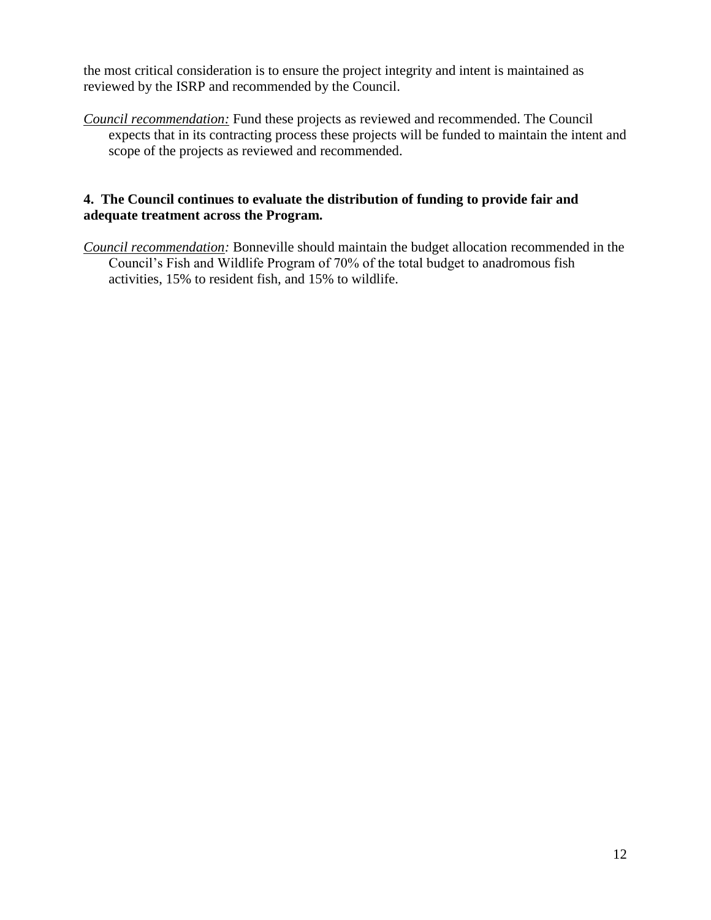the most critical consideration is to ensure the project integrity and intent is maintained as reviewed by the ISRP and recommended by the Council.

*Council recommendation:* Fund these projects as reviewed and recommended. The Council expects that in its contracting process these projects will be funded to maintain the intent and scope of the projects as reviewed and recommended.

**4. The Council continues to evaluate the distribution of funding to provide fair and adequate treatment across the Program.**

*Council recommendation:* Bonneville should maintain the budget allocation recommended in the Council's Fish and Wildlife Program of 70% of the total budget to anadromous fish activities, 15% to resident fish, and 15% to wildlife.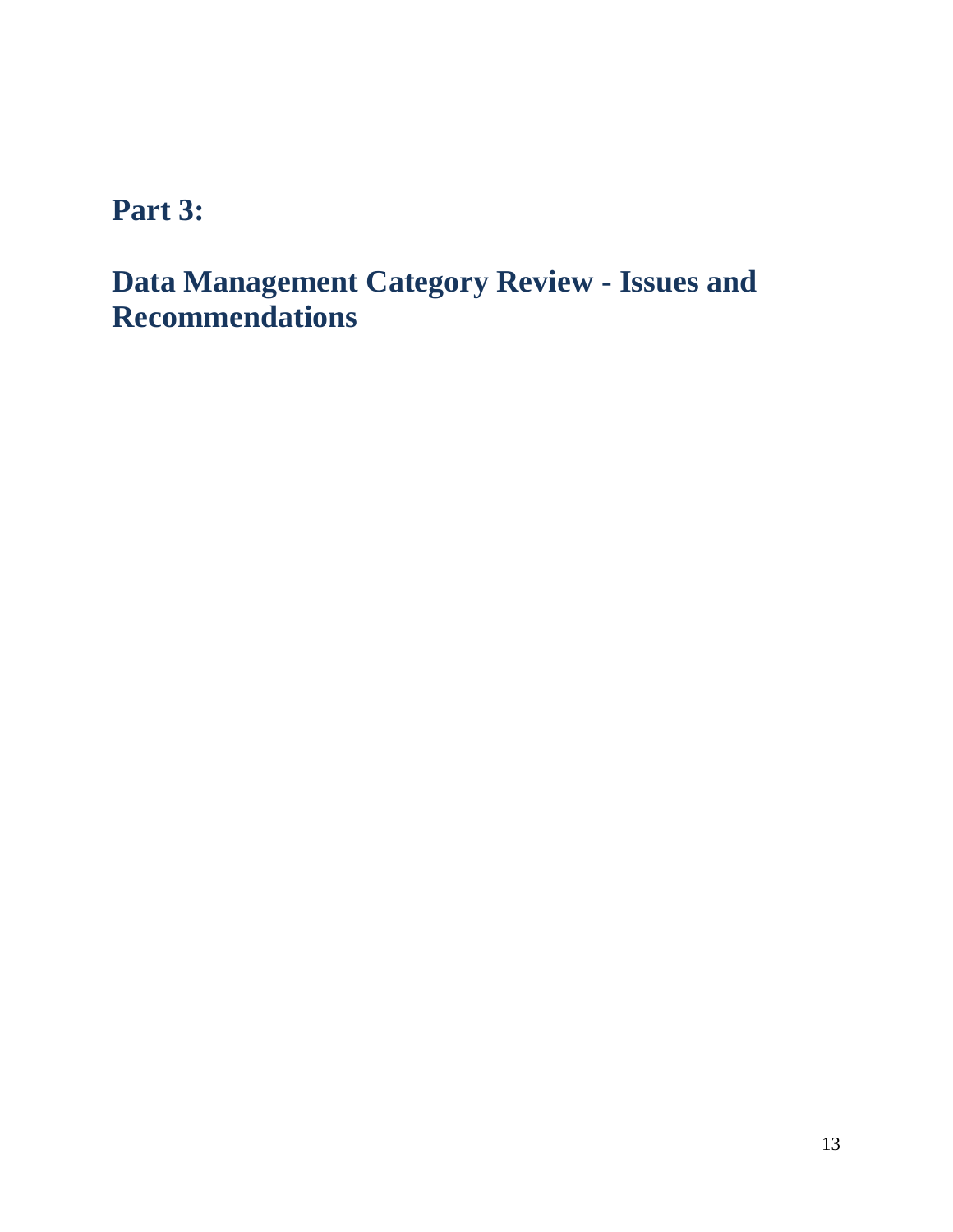# Part 3:

# Data Management Category Review - Issues and Recommendations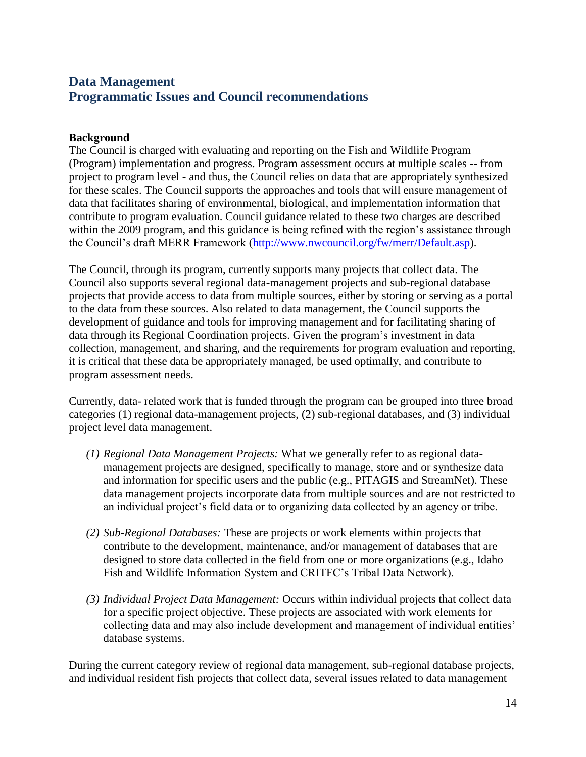## Data Management
## Programmatic Issues and Council recommendations

**Background**

The Council is charged with evaluating and reporting on the Fish and Wildlife Program (Program) implementation and progress. Program assessment occurs at multiple scales -- from project to program level - and thus, the Council relies on data that are appropriately synthesized for these scales. The Council supports the approaches and tools that will ensure management of data that facilitates sharing of environmental, biological, and implementation information that contribute to program evaluation. Council guidance related to these two charges are described within the 2009 program, and this guidance is being refined with the region's assistance through the Council's draft MERR Framework (http://www.nwcouncil.org/fw/merr/Default.asp).

The Council, through its program, currently supports many projects that collect data. The Council also supports several regional data-management projects and sub-regional database projects that provide access to data from multiple sources, either by storing or serving as a portal to the data from these sources. Also related to data management, the Council supports the development of guidance and tools for improving management and for facilitating sharing of data through its Regional Coordination projects. Given the program's investment in data collection, management, and sharing, and the requirements for program evaluation and reporting, it is critical that these data be appropriately managed, be used optimally, and contribute to program assessment needs.

Currently, data- related work that is funded through the program can be grouped into three broad categories (1) regional data-management projects, (2) sub-regional databases, and (3) individual project level data management.

*(1) Regional Data Management Projects:* What we generally refer to as regional data-management projects are designed, specifically to manage, store and or synthesize data and information for specific users and the public (e.g., PITAGIS and StreamNet). These data management projects incorporate data from multiple sources and are not restricted to an individual project's field data or to organizing data collected by an agency or tribe.

*(2) Sub-Regional Databases:* These are projects or work elements within projects that contribute to the development, maintenance, and/or management of databases that are designed to store data collected in the field from one or more organizations (e.g., Idaho Fish and Wildlife Information System and CRITFC's Tribal Data Network).

*(3) Individual Project Data Management:* Occurs within individual projects that collect data for a specific project objective. These projects are associated with work elements for collecting data and may also include development and management of individual entities' database systems.

During the current category review of regional data management, sub-regional database projects, and individual resident fish projects that collect data, several issues related to data management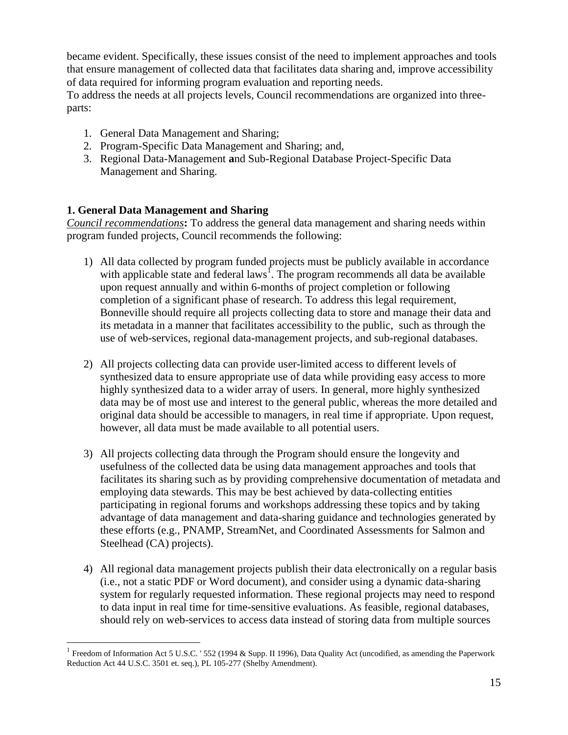became evident. Specifically, these issues consist of the need to implement approaches and tools that ensure management of collected data that facilitates data sharing and, improve accessibility of data required for informing program evaluation and reporting needs.

To address the needs at all projects levels, Council recommendations are organized into three-parts:

1. General Data Management and Sharing;
2. Program-Specific Data Management and Sharing; and,
3. Regional Data-Management **a**nd Sub-Regional Database Project-Specific Data Management and Sharing.

### 1. General Data Management and Sharing

*Council recommendations***:** To address the general data management and sharing needs within program funded projects, Council recommends the following:

1) All data collected by program funded projects must be publicly available in accordance with applicable state and federal laws[1]. The program recommends all data be available upon request annually and within 6-months of project completion or following completion of a significant phase of research. To address this legal requirement, Bonneville should require all projects collecting data to store and manage their data and its metadata in a manner that facilitates accessibility to the public, such as through the use of web-services, regional data-management projects, and sub-regional databases.

2) All projects collecting data can provide user-limited access to different levels of synthesized data to ensure appropriate use of data while providing easy access to more highly synthesized data to a wider array of users. In general, more highly synthesized data may be of most use and interest to the general public, whereas the more detailed and original data should be accessible to managers, in real time if appropriate. Upon request, however, all data must be made available to all potential users.

3) All projects collecting data through the Program should ensure the longevity and usefulness of the collected data be using data management approaches and tools that facilitates its sharing such as by providing comprehensive documentation of metadata and employing data stewards. This may be best achieved by data-collecting entities participating in regional forums and workshops addressing these topics and by taking advantage of data management and data-sharing guidance and technologies generated by these efforts (e.g., PNAMP, StreamNet, and Coordinated Assessments for Salmon and Steelhead (CA) projects).

4) All regional data management projects publish their data electronically on a regular basis (i.e., not a static PDF or Word document), and consider using a dynamic data-sharing system for regularly requested information. These regional projects may need to respond to data input in real time for time-sensitive evaluations. As feasible, regional databases, should rely on web-services to access data instead of storing data from multiple sources

[1] Freedom of Information Act 5 U.S.C. ' 552 (1994 & Supp. II 1996), Data Quality Act (uncodified, as amending the Paperwork Reduction Act 44 U.S.C. 3501 et. seq.), PL 105-277 (Shelby Amendment).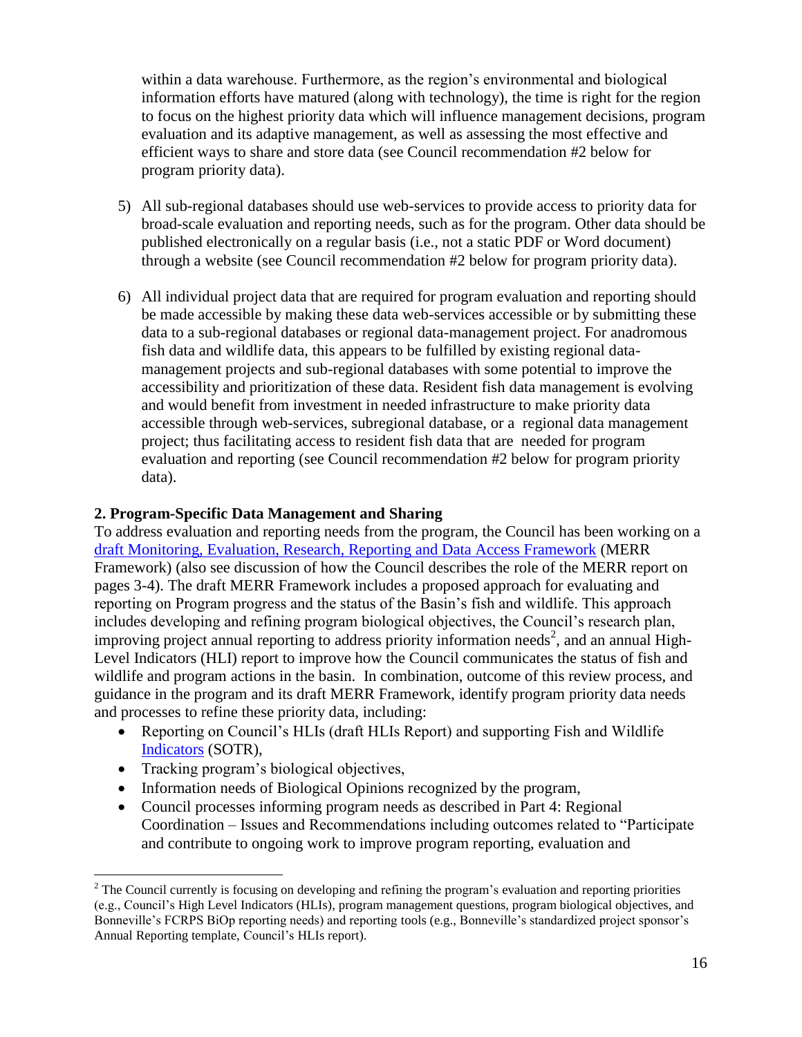within a data warehouse. Furthermore, as the region's environmental and biological information efforts have matured (along with technology), the time is right for the region to focus on the highest priority data which will influence management decisions, program evaluation and its adaptive management, as well as assessing the most effective and efficient ways to share and store data (see Council recommendation #2 below for program priority data).

5) All sub-regional databases should use web-services to provide access to priority data for broad-scale evaluation and reporting needs, such as for the program. Other data should be published electronically on a regular basis (i.e., not a static PDF or Word document) through a website (see Council recommendation #2 below for program priority data).

6) All individual project data that are required for program evaluation and reporting should be made accessible by making these data web-services accessible or by submitting these data to a sub-regional databases or regional data-management project. For anadromous fish data and wildlife data, this appears to be fulfilled by existing regional data-management projects and sub-regional databases with some potential to improve the accessibility and prioritization of these data. Resident fish data management is evolving and would benefit from investment in needed infrastructure to make priority data accessible through web-services, subregional database, or a regional data management project; thus facilitating access to resident fish data that are needed for program evaluation and reporting (see Council recommendation #2 below for program priority data).

**2. Program-Specific Data Management and Sharing**

To address evaluation and reporting needs from the program, the Council has been working on a draft Monitoring, Evaluation, Research, Reporting and Data Access Framework (MERR Framework) (also see discussion of how the Council describes the role of the MERR report on pages 3-4). The draft MERR Framework includes a proposed approach for evaluating and reporting on Program progress and the status of the Basin's fish and wildlife. This approach includes developing and refining program biological objectives, the Council's research plan, improving project annual reporting to address priority information needs[2], and an annual High-Level Indicators (HLI) report to improve how the Council communicates the status of fish and wildlife and program actions in the basin. In combination, outcome of this review process, and guidance in the program and its draft MERR Framework, identify program priority data needs and processes to refine these priority data, including:

- Reporting on Council's HLIs (draft HLIs Report) and supporting Fish and Wildlife Indicators (SOTR),
- Tracking program's biological objectives,
- Information needs of Biological Opinions recognized by the program,
- Council processes informing program needs as described in Part 4: Regional Coordination – Issues and Recommendations including outcomes related to "Participate and contribute to ongoing work to improve program reporting, evaluation and

[2] The Council currently is focusing on developing and refining the program's evaluation and reporting priorities (e.g., Council's High Level Indicators (HLIs), program management questions, program biological objectives, and Bonneville's FCRPS BiOp reporting needs) and reporting tools (e.g., Bonneville's standardized project sponsor's Annual Reporting template, Council's HLIs report).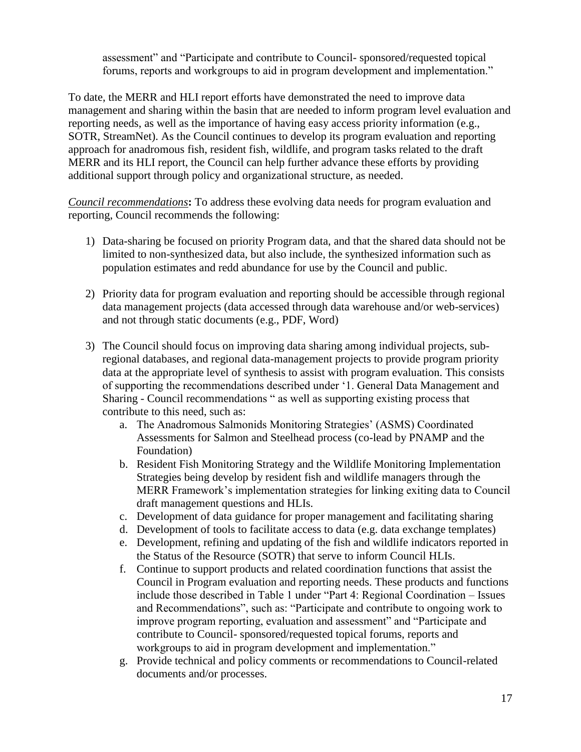assessment" and "Participate and contribute to Council- sponsored/requested topical forums, reports and workgroups to aid in program development and implementation."

To date, the MERR and HLI report efforts have demonstrated the need to improve data management and sharing within the basin that are needed to inform program level evaluation and reporting needs, as well as the importance of having easy access priority information (e.g., SOTR, StreamNet). As the Council continues to develop its program evaluation and reporting approach for anadromous fish, resident fish, wildlife, and program tasks related to the draft MERR and its HLI report, the Council can help further advance these efforts by providing additional support through policy and organizational structure, as needed.

*Council recommendations*: To address these evolving data needs for program evaluation and reporting, Council recommends the following:

1) Data-sharing be focused on priority Program data, and that the shared data should not be limited to non-synthesized data, but also include, the synthesized information such as population estimates and redd abundance for use by the Council and public.

2) Priority data for program evaluation and reporting should be accessible through regional data management projects (data accessed through data warehouse and/or web-services) and not through static documents (e.g., PDF, Word)

3) The Council should focus on improving data sharing among individual projects, sub-regional databases, and regional data-management projects to provide program priority data at the appropriate level of synthesis to assist with program evaluation. This consists of supporting the recommendations described under '1. General Data Management and Sharing - Council recommendations " as well as supporting existing process that contribute to this need, such as:
   a. The Anadromous Salmonids Monitoring Strategies' (ASMS) Coordinated Assessments for Salmon and Steelhead process (co-lead by PNAMP and the Foundation)
   b. Resident Fish Monitoring Strategy and the Wildlife Monitoring Implementation Strategies being develop by resident fish and wildlife managers through the MERR Framework's implementation strategies for linking exiting data to Council draft management questions and HLIs.
   c. Development of data guidance for proper management and facilitating sharing
   d. Development of tools to facilitate access to data (e.g. data exchange templates)
   e. Development, refining and updating of the fish and wildlife indicators reported in the Status of the Resource (SOTR) that serve to inform Council HLIs.
   f. Continue to support products and related coordination functions that assist the Council in Program evaluation and reporting needs. These products and functions include those described in Table 1 under "Part 4: Regional Coordination – Issues and Recommendations", such as: "Participate and contribute to ongoing work to improve program reporting, evaluation and assessment" and "Participate and contribute to Council- sponsored/requested topical forums, reports and workgroups to aid in program development and implementation."
   g. Provide technical and policy comments or recommendations to Council-related documents and/or processes.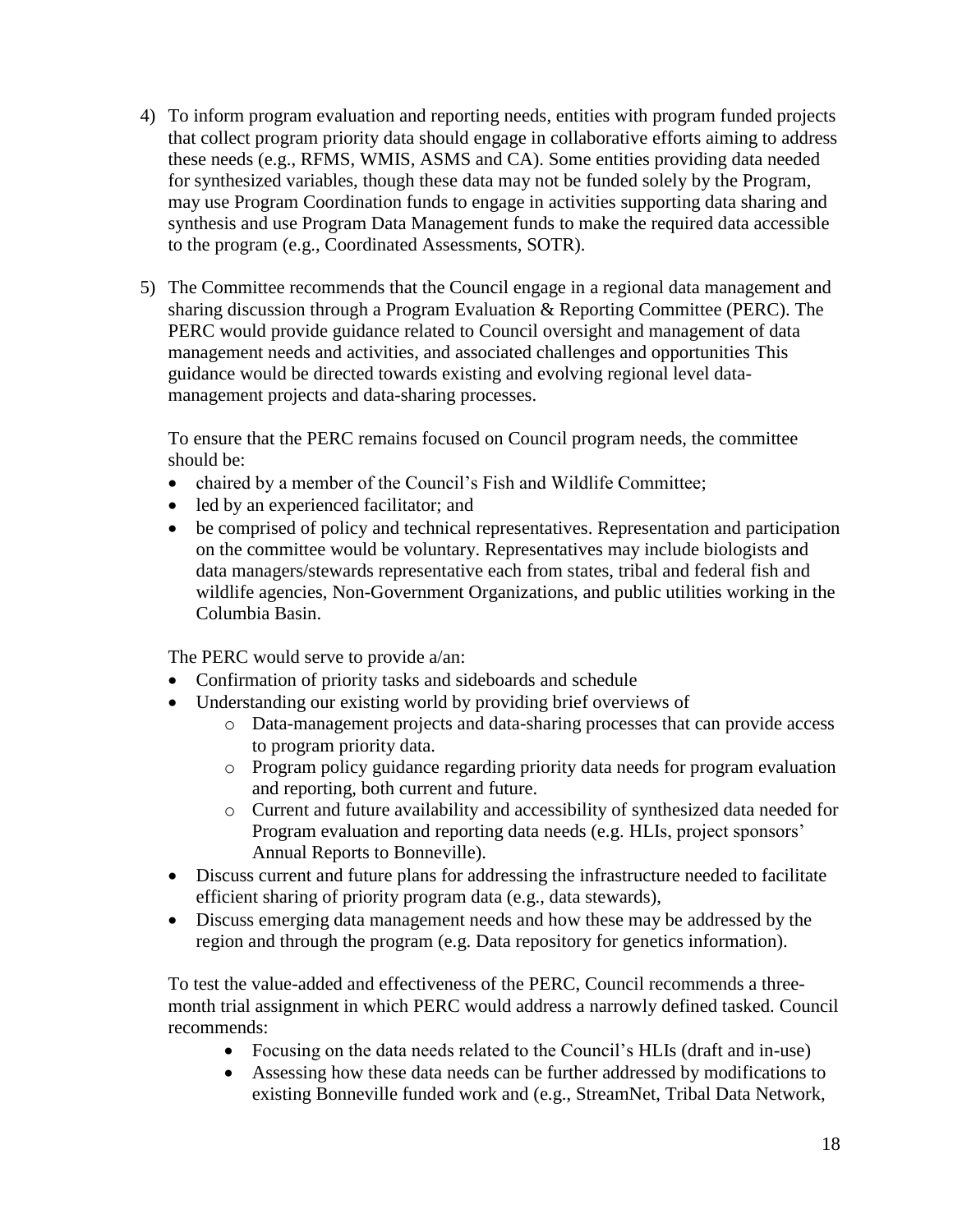4) To inform program evaluation and reporting needs, entities with program funded projects that collect program priority data should engage in collaborative efforts aiming to address these needs (e.g., RFMS, WMIS, ASMS and CA). Some entities providing data needed for synthesized variables, though these data may not be funded solely by the Program, may use Program Coordination funds to engage in activities supporting data sharing and synthesis and use Program Data Management funds to make the required data accessible to the program (e.g., Coordinated Assessments, SOTR).

5) The Committee recommends that the Council engage in a regional data management and sharing discussion through a Program Evaluation & Reporting Committee (PERC). The PERC would provide guidance related to Council oversight and management of data management needs and activities, and associated challenges and opportunities This guidance would be directed towards existing and evolving regional level data-management projects and data-sharing processes.

   To ensure that the PERC remains focused on Council program needs, the committee should be:

   - chaired by a member of the Council's Fish and Wildlife Committee;
   - led by an experienced facilitator; and
   - be comprised of policy and technical representatives. Representation and participation on the committee would be voluntary. Representatives may include biologists and data managers/stewards representative each from states, tribal and federal fish and wildlife agencies, Non-Government Organizations, and public utilities working in the Columbia Basin.

   The PERC would serve to provide a/an:

   - Confirmation of priority tasks and sideboards and schedule
   - Understanding our existing world by providing brief overviews of
     - Data-management projects and data-sharing processes that can provide access to program priority data.
     - Program policy guidance regarding priority data needs for program evaluation and reporting, both current and future.
     - Current and future availability and accessibility of synthesized data needed for Program evaluation and reporting data needs (e.g. HLIs, project sponsors' Annual Reports to Bonneville).
   - Discuss current and future plans for addressing the infrastructure needed to facilitate efficient sharing of priority program data (e.g., data stewards),
   - Discuss emerging data management needs and how these may be addressed by the region and through the program (e.g. Data repository for genetics information).

   To test the value-added and effectiveness of the PERC, Council recommends a three-month trial assignment in which PERC would address a narrowly defined tasked. Council recommends:

     - Focusing on the data needs related to the Council's HLIs (draft and in-use)
     - Assessing how these data needs can be further addressed by modifications to existing Bonneville funded work and (e.g., StreamNet, Tribal Data Network,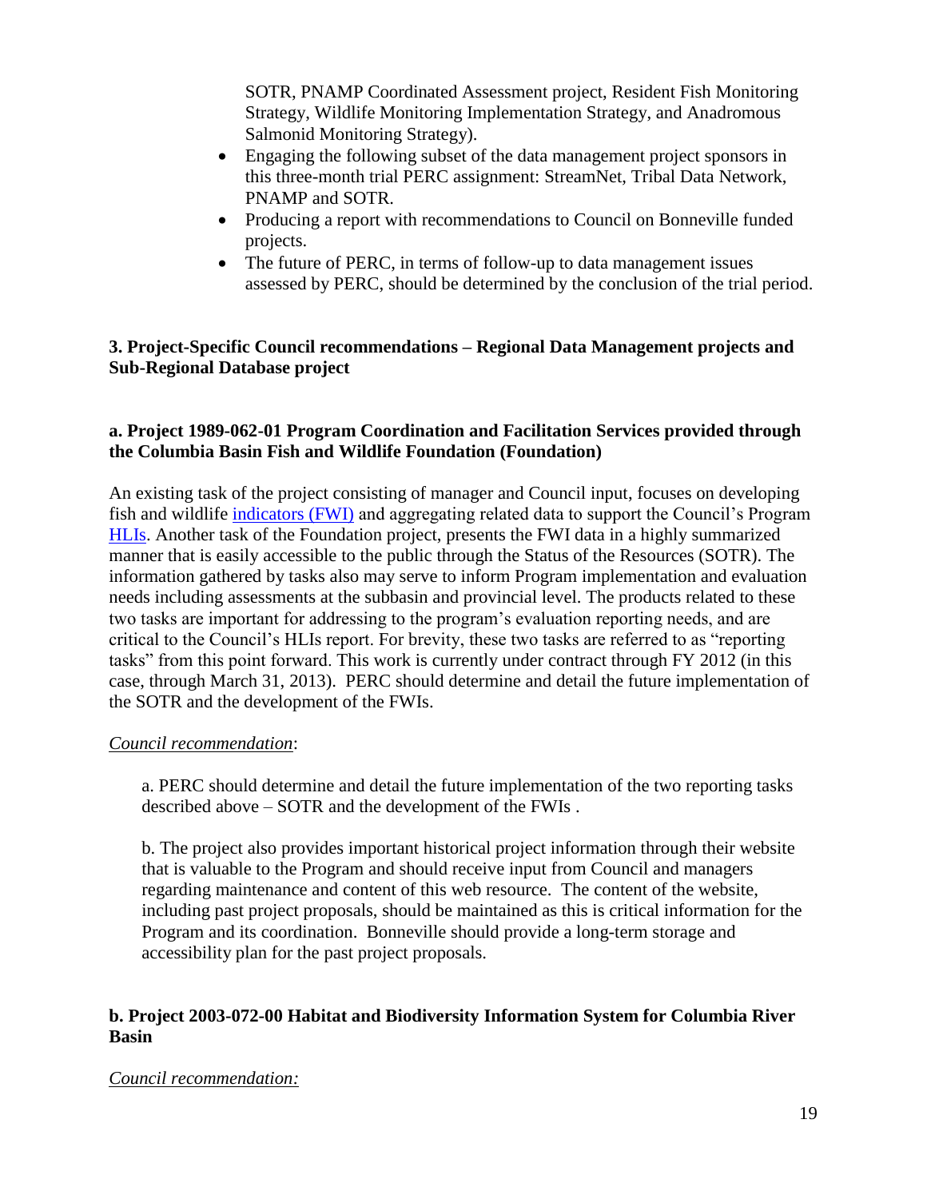SOTR, PNAMP Coordinated Assessment project, Resident Fish Monitoring Strategy, Wildlife Monitoring Implementation Strategy, and Anadromous Salmonid Monitoring Strategy).

- Engaging the following subset of the data management project sponsors in this three-month trial PERC assignment: StreamNet, Tribal Data Network, PNAMP and SOTR.
- Producing a report with recommendations to Council on Bonneville funded projects.
- The future of PERC, in terms of follow-up to data management issues assessed by PERC, should be determined by the conclusion of the trial period.

### 3. Project-Specific Council recommendations – Regional Data Management projects and Sub-Regional Database project

#### a. Project 1989-062-01 Program Coordination and Facilitation Services provided through the Columbia Basin Fish and Wildlife Foundation (Foundation)

An existing task of the project consisting of manager and Council input, focuses on developing fish and wildlife indicators (FWI) and aggregating related data to support the Council's Program HLIs. Another task of the Foundation project, presents the FWI data in a highly summarized manner that is easily accessible to the public through the Status of the Resources (SOTR). The information gathered by tasks also may serve to inform Program implementation and evaluation needs including assessments at the subbasin and provincial level. The products related to these two tasks are important for addressing to the program's evaluation reporting needs, and are critical to the Council's HLIs report. For brevity, these two tasks are referred to as "reporting tasks" from this point forward. This work is currently under contract through FY 2012 (in this case, through March 31, 2013). PERC should determine and detail the future implementation of the SOTR and the development of the FWIs.

*Council recommendation*:

a. PERC should determine and detail the future implementation of the two reporting tasks described above – SOTR and the development of the FWIs .

b. The project also provides important historical project information through their website that is valuable to the Program and should receive input from Council and managers regarding maintenance and content of this web resource. The content of the website, including past project proposals, should be maintained as this is critical information for the Program and its coordination. Bonneville should provide a long-term storage and accessibility plan for the past project proposals.

#### b. Project 2003-072-00 Habitat and Biodiversity Information System for Columbia River Basin

*Council recommendation:*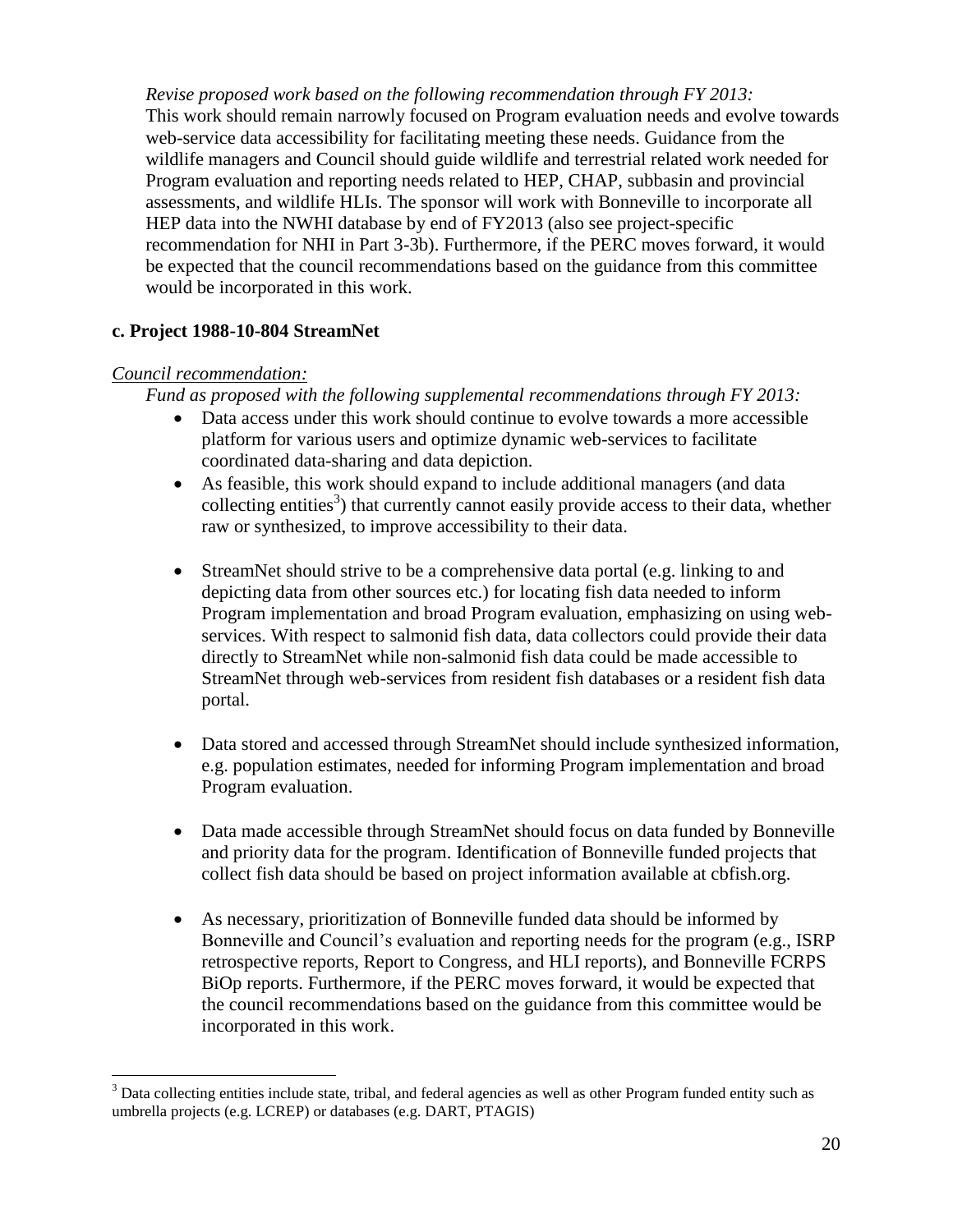*Revise proposed work based on the following recommendation through FY 2013:*
This work should remain narrowly focused on Program evaluation needs and evolve towards web-service data accessibility for facilitating meeting these needs. Guidance from the wildlife managers and Council should guide wildlife and terrestrial related work needed for Program evaluation and reporting needs related to HEP, CHAP, subbasin and provincial assessments, and wildlife HLIs. The sponsor will work with Bonneville to incorporate all HEP data into the NWHI database by end of FY2013 (also see project-specific recommendation for NHI in Part 3-3b). Furthermore, if the PERC moves forward, it would be expected that the council recommendations based on the guidance from this committee would be incorporated in this work.

**c. Project 1988-10-804 StreamNet**

*Council recommendation:*

*Fund as proposed with the following supplemental recommendations through FY 2013:*

- Data access under this work should continue to evolve towards a more accessible platform for various users and optimize dynamic web-services to facilitate coordinated data-sharing and data depiction.
- As feasible, this work should expand to include additional managers (and data collecting entities[3]) that currently cannot easily provide access to their data, whether raw or synthesized, to improve accessibility to their data.
- StreamNet should strive to be a comprehensive data portal (e.g. linking to and depicting data from other sources etc.) for locating fish data needed to inform Program implementation and broad Program evaluation, emphasizing on using web-services. With respect to salmonid fish data, data collectors could provide their data directly to StreamNet while non-salmonid fish data could be made accessible to StreamNet through web-services from resident fish databases or a resident fish data portal.
- Data stored and accessed through StreamNet should include synthesized information, e.g. population estimates, needed for informing Program implementation and broad Program evaluation.
- Data made accessible through StreamNet should focus on data funded by Bonneville and priority data for the program. Identification of Bonneville funded projects that collect fish data should be based on project information available at cbfish.org.
- As necessary, prioritization of Bonneville funded data should be informed by Bonneville and Council's evaluation and reporting needs for the program (e.g., ISRP retrospective reports, Report to Congress, and HLI reports), and Bonneville FCRPS BiOp reports. Furthermore, if the PERC moves forward, it would be expected that the council recommendations based on the guidance from this committee would be incorporated in this work.

[3] Data collecting entities include state, tribal, and federal agencies as well as other Program funded entity such as umbrella projects (e.g. LCREP) or databases (e.g. DART, PTAGIS)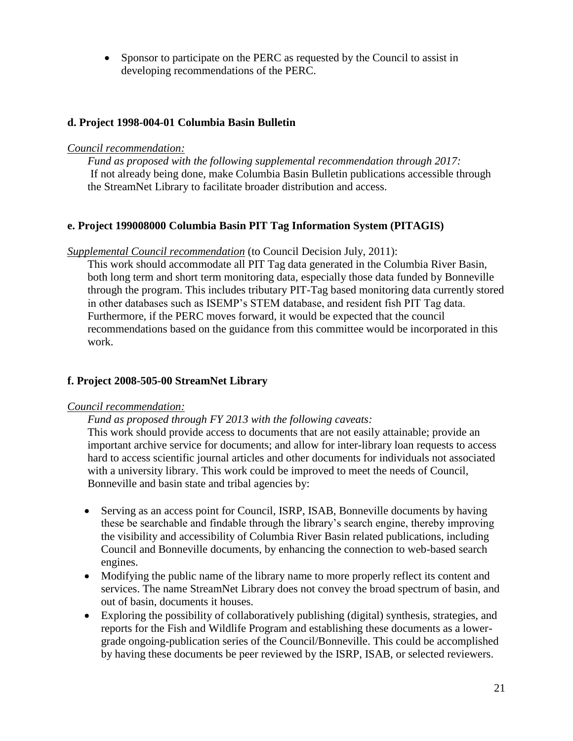- Sponsor to participate on the PERC as requested by the Council to assist in developing recommendations of the PERC.

**d. Project 1998-004-01 Columbia Basin Bulletin**

*Council recommendation:*

*Fund as proposed with the following supplemental recommendation through 2017:*
If not already being done, make Columbia Basin Bulletin publications accessible through the StreamNet Library to facilitate broader distribution and access.

**e. Project 199008000 Columbia Basin PIT Tag Information System (PITAGIS)**

*Supplemental Council recommendation* (to Council Decision July, 2011):

This work should accommodate all PIT Tag data generated in the Columbia River Basin, both long term and short term monitoring data, especially those data funded by Bonneville through the program. This includes tributary PIT-Tag based monitoring data currently stored in other databases such as ISEMP's STEM database, and resident fish PIT Tag data. Furthermore, if the PERC moves forward, it would be expected that the council recommendations based on the guidance from this committee would be incorporated in this work.

**f. Project 2008-505-00 StreamNet Library**

*Council recommendation:*

*Fund as proposed through FY 2013 with the following caveats:*

This work should provide access to documents that are not easily attainable; provide an important archive service for documents; and allow for inter-library loan requests to access hard to access scientific journal articles and other documents for individuals not associated with a university library. This work could be improved to meet the needs of Council, Bonneville and basin state and tribal agencies by:

- Serving as an access point for Council, ISRP, ISAB, Bonneville documents by having these be searchable and findable through the library's search engine, thereby improving the visibility and accessibility of Columbia River Basin related publications, including Council and Bonneville documents, by enhancing the connection to web-based search engines.
- Modifying the public name of the library name to more properly reflect its content and services. The name StreamNet Library does not convey the broad spectrum of basin, and out of basin, documents it houses.
- Exploring the possibility of collaboratively publishing (digital) synthesis, strategies, and reports for the Fish and Wildlife Program and establishing these documents as a lower-grade ongoing-publication series of the Council/Bonneville. This could be accomplished by having these documents be peer reviewed by the ISRP, ISAB, or selected reviewers.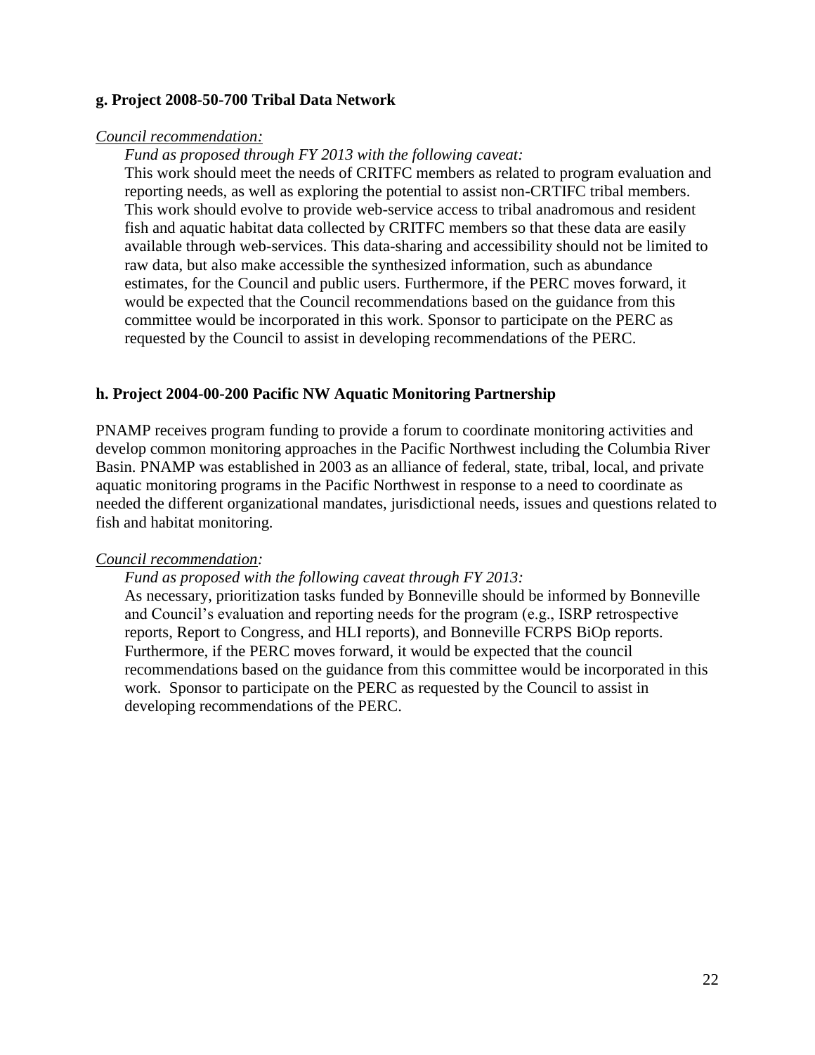**g. Project 2008-50-700 Tribal Data Network**

*Council recommendation:*

*Fund as proposed through FY 2013 with the following caveat:*

This work should meet the needs of CRITFC members as related to program evaluation and reporting needs, as well as exploring the potential to assist non-CRTIFC tribal members. This work should evolve to provide web-service access to tribal anadromous and resident fish and aquatic habitat data collected by CRITFC members so that these data are easily available through web-services. This data-sharing and accessibility should not be limited to raw data, but also make accessible the synthesized information, such as abundance estimates, for the Council and public users. Furthermore, if the PERC moves forward, it would be expected that the Council recommendations based on the guidance from this committee would be incorporated in this work. Sponsor to participate on the PERC as requested by the Council to assist in developing recommendations of the PERC.

**h. Project 2004-00-200 Pacific NW Aquatic Monitoring Partnership**

PNAMP receives program funding to provide a forum to coordinate monitoring activities and develop common monitoring approaches in the Pacific Northwest including the Columbia River Basin. PNAMP was established in 2003 as an alliance of federal, state, tribal, local, and private aquatic monitoring programs in the Pacific Northwest in response to a need to coordinate as needed the different organizational mandates, jurisdictional needs, issues and questions related to fish and habitat monitoring.

*Council recommendation:*

*Fund as proposed with the following caveat through FY 2013:*

As necessary, prioritization tasks funded by Bonneville should be informed by Bonneville and Council's evaluation and reporting needs for the program (e.g., ISRP retrospective reports, Report to Congress, and HLI reports), and Bonneville FCRPS BiOp reports. Furthermore, if the PERC moves forward, it would be expected that the council recommendations based on the guidance from this committee would be incorporated in this work. Sponsor to participate on the PERC as requested by the Council to assist in developing recommendations of the PERC.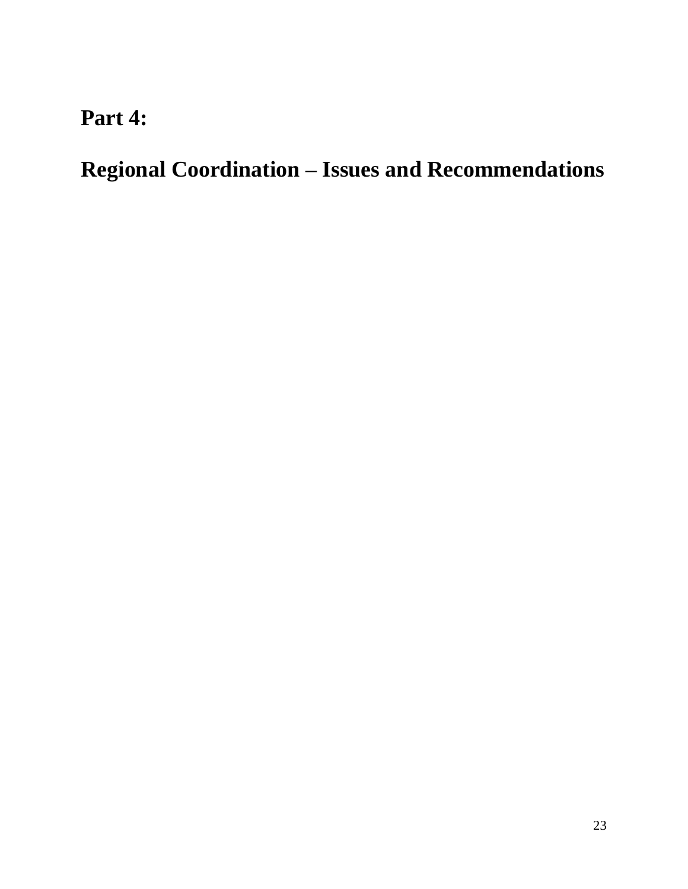# Part 4:

# Regional Coordination – Issues and Recommendations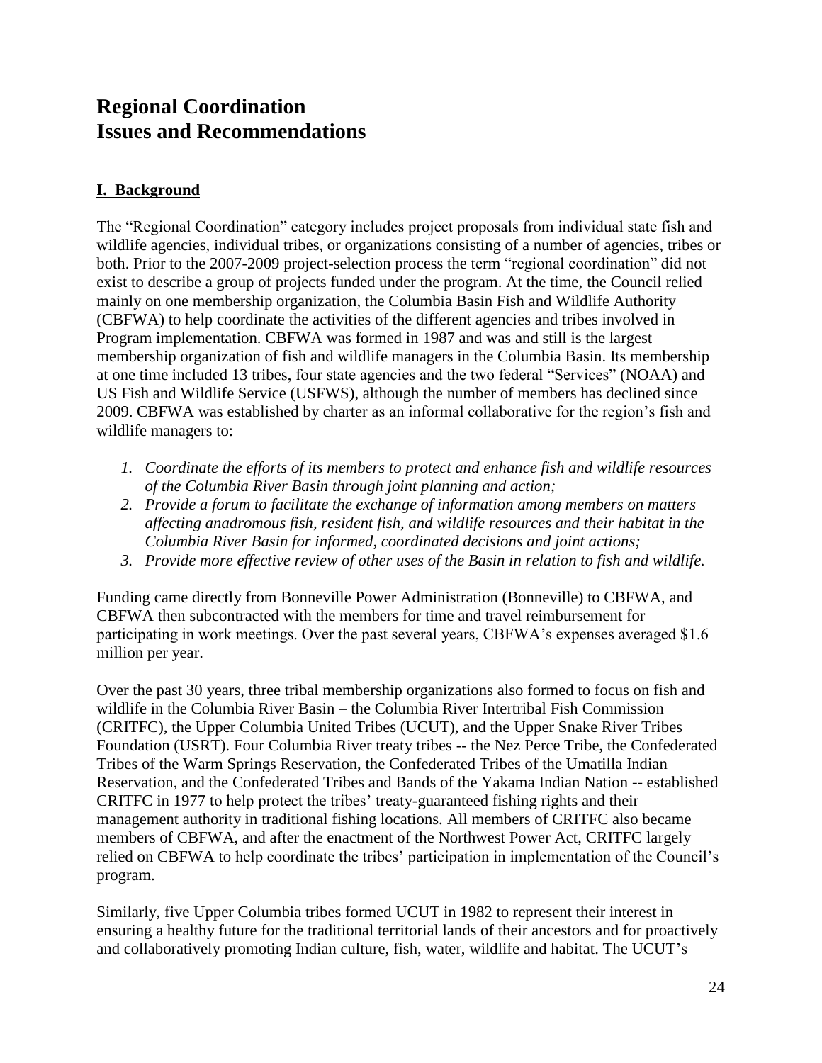# Regional Coordination
# Issues and Recommendations

## I. Background

The "Regional Coordination" category includes project proposals from individual state fish and wildlife agencies, individual tribes, or organizations consisting of a number of agencies, tribes or both. Prior to the 2007-2009 project-selection process the term "regional coordination" did not exist to describe a group of projects funded under the program. At the time, the Council relied mainly on one membership organization, the Columbia Basin Fish and Wildlife Authority (CBFWA) to help coordinate the activities of the different agencies and tribes involved in Program implementation. CBFWA was formed in 1987 and was and still is the largest membership organization of fish and wildlife managers in the Columbia Basin. Its membership at one time included 13 tribes, four state agencies and the two federal "Services" (NOAA) and US Fish and Wildlife Service (USFWS), although the number of members has declined since 2009. CBFWA was established by charter as an informal collaborative for the region's fish and wildlife managers to:

1. *Coordinate the efforts of its members to protect and enhance fish and wildlife resources of the Columbia River Basin through joint planning and action;*
2. *Provide a forum to facilitate the exchange of information among members on matters affecting anadromous fish, resident fish, and wildlife resources and their habitat in the Columbia River Basin for informed, coordinated decisions and joint actions;*
3. *Provide more effective review of other uses of the Basin in relation to fish and wildlife.*

Funding came directly from Bonneville Power Administration (Bonneville) to CBFWA, and CBFWA then subcontracted with the members for time and travel reimbursement for participating in work meetings. Over the past several years, CBFWA's expenses averaged $1.6 million per year.

Over the past 30 years, three tribal membership organizations also formed to focus on fish and wildlife in the Columbia River Basin – the Columbia River Intertribal Fish Commission (CRITFC), the Upper Columbia United Tribes (UCUT), and the Upper Snake River Tribes Foundation (USRT). Four Columbia River treaty tribes -- the Nez Perce Tribe, the Confederated Tribes of the Warm Springs Reservation, the Confederated Tribes of the Umatilla Indian Reservation, and the Confederated Tribes and Bands of the Yakama Indian Nation -- established CRITFC in 1977 to help protect the tribes' treaty-guaranteed fishing rights and their management authority in traditional fishing locations. All members of CRITFC also became members of CBFWA, and after the enactment of the Northwest Power Act, CRITFC largely relied on CBFWA to help coordinate the tribes' participation in implementation of the Council's program.

Similarly, five Upper Columbia tribes formed UCUT in 1982 to represent their interest in ensuring a healthy future for the traditional territorial lands of their ancestors and for proactively and collaboratively promoting Indian culture, fish, water, wildlife and habitat. The UCUT's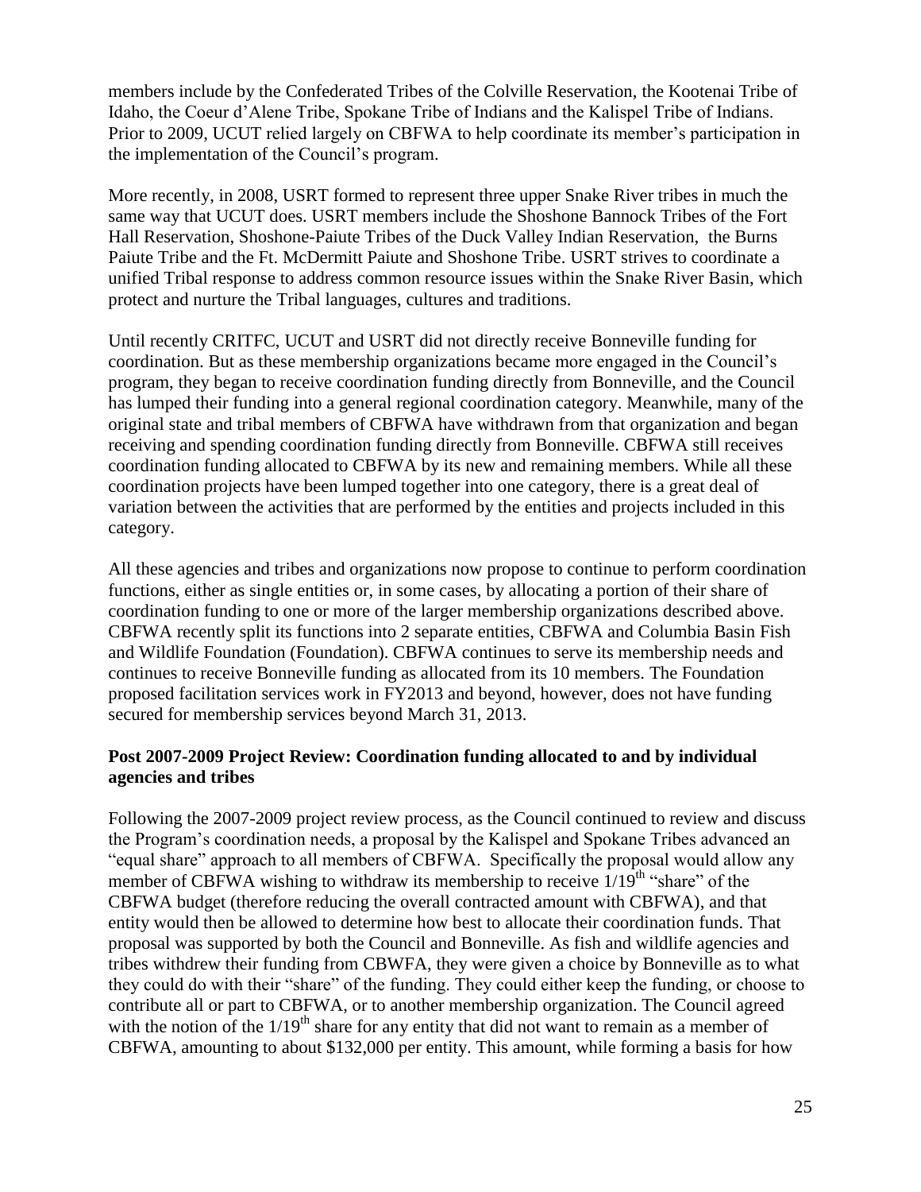members include by the Confederated Tribes of the Colville Reservation, the Kootenai Tribe of Idaho, the Coeur d'Alene Tribe, Spokane Tribe of Indians and the Kalispel Tribe of Indians. Prior to 2009, UCUT relied largely on CBFWA to help coordinate its member's participation in the implementation of the Council's program.

More recently, in 2008, USRT formed to represent three upper Snake River tribes in much the same way that UCUT does. USRT members include the Shoshone Bannock Tribes of the Fort Hall Reservation, Shoshone-Paiute Tribes of the Duck Valley Indian Reservation, the Burns Paiute Tribe and the Ft. McDermitt Paiute and Shoshone Tribe. USRT strives to coordinate a unified Tribal response to address common resource issues within the Snake River Basin, which protect and nurture the Tribal languages, cultures and traditions.

Until recently CRITFC, UCUT and USRT did not directly receive Bonneville funding for coordination. But as these membership organizations became more engaged in the Council's program, they began to receive coordination funding directly from Bonneville, and the Council has lumped their funding into a general regional coordination category. Meanwhile, many of the original state and tribal members of CBFWA have withdrawn from that organization and began receiving and spending coordination funding directly from Bonneville. CBFWA still receives coordination funding allocated to CBFWA by its new and remaining members. While all these coordination projects have been lumped together into one category, there is a great deal of variation between the activities that are performed by the entities and projects included in this category.

All these agencies and tribes and organizations now propose to continue to perform coordination functions, either as single entities or, in some cases, by allocating a portion of their share of coordination funding to one or more of the larger membership organizations described above. CBFWA recently split its functions into 2 separate entities, CBFWA and Columbia Basin Fish and Wildlife Foundation (Foundation). CBFWA continues to serve its membership needs and continues to receive Bonneville funding as allocated from its 10 members. The Foundation proposed facilitation services work in FY2013 and beyond, however, does not have funding secured for membership services beyond March 31, 2013.

**Post 2007-2009 Project Review: Coordination funding allocated to and by individual agencies and tribes**

Following the 2007-2009 project review process, as the Council continued to review and discuss the Program's coordination needs, a proposal by the Kalispel and Spokane Tribes advanced an "equal share" approach to all members of CBFWA. Specifically the proposal would allow any member of CBFWA wishing to withdraw its membership to receive $1/19^{th}$ "share" of the CBFWA budget (therefore reducing the overall contracted amount with CBFWA), and that entity would then be allowed to determine how best to allocate their coordination funds. That proposal was supported by both the Council and Bonneville. As fish and wildlife agencies and tribes withdrew their funding from CBWFA, they were given a choice by Bonneville as to what they could do with their "share" of the funding. They could either keep the funding, or choose to contribute all or part to CBFWA, or to another membership organization. The Council agreed with the notion of the $1/19^{th}$ share for any entity that did not want to remain as a member of CBFWA, amounting to about $132,000 per entity. This amount, while forming a basis for how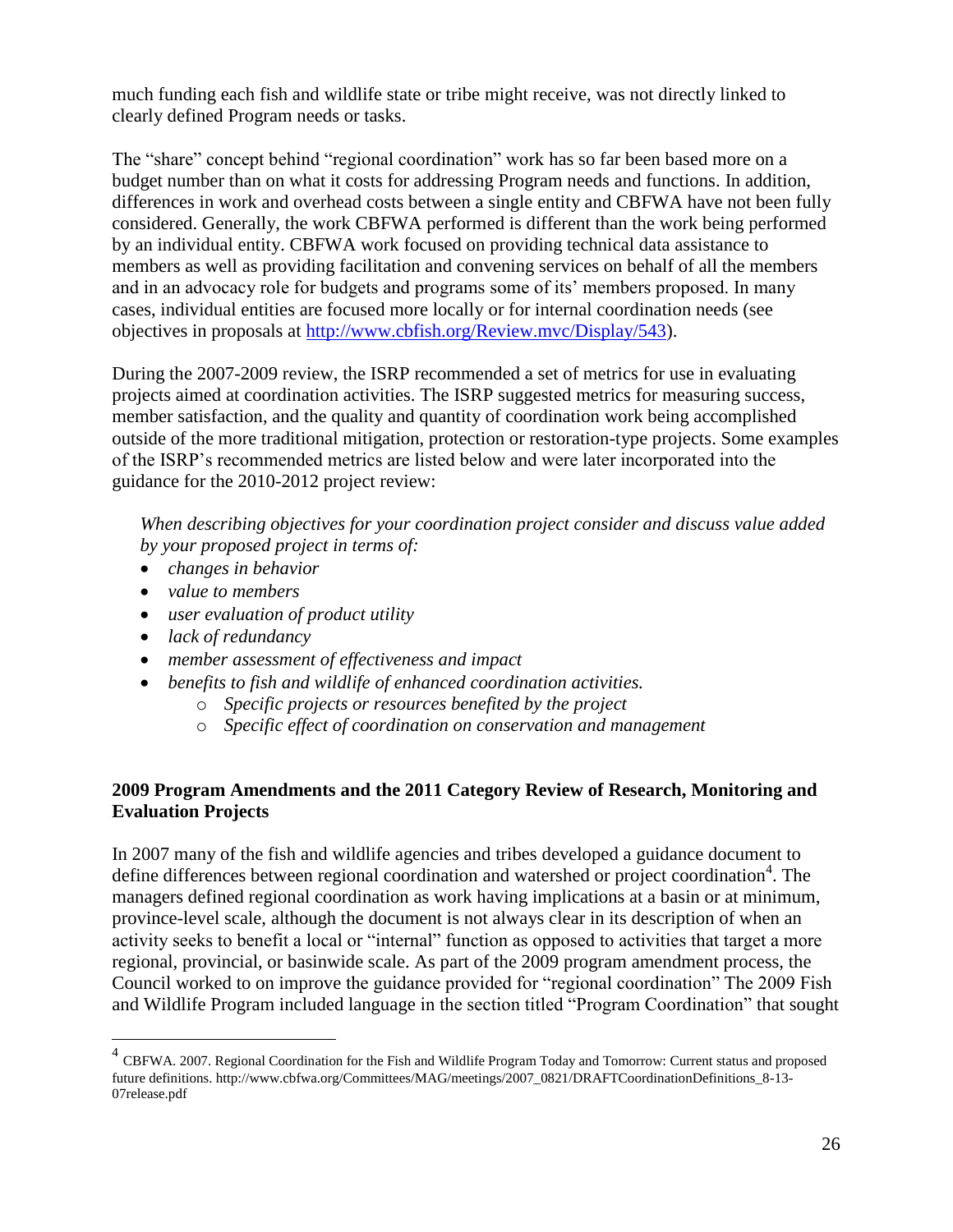much funding each fish and wildlife state or tribe might receive, was not directly linked to clearly defined Program needs or tasks.

The "share" concept behind "regional coordination" work has so far been based more on a budget number than on what it costs for addressing Program needs and functions. In addition, differences in work and overhead costs between a single entity and CBFWA have not been fully considered. Generally, the work CBFWA performed is different than the work being performed by an individual entity. CBFWA work focused on providing technical data assistance to members as well as providing facilitation and convening services on behalf of all the members and in an advocacy role for budgets and programs some of its' members proposed. In many cases, individual entities are focused more locally or for internal coordination needs (see objectives in proposals at http://www.cbfish.org/Review.mvc/Display/543).

During the 2007-2009 review, the ISRP recommended a set of metrics for use in evaluating projects aimed at coordination activities. The ISRP suggested metrics for measuring success, member satisfaction, and the quality and quantity of coordination work being accomplished outside of the more traditional mitigation, protection or restoration-type projects. Some examples of the ISRP's recommended metrics are listed below and were later incorporated into the guidance for the 2010-2012 project review:

*When describing objectives for your coordination project consider and discuss value added by your proposed project in terms of:*

- *changes in behavior*
- *value to members*
- *user evaluation of product utility*
- *lack of redundancy*
- *member assessment of effectiveness and impact*
- *benefits to fish and wildlife of enhanced coordination activities.*
    - *Specific projects or resources benefited by the project*
    - *Specific effect of coordination on conservation and management*

### 2009 Program Amendments and the 2011 Category Review of Research, Monitoring and Evaluation Projects

In 2007 many of the fish and wildlife agencies and tribes developed a guidance document to define differences between regional coordination and watershed or project coordination[4]. The managers defined regional coordination as work having implications at a basin or at minimum, province-level scale, although the document is not always clear in its description of when an activity seeks to benefit a local or "internal" function as opposed to activities that target a more regional, provincial, or basinwide scale. As part of the 2009 program amendment process, the Council worked to on improve the guidance provided for "regional coordination" The 2009 Fish and Wildlife Program included language in the section titled "Program Coordination" that sought

[4] CBFWA. 2007. Regional Coordination for the Fish and Wildlife Program Today and Tomorrow: Current status and proposed future definitions. http://www.cbfwa.org/Committees/MAG/meetings/2007_0821/DRAFTCoordinationDefinitions_8-13-07release.pdf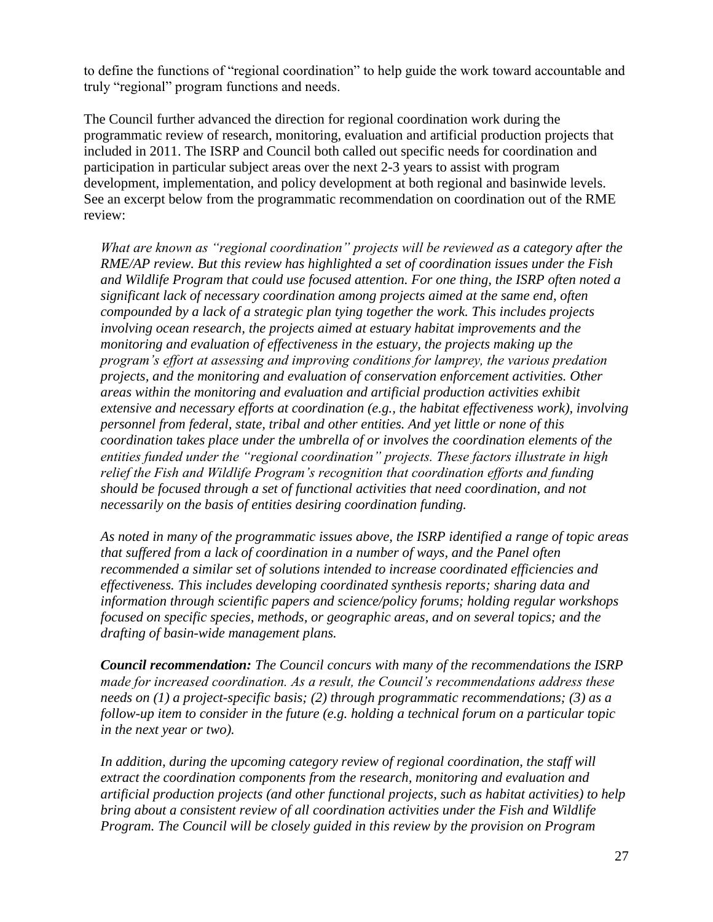to define the functions of "regional coordination" to help guide the work toward accountable and truly "regional" program functions and needs.

The Council further advanced the direction for regional coordination work during the programmatic review of research, monitoring, evaluation and artificial production projects that included in 2011. The ISRP and Council both called out specific needs for coordination and participation in particular subject areas over the next 2-3 years to assist with program development, implementation, and policy development at both regional and basinwide levels. See an excerpt below from the programmatic recommendation on coordination out of the RME review:

*What are known as "regional coordination" projects will be reviewed as a category after the RME/AP review. But this review has highlighted a set of coordination issues under the Fish and Wildlife Program that could use focused attention. For one thing, the ISRP often noted a significant lack of necessary coordination among projects aimed at the same end, often compounded by a lack of a strategic plan tying together the work. This includes projects involving ocean research, the projects aimed at estuary habitat improvements and the monitoring and evaluation of effectiveness in the estuary, the projects making up the program's effort at assessing and improving conditions for lamprey, the various predation projects, and the monitoring and evaluation of conservation enforcement activities. Other areas within the monitoring and evaluation and artificial production activities exhibit extensive and necessary efforts at coordination (e.g., the habitat effectiveness work), involving personnel from federal, state, tribal and other entities. And yet little or none of this coordination takes place under the umbrella of or involves the coordination elements of the entities funded under the "regional coordination" projects. These factors illustrate in high relief the Fish and Wildlife Program's recognition that coordination efforts and funding should be focused through a set of functional activities that need coordination, and not necessarily on the basis of entities desiring coordination funding.*

*As noted in many of the programmatic issues above, the ISRP identified a range of topic areas that suffered from a lack of coordination in a number of ways, and the Panel often recommended a similar set of solutions intended to increase coordinated efficiencies and effectiveness. This includes developing coordinated synthesis reports; sharing data and information through scientific papers and science/policy forums; holding regular workshops focused on specific species, methods, or geographic areas, and on several topics; and the drafting of basin-wide management plans.*

***Council recommendation:*** *The Council concurs with many of the recommendations the ISRP made for increased coordination. As a result, the Council's recommendations address these needs on (1) a project-specific basis; (2) through programmatic recommendations; (3) as a follow-up item to consider in the future (e.g. holding a technical forum on a particular topic in the next year or two).*

*In addition, during the upcoming category review of regional coordination, the staff will extract the coordination components from the research, monitoring and evaluation and artificial production projects (and other functional projects, such as habitat activities) to help bring about a consistent review of all coordination activities under the Fish and Wildlife Program. The Council will be closely guided in this review by the provision on Program*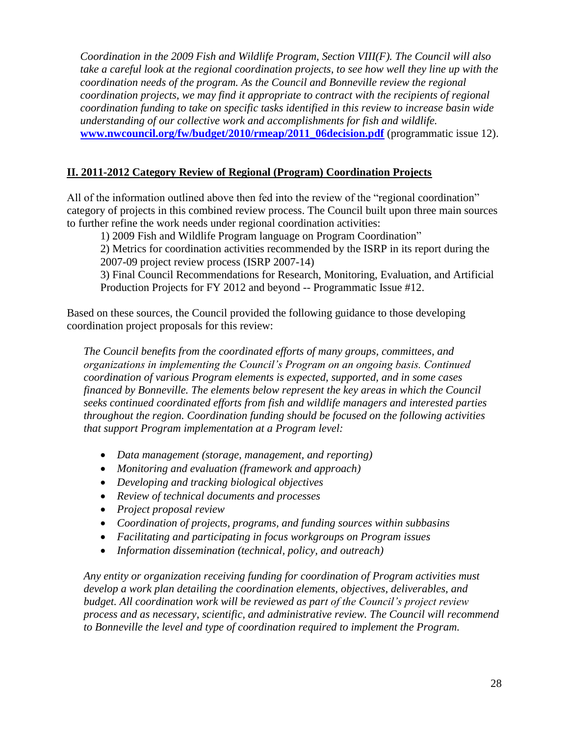*Coordination in the 2009 Fish and Wildlife Program, Section VIII(F). The Council will also take a careful look at the regional coordination projects, to see how well they line up with the coordination needs of the program. As the Council and Bonneville review the regional coordination projects, we may find it appropriate to contract with the recipients of regional coordination funding to take on specific tasks identified in this review to increase basin wide understanding of our collective work and accomplishments for fish and wildlife.* **www.nwcouncil.org/fw/budget/2010/rmeap/2011_06decision.pdf** (programmatic issue 12).

## II. 2011-2012 Category Review of Regional (Program) Coordination Projects

All of the information outlined above then fed into the review of the "regional coordination" category of projects in this combined review process. The Council built upon three main sources to further refine the work needs under regional coordination activities:

1) 2009 Fish and Wildlife Program language on Program Coordination"
2) Metrics for coordination activities recommended by the ISRP in its report during the 2007-09 project review process (ISRP 2007-14)
3) Final Council Recommendations for Research, Monitoring, Evaluation, and Artificial Production Projects for FY 2012 and beyond -- Programmatic Issue #12.

Based on these sources, the Council provided the following guidance to those developing coordination project proposals for this review:

*The Council benefits from the coordinated efforts of many groups, committees, and organizations in implementing the Council's Program on an ongoing basis. Continued coordination of various Program elements is expected, supported, and in some cases financed by Bonneville. The elements below represent the key areas in which the Council seeks continued coordinated efforts from fish and wildlife managers and interested parties throughout the region. Coordination funding should be focused on the following activities that support Program implementation at a Program level:*

- *Data management (storage, management, and reporting)*
- *Monitoring and evaluation (framework and approach)*
- *Developing and tracking biological objectives*
- *Review of technical documents and processes*
- *Project proposal review*
- *Coordination of projects, programs, and funding sources within subbasins*
- *Facilitating and participating in focus workgroups on Program issues*
- *Information dissemination (technical, policy, and outreach)*

*Any entity or organization receiving funding for coordination of Program activities must develop a work plan detailing the coordination elements, objectives, deliverables, and budget. All coordination work will be reviewed as part of the Council's project review process and as necessary, scientific, and administrative review. The Council will recommend to Bonneville the level and type of coordination required to implement the Program.*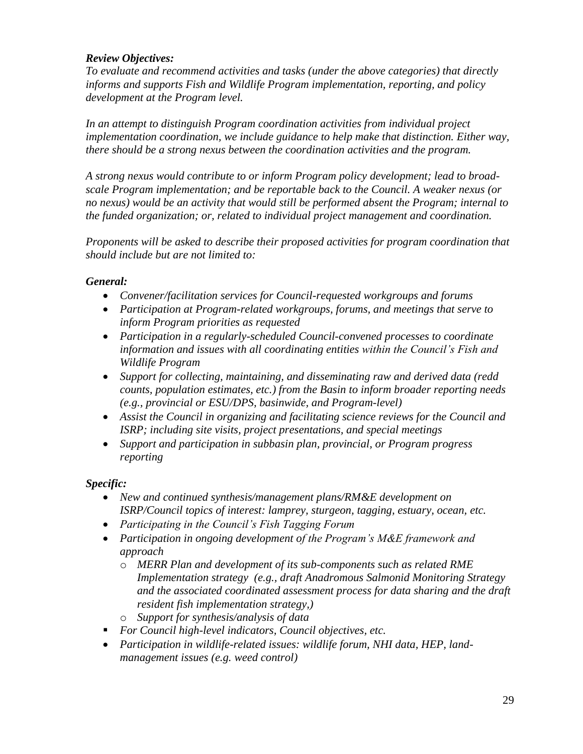***Review Objectives:***

*To evaluate and recommend activities and tasks (under the above categories) that directly informs and supports Fish and Wildlife Program implementation, reporting, and policy development at the Program level.*

*In an attempt to distinguish Program coordination activities from individual project implementation coordination, we include guidance to help make that distinction. Either way, there should be a strong nexus between the coordination activities and the program.*

*A strong nexus would contribute to or inform Program policy development; lead to broad-scale Program implementation; and be reportable back to the Council. A weaker nexus (or no nexus) would be an activity that would still be performed absent the Program; internal to the funded organization; or, related to individual project management and coordination.*

*Proponents will be asked to describe their proposed activities for program coordination that should include but are not limited to:*

***General:***

- *Convener/facilitation services for Council-requested workgroups and forums*
- *Participation at Program-related workgroups, forums, and meetings that serve to inform Program priorities as requested*
- *Participation in a regularly-scheduled Council-convened processes to coordinate information and issues with all coordinating entities within the Council's Fish and Wildlife Program*
- *Support for collecting, maintaining, and disseminating raw and derived data (redd counts, population estimates, etc.) from the Basin to inform broader reporting needs (e.g., provincial or ESU/DPS, basinwide, and Program-level)*
- *Assist the Council in organizing and facilitating science reviews for the Council and ISRP; including site visits, project presentations, and special meetings*
- *Support and participation in subbasin plan, provincial, or Program progress reporting*

***Specific:***

- *New and continued synthesis/management plans/RM&E development on ISRP/Council topics of interest: lamprey, sturgeon, tagging, estuary, ocean, etc.*
- *Participating in the Council's Fish Tagging Forum*
- *Participation in ongoing development of the Program's M&E framework and approach*
  - *MERR Plan and development of its sub-components such as related RME Implementation strategy (e.g., draft Anadromous Salmonid Monitoring Strategy and the associated coordinated assessment process for data sharing and the draft resident fish implementation strategy,)*
  - *Support for synthesis/analysis of data*
    - *For Council high-level indicators, Council objectives, etc.*
- *Participation in wildlife-related issues: wildlife forum, NHI data, HEP, land-management issues (e.g. weed control)*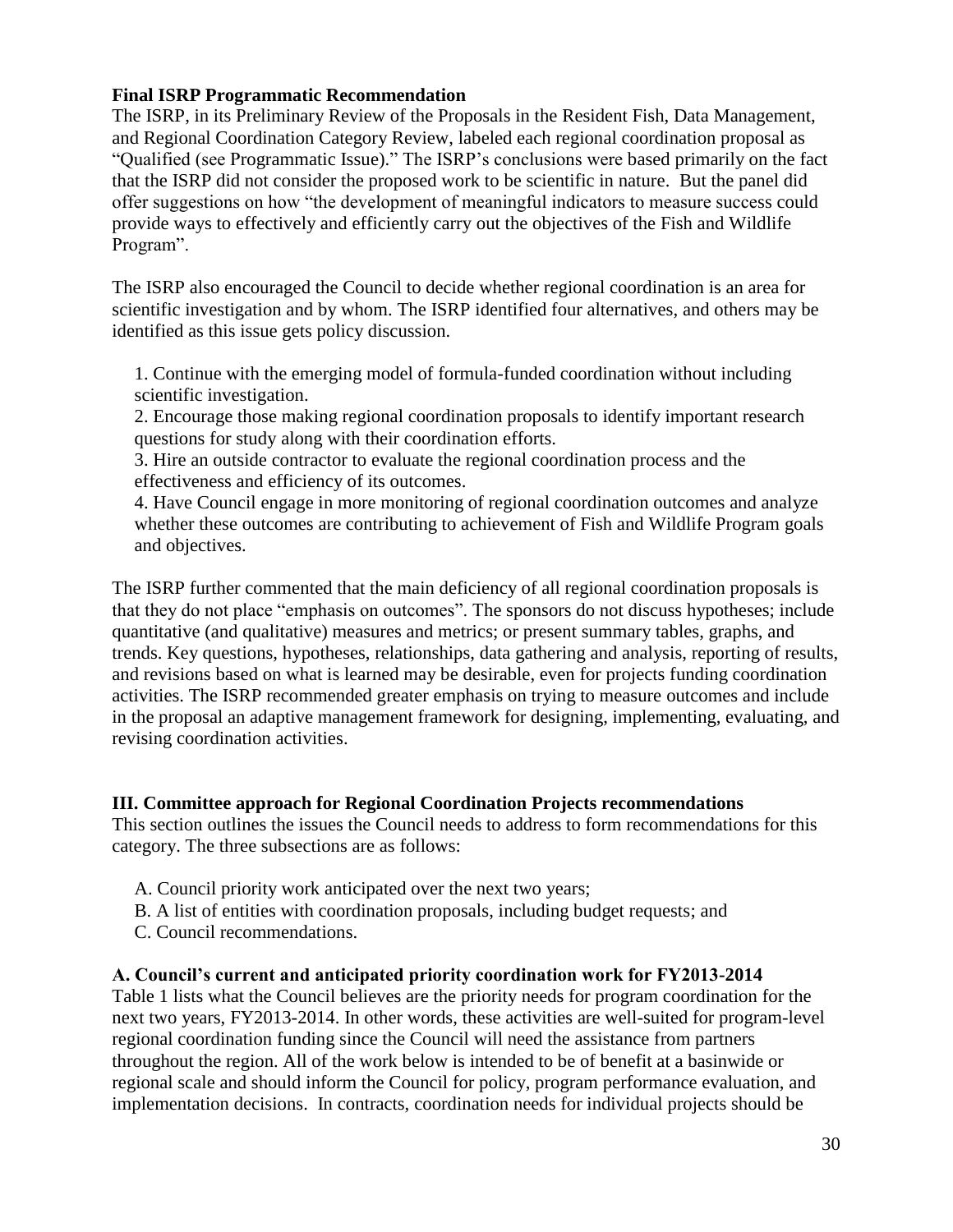**Final ISRP Programmatic Recommendation**

The ISRP, in its Preliminary Review of the Proposals in the Resident Fish, Data Management, and Regional Coordination Category Review, labeled each regional coordination proposal as "Qualified (see Programmatic Issue)." The ISRP's conclusions were based primarily on the fact that the ISRP did not consider the proposed work to be scientific in nature. But the panel did offer suggestions on how "the development of meaningful indicators to measure success could provide ways to effectively and efficiently carry out the objectives of the Fish and Wildlife Program".

The ISRP also encouraged the Council to decide whether regional coordination is an area for scientific investigation and by whom. The ISRP identified four alternatives, and others may be identified as this issue gets policy discussion.

1. Continue with the emerging model of formula-funded coordination without including scientific investigation.
2. Encourage those making regional coordination proposals to identify important research questions for study along with their coordination efforts.
3. Hire an outside contractor to evaluate the regional coordination process and the effectiveness and efficiency of its outcomes.
4. Have Council engage in more monitoring of regional coordination outcomes and analyze whether these outcomes are contributing to achievement of Fish and Wildlife Program goals and objectives.

The ISRP further commented that the main deficiency of all regional coordination proposals is that they do not place "emphasis on outcomes". The sponsors do not discuss hypotheses; include quantitative (and qualitative) measures and metrics; or present summary tables, graphs, and trends. Key questions, hypotheses, relationships, data gathering and analysis, reporting of results, and revisions based on what is learned may be desirable, even for projects funding coordination activities. The ISRP recommended greater emphasis on trying to measure outcomes and include in the proposal an adaptive management framework for designing, implementing, evaluating, and revising coordination activities.

## III. Committee approach for Regional Coordination Projects recommendations

This section outlines the issues the Council needs to address to form recommendations for this category. The three subsections are as follows:

A. Council priority work anticipated over the next two years;
B. A list of entities with coordination proposals, including budget requests; and
C. Council recommendations.

### A. Council's current and anticipated priority coordination work for FY2013-2014

Table 1 lists what the Council believes are the priority needs for program coordination for the next two years, FY2013-2014. In other words, these activities are well-suited for program-level regional coordination funding since the Council will need the assistance from partners throughout the region. All of the work below is intended to be of benefit at a basinwide or regional scale and should inform the Council for policy, program performance evaluation, and implementation decisions. In contracts, coordination needs for individual projects should be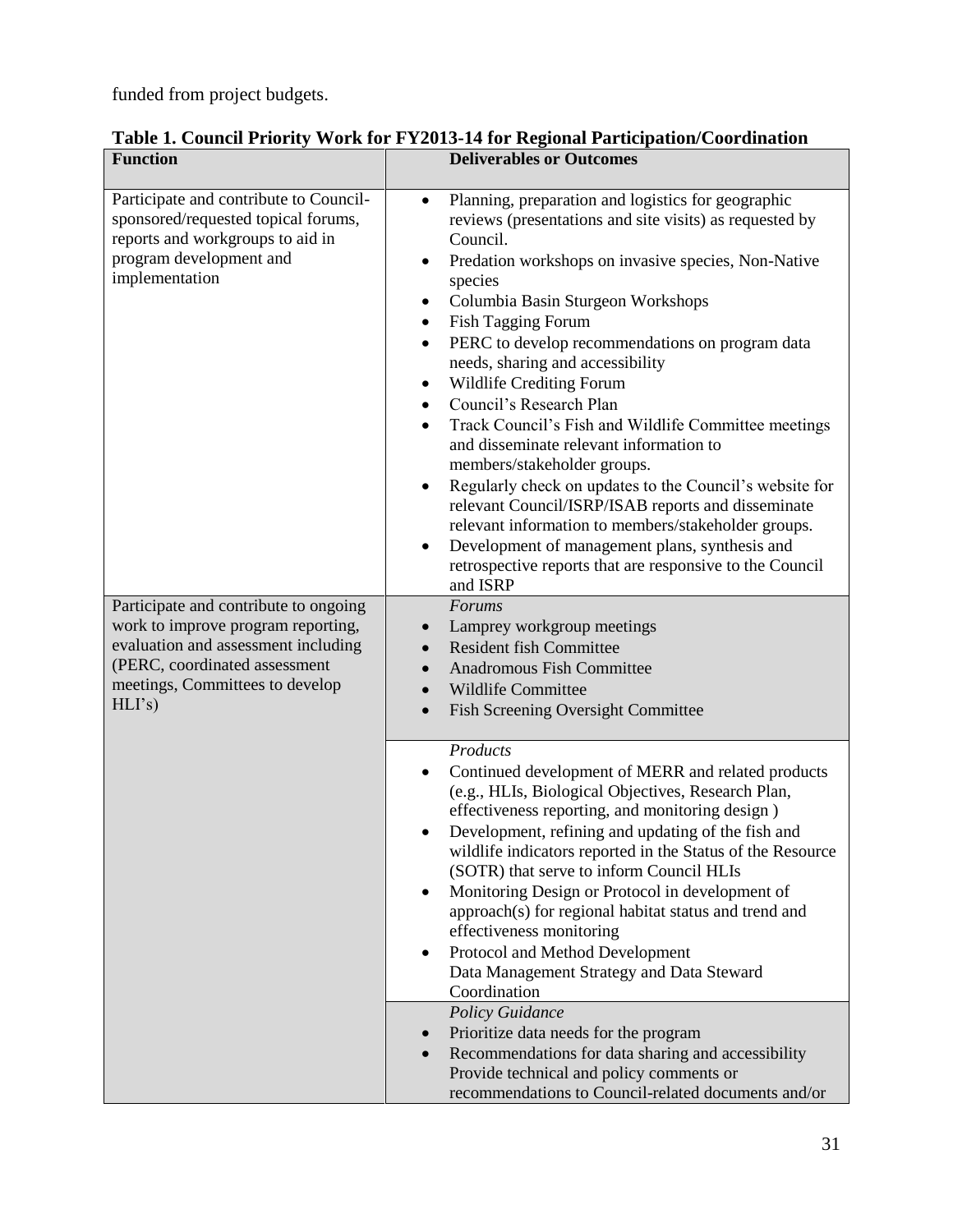funded from project budgets.

**Table 1. Council Priority Work for FY2013-14 for Regional Participation/Coordination**

| Function | Deliverables or Outcomes |
|---|---|
| Participate and contribute to Council-sponsored/requested topical forums, reports and workgroups to aid in program development and implementation | • Planning, preparation and logistics for geographic reviews (presentations and site visits) as requested by Council.<br>• Predation workshops on invasive species, Non-Native species<br>• Columbia Basin Sturgeon Workshops<br>• Fish Tagging Forum<br>• PERC to develop recommendations on program data needs, sharing and accessibility<br>• Wildlife Crediting Forum<br>• Council's Research Plan<br>• Track Council's Fish and Wildlife Committee meetings and disseminate relevant information to members/stakeholder groups.<br>• Regularly check on updates to the Council's website for relevant Council/ISRP/ISAB reports and disseminate relevant information to members/stakeholder groups.<br>• Development of management plans, synthesis and retrospective reports that are responsive to the Council and ISRP |
| Participate and contribute to ongoing work to improve program reporting, evaluation and assessment including (PERC, coordinated assessment meetings, Committees to develop HLI's) | *Forums*<br>• Lamprey workgroup meetings<br>• Resident fish Committee<br>• Anadromous Fish Committee<br>• Wildlife Committee<br>• Fish Screening Oversight Committee |
| | *Products*<br>• Continued development of MERR and related products (e.g., HLIs, Biological Objectives, Research Plan, effectiveness reporting, and monitoring design )<br>• Development, refining and updating of the fish and wildlife indicators reported in the Status of the Resource (SOTR) that serve to inform Council HLIs<br>• Monitoring Design or Protocol in development of approach(s) for regional habitat status and trend and effectiveness monitoring<br>• Protocol and Method Development<br>Data Management Strategy and Data Steward Coordination |
| | *Policy Guidance*<br>• Prioritize data needs for the program<br>• Recommendations for data sharing and accessibility<br>Provide technical and policy comments or recommendations to Council-related documents and/or |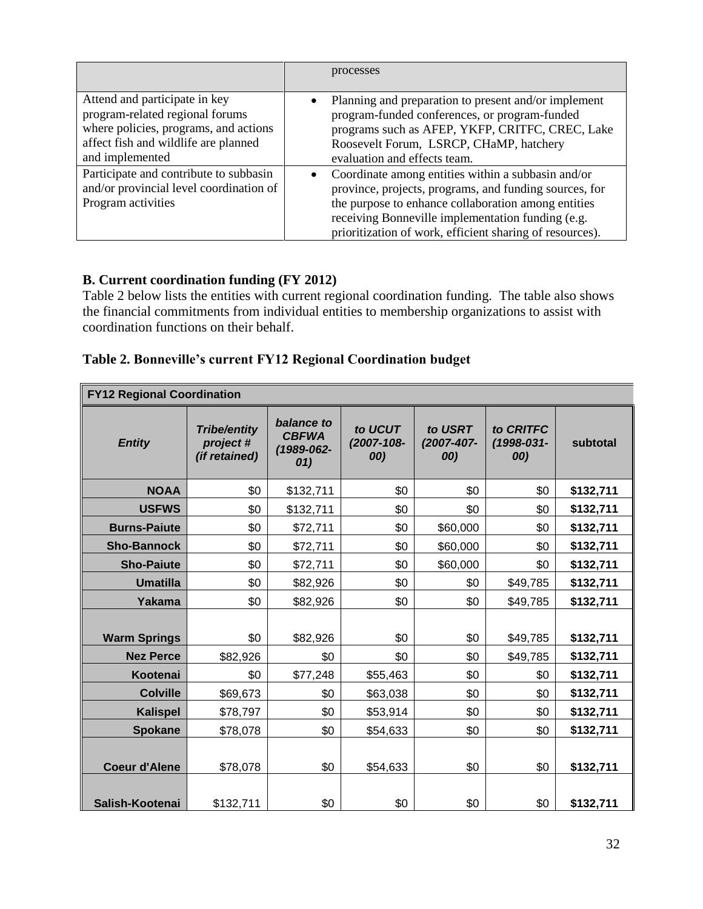| | |
|---|---|
| | processes |
| Attend and participate in key program-related regional forums where policies, programs, and actions affect fish and wildlife are planned and implemented | • Planning and preparation to present and/or implement program-funded conferences, or program-funded programs such as AFEP, YKFP, CRITFC, CREC, Lake Roosevelt Forum, LSRCP, CHaMP, hatchery evaluation and effects team. |
| Participate and contribute to subbasin and/or provincial level coordination of Program activities | • Coordinate among entities within a subbasin and/or province, projects, programs, and funding sources, for the purpose to enhance collaboration among entities receiving Bonneville implementation funding (e.g. prioritization of work, efficient sharing of resources). |

**B. Current coordination funding (FY 2012)**

Table 2 below lists the entities with current regional coordination funding. The table also shows the financial commitments from individual entities to membership organizations to assist with coordination functions on their behalf.

**Table 2. Bonneville's current FY12 Regional Coordination budget**

| **FY12 Regional Coordination** | | | | | | |
|---|---|---|---|---|---|---|
| ***Entity*** | ***Tribe/entity project # (if retained)*** | ***balance to CBFWA (1989-062-01)*** | ***to UCUT (2007-108-00)*** | ***to USRT (2007-407-00)*** | ***to CRITFC (1998-031-00)*** | **subtotal** |
| **NOAA** | $0 | $132,711 | $0 | $0 | $0 | **$132,711** |
| **USFWS** | $0 | $132,711 | $0 | $0 | $0 | **$132,711** |
| **Burns-Paiute** | $0 | $72,711 | $0 | $60,000 | $0 | **$132,711** |
| **Sho-Bannock** | $0 | $72,711 | $0 | $60,000 | $0 | **$132,711** |
| **Sho-Paiute** | $0 | $72,711 | $0 | $60,000 | $0 | **$132,711** |
| **Umatilla** | $0 | $82,926 | $0 | $0 | $49,785 | **$132,711** |
| **Yakama** | $0 | $82,926 | $0 | $0 | $49,785 | **$132,711** |
| **Warm Springs** | $0 | $82,926 | $0 | $0 | $49,785 | **$132,711** |
| **Nez Perce** | $82,926 | $0 | $0 | $0 | $49,785 | **$132,711** |
| **Kootenai** | $0 | $77,248 | $55,463 | $0 | $0 | **$132,711** |
| **Colville** | $69,673 | $0 | $63,038 | $0 | $0 | **$132,711** |
| **Kalispel** | $78,797 | $0 | $53,914 | $0 | $0 | **$132,711** |
| **Spokane** | $78,078 | $0 | $54,633 | $0 | $0 | **$132,711** |
| **Coeur d'Alene** | $78,078 | $0 | $54,633 | $0 | $0 | **$132,711** |
| **Salish-Kootenai** | $132,711 | $0 | $0 | $0 | $0 | **$132,711** |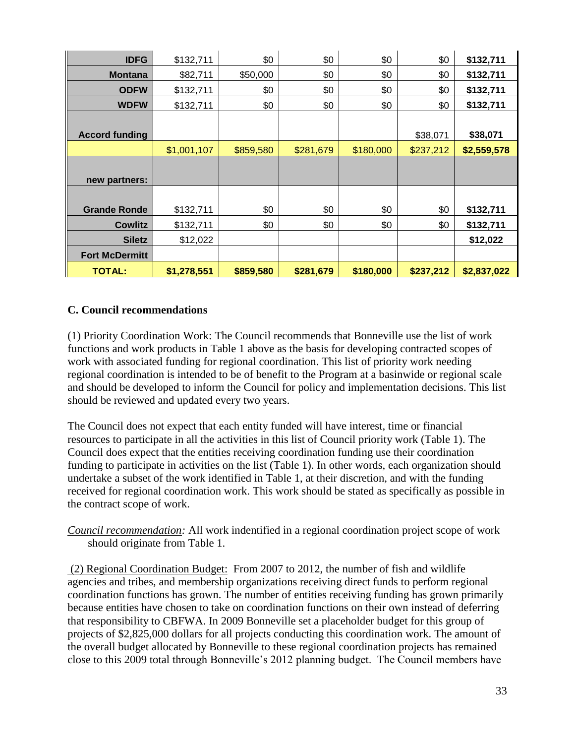| | | | | | | |
|---|---|---|---|---|---|---|
| **IDFG** | $132,711 | $0 | $0 | $0 | $0 | **$132,711** |
| **Montana** | $82,711 | $50,000 | $0 | $0 | $0 | **$132,711** |
| **ODFW** | $132,711 | $0 | $0 | $0 | $0 | **$132,711** |
| **WDFW** | $132,711 | $0 | $0 | $0 | $0 | **$132,711** |
| **Accord funding** | | | | | $38,071 | **$38,071** |
| | $1,001,107 | $859,580 | $281,679 | $180,000 | $237,212 | **$2,559,578** |
| **new partners:** | | | | | | |
| **Grande Ronde** | $132,711 | $0 | $0 | $0 | $0 | **$132,711** |
| **Cowlitz** | $132,711 | $0 | $0 | $0 | $0 | **$132,711** |
| **Siletz** | $12,022 | | | | | **$12,022** |
| **Fort McDermitt** | | | | | | |
| **TOTAL:** | **$1,278,551** | **$859,580** | **$281,679** | **$180,000** | **$237,212** | **$2,837,022** |

### C. Council recommendations

(1) Priority Coordination Work: The Council recommends that Bonneville use the list of work functions and work products in Table 1 above as the basis for developing contracted scopes of work with associated funding for regional coordination. This list of priority work needing regional coordination is intended to be of benefit to the Program at a basinwide or regional scale and should be developed to inform the Council for policy and implementation decisions. This list should be reviewed and updated every two years.

The Council does not expect that each entity funded will have interest, time or financial resources to participate in all the activities in this list of Council priority work (Table 1). The Council does expect that the entities receiving coordination funding use their coordination funding to participate in activities on the list (Table 1). In other words, each organization should undertake a subset of the work identified in Table 1, at their discretion, and with the funding received for regional coordination work. This work should be stated as specifically as possible in the contract scope of work.

*Council recommendation:* All work indentified in a regional coordination project scope of work should originate from Table 1.

(2) Regional Coordination Budget: From 2007 to 2012, the number of fish and wildlife agencies and tribes, and membership organizations receiving direct funds to perform regional coordination functions has grown. The number of entities receiving funding has grown primarily because entities have chosen to take on coordination functions on their own instead of deferring that responsibility to CBFWA. In 2009 Bonneville set a placeholder budget for this group of projects of $2,825,000 dollars for all projects conducting this coordination work. The amount of the overall budget allocated by Bonneville to these regional coordination projects has remained close to this 2009 total through Bonneville's 2012 planning budget. The Council members have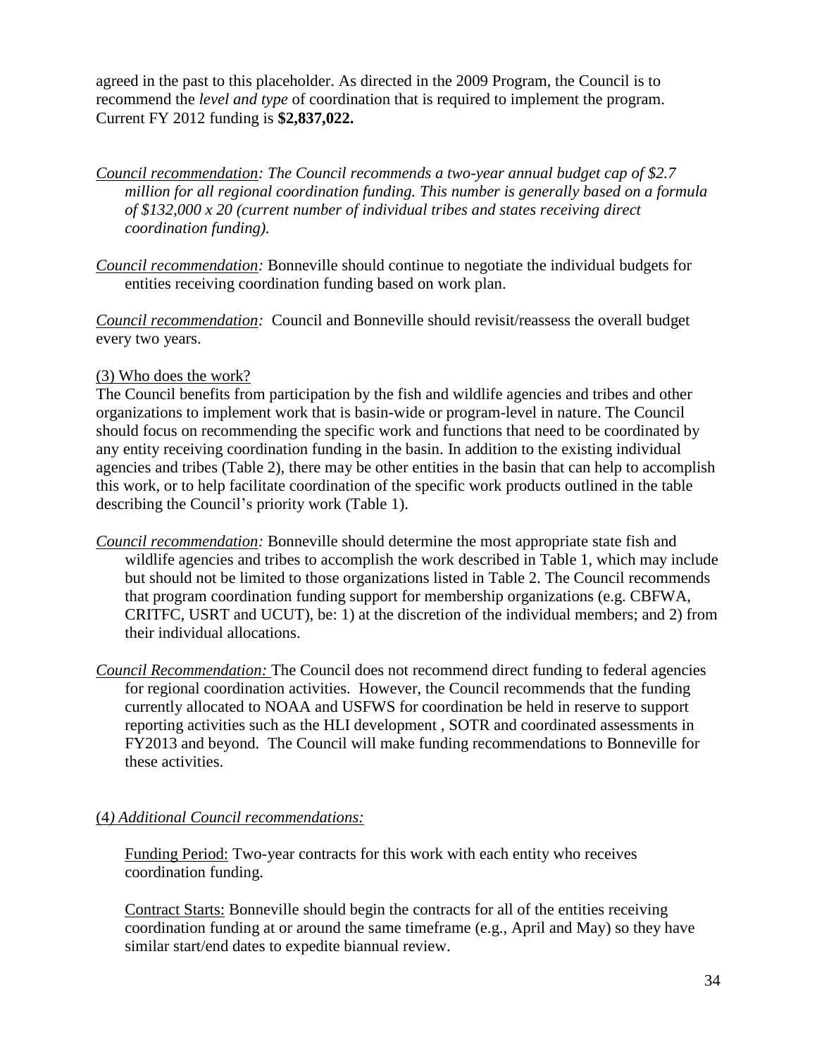agreed in the past to this placeholder. As directed in the 2009 Program, the Council is to recommend the *level and type* of coordination that is required to implement the program. Current FY 2012 funding is **$2,837,022.**

*Council recommendation: The Council recommends a two-year annual budget cap of $2.7 million for all regional coordination funding. This number is generally based on a formula of $132,000 x 20 (current number of individual tribes and states receiving direct coordination funding).*

*Council recommendation:* Bonneville should continue to negotiate the individual budgets for entities receiving coordination funding based on work plan.

*Council recommendation:* Council and Bonneville should revisit/reassess the overall budget every two years.

(3) Who does the work?

The Council benefits from participation by the fish and wildlife agencies and tribes and other organizations to implement work that is basin-wide or program-level in nature. The Council should focus on recommending the specific work and functions that need to be coordinated by any entity receiving coordination funding in the basin. In addition to the existing individual agencies and tribes (Table 2), there may be other entities in the basin that can help to accomplish this work, or to help facilitate coordination of the specific work products outlined in the table describing the Council's priority work (Table 1).

*Council recommendation:* Bonneville should determine the most appropriate state fish and wildlife agencies and tribes to accomplish the work described in Table 1, which may include but should not be limited to those organizations listed in Table 2. The Council recommends that program coordination funding support for membership organizations (e.g. CBFWA, CRITFC, USRT and UCUT), be: 1) at the discretion of the individual members; and 2) from their individual allocations.

*Council Recommendation:* The Council does not recommend direct funding to federal agencies for regional coordination activities. However, the Council recommends that the funding currently allocated to NOAA and USFWS for coordination be held in reserve to support reporting activities such as the HLI development , SOTR and coordinated assessments in FY2013 and beyond. The Council will make funding recommendations to Bonneville for these activities.

(4) *Additional Council recommendations:*

Funding Period: Two-year contracts for this work with each entity who receives coordination funding.

Contract Starts: Bonneville should begin the contracts for all of the entities receiving coordination funding at or around the same timeframe (e.g., April and May) so they have similar start/end dates to expedite biannual review.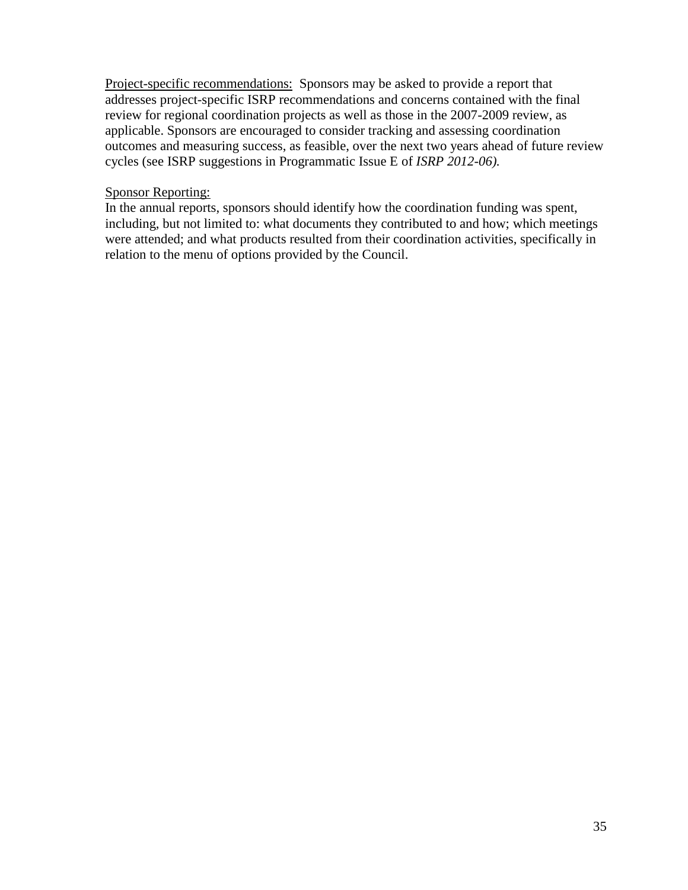<u>Project-specific recommendations:</u> Sponsors may be asked to provide a report that addresses project-specific ISRP recommendations and concerns contained with the final review for regional coordination projects as well as those in the 2007-2009 review, as applicable. Sponsors are encouraged to consider tracking and assessing coordination outcomes and measuring success, as feasible, over the next two years ahead of future review cycles (see ISRP suggestions in Programmatic Issue E of *ISRP 2012-06).*

<u>Sponsor Reporting:</u>
In the annual reports, sponsors should identify how the coordination funding was spent, including, but not limited to: what documents they contributed to and how; which meetings were attended; and what products resulted from their coordination activities, specifically in relation to the menu of options provided by the Council.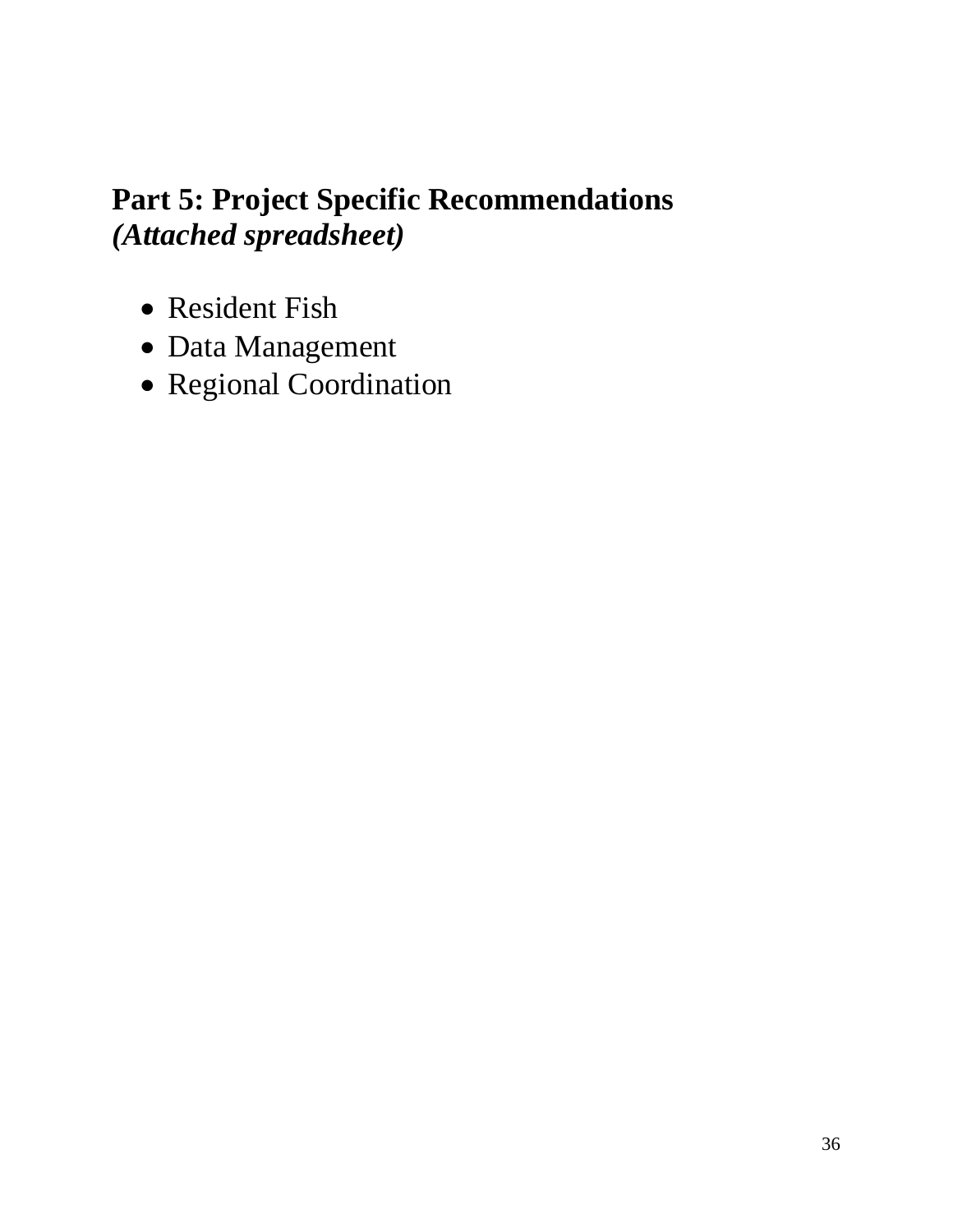## Part 5: Project Specific Recommendations
***(Attached spreadsheet)***

- Resident Fish
- Data Management
- Regional Coordination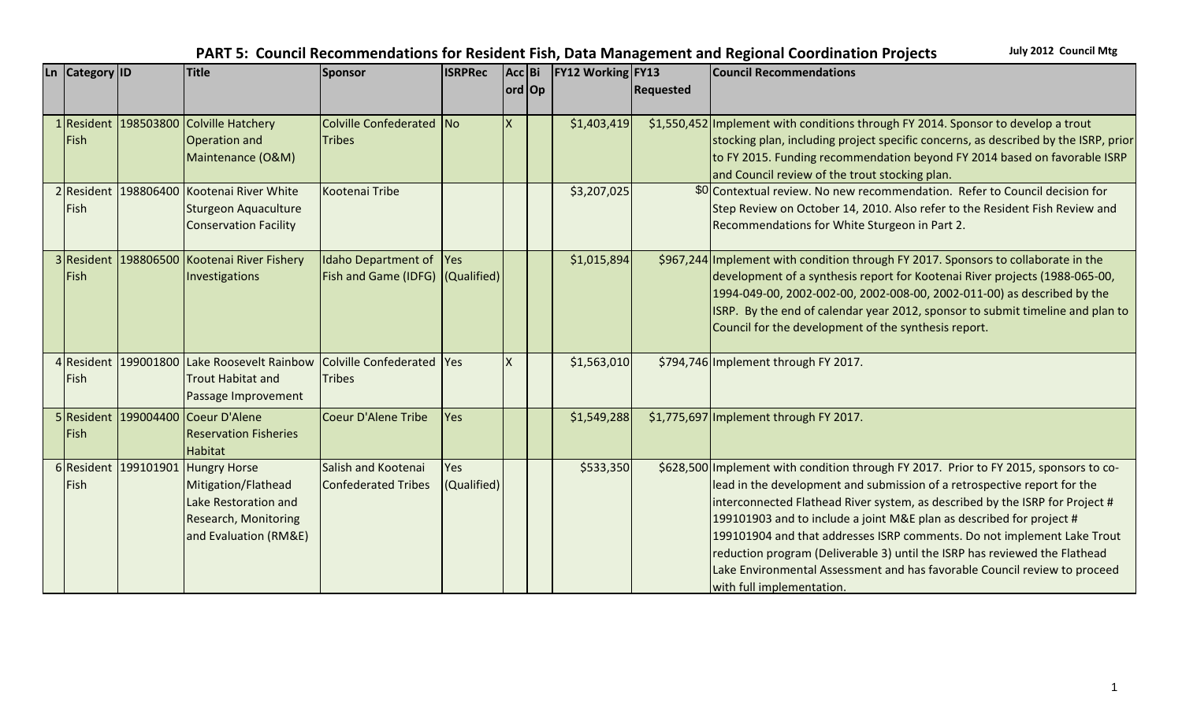# PART 5: Council Recommendations for Resident Fish, Data Management and Regional Coordination Projects

July 2012 Council Mtg

| Ln | Category | ID | Title | Sponsor | ISRPRec | Accord | Bi Op | FY12 Working | FY13 Requested | Council Recommendations |
|---|---|---|---|---|---|---|---|---|---|---|
| 1 | Resident Fish | 198503800 | Colville Hatchery Operation and Maintenance (O&M) | Colville Confederated Tribes | No | X | | $1,403,419 | $1,550,452 | Implement with conditions through FY 2014. Sponsor to develop a trout stocking plan, including project specific concerns, as described by the ISRP, prior to FY 2015. Funding recommendation beyond FY 2014 based on favorable ISRP and Council review of the trout stocking plan. |
| 2 | Resident Fish | 198806400 | Kootenai River White Sturgeon Aquaculture Conservation Facility | Kootenai Tribe | | | | $3,207,025 | $0 | Contextual review. No new recommendation. Refer to Council decision for Step Review on October 14, 2010. Also refer to the Resident Fish Review and Recommendations for White Sturgeon in Part 2. |
| 3 | Resident Fish | 198806500 | Kootenai River Fishery Investigations | Idaho Department of Fish and Game (IDFG) | Yes (Qualified) | | | $1,015,894 | $967,244 | Implement with condition through FY 2017. Sponsors to collaborate in the development of a synthesis report for Kootenai River projects (1988-065-00, 1994-049-00, 2002-002-00, 2002-008-00, 2002-011-00) as described by the ISRP. By the end of calendar year 2012, sponsor to submit timeline and plan to Council for the development of the synthesis report. |
| 4 | Resident Fish | 199001800 | Lake Roosevelt Rainbow Trout Habitat and Passage Improvement | Colville Confederated Tribes | Yes | X | | $1,563,010 | $794,746 | Implement through FY 2017. |
| 5 | Resident Fish | 199004400 | Coeur D'Alene Reservation Fisheries Habitat | Coeur D'Alene Tribe | Yes | | | $1,549,288 | $1,775,697 | Implement through FY 2017. |
| 6 | Resident Fish | 199101901 | Hungry Horse Mitigation/Flathead Lake Restoration and Research, Monitoring and Evaluation (RM&E) | Salish and Kootenai Confederated Tribes | Yes (Qualified) | | | $533,350 | $628,500 | Implement with condition through FY 2017. Prior to FY 2015, sponsors to co-lead in the development and submission of a retrospective report for the interconnected Flathead River system, as described by the ISRP for Project # 199101903 and to include a joint M&E plan as described for project # 199101904 and that addresses ISRP comments. Do not implement Lake Trout reduction program (Deliverable 3) until the ISRP has reviewed the Flathead Lake Environmental Assessment and has favorable Council review to proceed with full implementation. |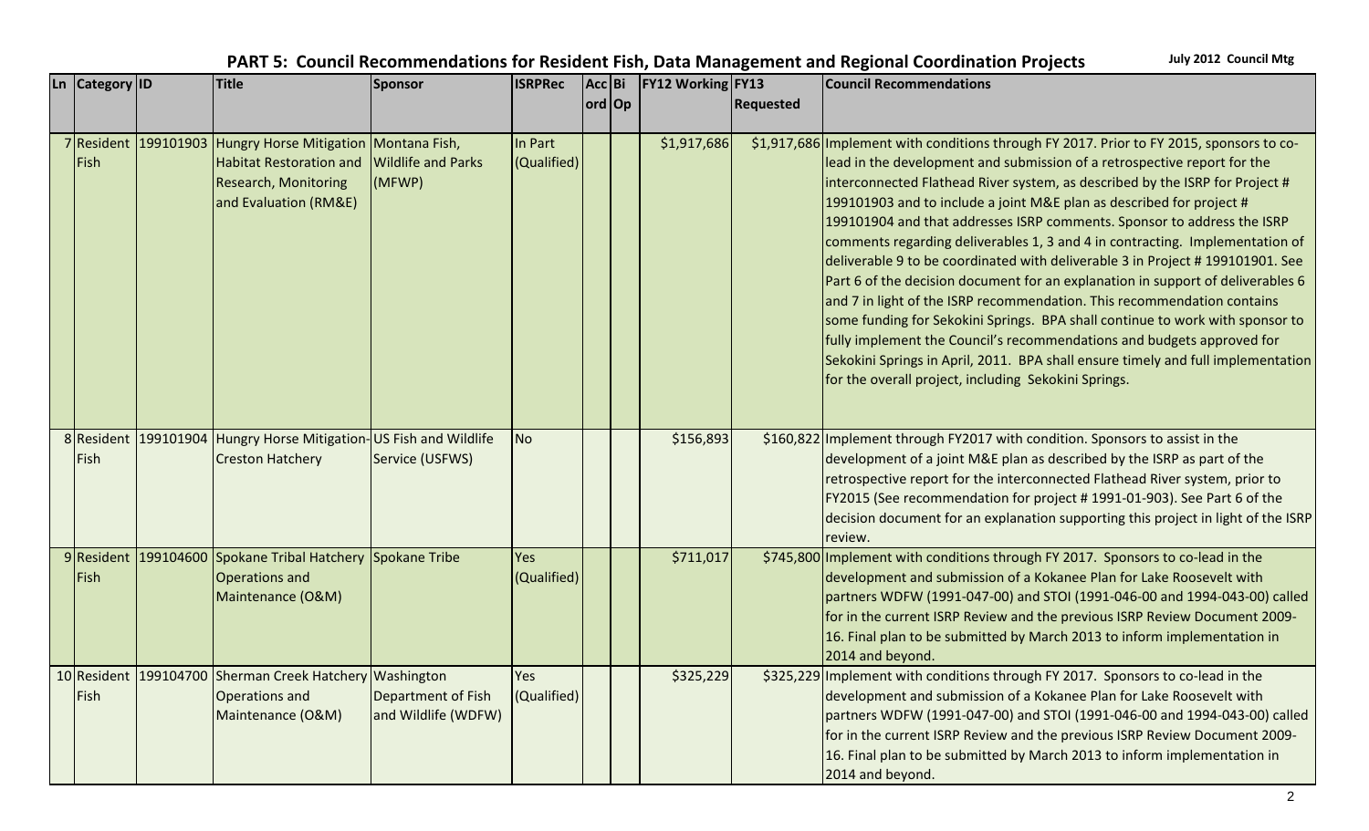## PART 5: Council Recommendations for Resident Fish, Data Management and Regional Coordination Projects

July 2012 Council Mtg

| Ln | Category | ID | Title | Sponsor | ISRPRec | Acc ord | Bi Op | FY12 Working | FY13 Requested | Council Recommendations |
|---|---|---|---|---|---|---|---|---|---|---|
| 7 | Resident Fish | 199101903 | Hungry Horse Mitigation Habitat Restoration and Research, Monitoring and Evaluation (RM&E) | Montana Fish, Wildlife and Parks (MFWP) | In Part (Qualified) | | | $1,917,686 | $1,917,686 | Implement with conditions through FY 2017. Prior to FY 2015, sponsors to co-lead in the development and submission of a retrospective report for the interconnected Flathead River system, as described by the ISRP for Project # 199101903 and to include a joint M&E plan as described for project # 199101904 and that addresses ISRP comments. Sponsor to address the ISRP comments regarding deliverables 1, 3 and 4 in contracting. Implementation of deliverable 9 to be coordinated with deliverable 3 in Project # 199101901. See Part 6 of the decision document for an explanation in support of deliverables 6 and 7 in light of the ISRP recommendation. This recommendation contains some funding for Sekokini Springs. BPA shall continue to work with sponsor to fully implement the Council's recommendations and budgets approved for Sekokini Springs in April, 2011. BPA shall ensure timely and full implementation for the overall project, including Sekokini Springs. |
| 8 | Resident Fish | 199101904 | Hungry Horse Mitigation-Creston Hatchery | US Fish and Wildlife Service (USFWS) | No | | | $156,893 | $160,822 | Implement through FY2017 with condition. Sponsors to assist in the development of a joint M&E plan as described by the ISRP as part of the retrospective report for the interconnected Flathead River system, prior to FY2015 (See recommendation for project # 1991-01-903). See Part 6 of the decision document for an explanation supporting this project in light of the ISRP review. |
| 9 | Resident Fish | 199104600 | Spokane Tribal Hatchery Operations and Maintenance (O&M) | Spokane Tribe | Yes (Qualified) | | | $711,017 | $745,800 | Implement with conditions through FY 2017. Sponsors to co-lead in the development and submission of a Kokanee Plan for Lake Roosevelt with partners WDFW (1991-047-00) and STOI (1991-046-00 and 1994-043-00) called for in the current ISRP Review and the previous ISRP Review Document 2009-16. Final plan to be submitted by March 2013 to inform implementation in 2014 and beyond. |
| 10 | Resident Fish | 199104700 | Sherman Creek Hatchery Operations and Maintenance (O&M) | Washington Department of Fish and Wildlife (WDFW) | Yes (Qualified) | | | $325,229 | $325,229 | Implement with conditions through FY 2017. Sponsors to co-lead in the development and submission of a Kokanee Plan for Lake Roosevelt with partners WDFW (1991-047-00) and STOI (1991-046-00 and 1994-043-00) called for in the current ISRP Review and the previous ISRP Review Document 2009-16. Final plan to be submitted by March 2013 to inform implementation in 2014 and beyond. |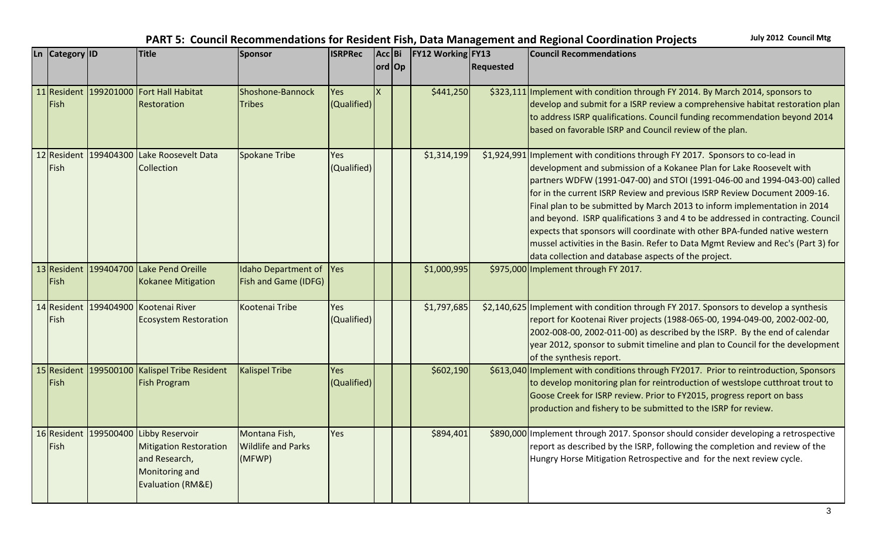## PART 5: Council Recommendations for Resident Fish, Data Management and Regional Coordination Projects

July 2012 Council Mtg

| Ln | Category | ID | Title | Sponsor | ISRPRec | Acc ord | Bi Op | FY12 Working | FY13 Requested | Council Recommendations |
|---|---|---|---|---|---|---|---|---|---|---|
| 11 | Resident Fish | 199201000 | Fort Hall Habitat Restoration | Shoshone-Bannock Tribes | Yes (Qualified) | X | | $441,250 | $323,111 | Implement with condition through FY 2014. By March 2014, sponsors to develop and submit for a ISRP review a comprehensive habitat restoration plan to address ISRP qualifications. Council funding recommendation beyond 2014 based on favorable ISRP and Council review of the plan. |
| 12 | Resident Fish | 199404300 | Lake Roosevelt Data Collection | Spokane Tribe | Yes (Qualified) | | | $1,314,199 | $1,924,991 | Implement with conditions through FY 2017. Sponsors to co-lead in development and submission of a Kokanee Plan for Lake Roosevelt with partners WDFW (1991-047-00) and STOI (1991-046-00 and 1994-043-00) called for in the current ISRP Review and previous ISRP Review Document 2009-16. Final plan to be submitted by March 2013 to inform implementation in 2014 and beyond. ISRP qualifications 3 and 4 to be addressed in contracting. Council expects that sponsors will coordinate with other BPA-funded native western mussel activities in the Basin. Refer to Data Mgmt Review and Rec's (Part 3) for data collection and database aspects of the project. |
| 13 | Resident Fish | 199404700 | Lake Pend Oreille Kokanee Mitigation | Idaho Department of Fish and Game (IDFG) | Yes | | | $1,000,995 | $975,000 | Implement through FY 2017. |
| 14 | Resident Fish | 199404900 | Kootenai River Ecosystem Restoration | Kootenai Tribe | Yes (Qualified) | | | $1,797,685 | $2,140,625 | Implement with condition through FY 2017. Sponsors to develop a synthesis report for Kootenai River projects (1988-065-00, 1994-049-00, 2002-002-00, 2002-008-00, 2002-011-00) as described by the ISRP. By the end of calendar year 2012, sponsor to submit timeline and plan to Council for the development of the synthesis report. |
| 15 | Resident Fish | 199500100 | Kalispel Tribe Resident Fish Program | Kalispel Tribe | Yes (Qualified) | | | $602,190 | $613,040 | Implement with conditions through FY2017. Prior to reintroduction, Sponsors to develop monitoring plan for reintroduction of westslope cutthroat trout to Goose Creek for ISRP review. Prior to FY2015, progress report on bass production and fishery to be submitted to the ISRP for review. |
| 16 | Resident Fish | 199500400 | Libby Reservoir Mitigation Restoration and Research, Monitoring and Evaluation (RM&E) | Montana Fish, Wildlife and Parks (MFWP) | Yes | | | $894,401 | $890,000 | Implement through 2017. Sponsor should consider developing a retrospective report as described by the ISRP, following the completion and review of the Hungry Horse Mitigation Retrospective and for the next review cycle. |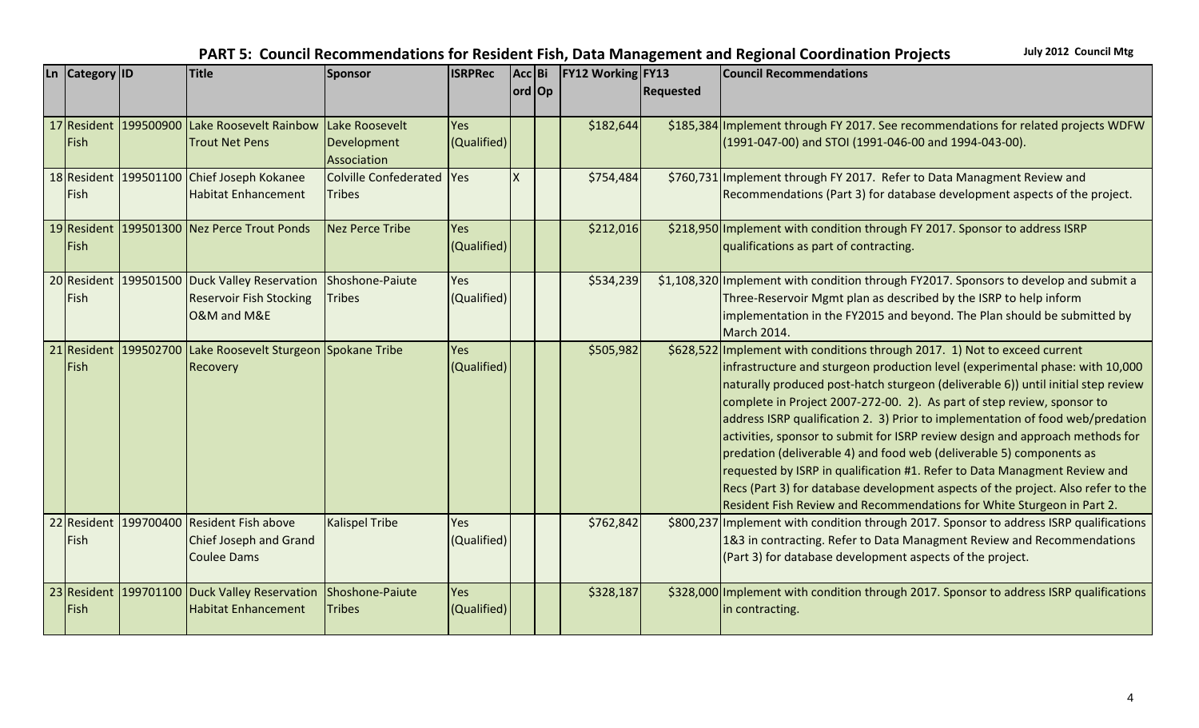## PART 5: Council Recommendations for Resident Fish, Data Management and Regional Coordination Projects

July 2012 Council Mtg

| Ln | Category | ID | Title | Sponsor | ISRPRec | Accord | Bi Op | FY12 Working | FY13 Requested | Council Recommendations |
|---|---|---|---|---|---|---|---|---|---|---|
| 17 | Resident Fish | 199500900 | Lake Roosevelt Rainbow Trout Net Pens | Lake Roosevelt Development Association | Yes (Qualified) | | | $182,644 | $185,384 | Implement through FY 2017. See recommendations for related projects WDFW (1991-047-00) and STOI (1991-046-00 and 1994-043-00). |
| 18 | Resident Fish | 199501100 | Chief Joseph Kokanee Habitat Enhancement | Colville Confederated Tribes | Yes | X | | $754,484 | $760,731 | Implement through FY 2017. Refer to Data Managment Review and Recommendations (Part 3) for database development aspects of the project. |
| 19 | Resident Fish | 199501300 | Nez Perce Trout Ponds | Nez Perce Tribe | Yes (Qualified) | | | $212,016 | $218,950 | Implement with condition through FY 2017. Sponsor to address ISRP qualifications as part of contracting. |
| 20 | Resident Fish | 199501500 | Duck Valley Reservation Reservoir Fish Stocking O&M and M&E | Shoshone-Paiute Tribes | Yes (Qualified) | | | $534,239 | $1,108,320 | Implement with condition through FY2017. Sponsors to develop and submit a Three-Reservoir Mgmt plan as described by the ISRP to help inform implementation in the FY2015 and beyond. The Plan should be submitted by March 2014. |
| 21 | Resident Fish | 199502700 | Lake Roosevelt Sturgeon Recovery | Spokane Tribe | Yes (Qualified) | | | $505,982 | $628,522 | Implement with conditions through 2017. 1) Not to exceed current infrastructure and sturgeon production level (experimental phase: with 10,000 naturally produced post-hatch sturgeon (deliverable 6)) until initial step review complete in Project 2007-272-00. 2). As part of step review, sponsor to address ISRP qualification 2. 3) Prior to implementation of food web/predation activities, sponsor to submit for ISRP review design and approach methods for predation (deliverable 4) and food web (deliverable 5) components as requested by ISRP in qualification #1. Refer to Data Managment Review and Recs (Part 3) for database development aspects of the project. Also refer to the Resident Fish Review and Recommendations for White Sturgeon in Part 2. |
| 22 | Resident Fish | 199700400 | Resident Fish above Chief Joseph and Grand Coulee Dams | Kalispel Tribe | Yes (Qualified) | | | $762,842 | $800,237 | Implement with condition through 2017. Sponsor to address ISRP qualifications 1&3 in contracting. Refer to Data Managment Review and Recommendations (Part 3) for database development aspects of the project. |
| 23 | Resident Fish | 199701100 | Duck Valley Reservation Habitat Enhancement | Shoshone-Paiute Tribes | Yes (Qualified) | | | $328,187 | $328,000 | Implement with condition through 2017. Sponsor to address ISRP qualifications in contracting. |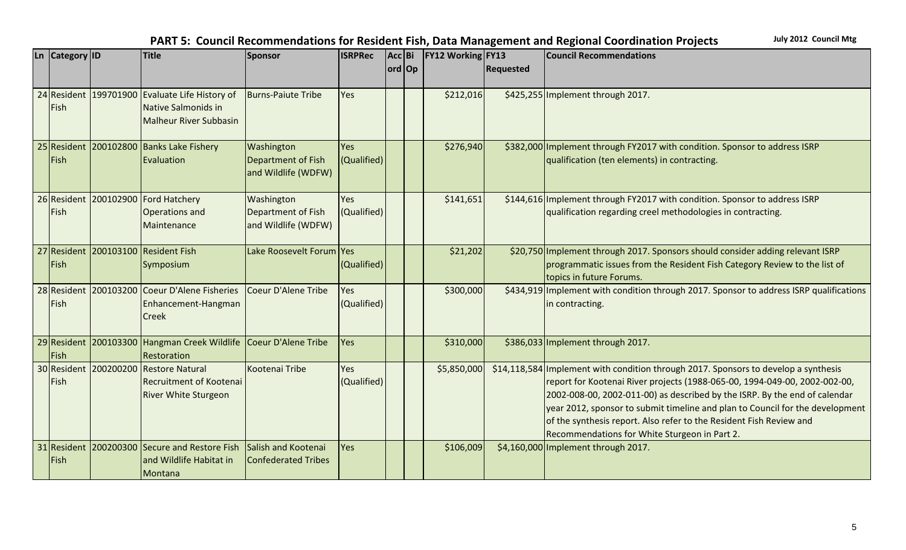## PART 5: Council Recommendations for Resident Fish, Data Management and Regional Coordination Projects

July 2012 Council Mtg

| Ln | Category | ID | Title | Sponsor | ISRPRec | Accord | Bi Op | FY12 Working | FY13 Requested | Council Recommendations |
|---|---|---|---|---|---|---|---|---|---|---|
| 24 | Resident Fish | 199701900 | Evaluate Life History of Native Salmonids in Malheur River Subbasin | Burns-Paiute Tribe | Yes | | | $212,016 | $425,255 | Implement through 2017. |
| 25 | Resident Fish | 200102800 | Banks Lake Fishery Evaluation | Washington Department of Fish and Wildlife (WDFW) | Yes (Qualified) | | | $276,940 | $382,000 | Implement through FY2017 with condition. Sponsor to address ISRP qualification (ten elements) in contracting. |
| 26 | Resident Fish | 200102900 | Ford Hatchery Operations and Maintenance | Washington Department of Fish and Wildlife (WDFW) | Yes (Qualified) | | | $141,651 | $144,616 | Implement through FY2017 with condition. Sponsor to address ISRP qualification regarding creel methodologies in contracting. |
| 27 | Resident Fish | 200103100 | Resident Fish Symposium | Lake Roosevelt Forum | Yes (Qualified) | | | $21,202 | $20,750 | Implement through 2017. Sponsors should consider adding relevant ISRP programmatic issues from the Resident Fish Category Review to the list of topics in future Forums. |
| 28 | Resident Fish | 200103200 | Coeur D'Alene Fisheries Enhancement-Hangman Creek | Coeur D'Alene Tribe | Yes (Qualified) | | | $300,000 | $434,919 | Implement with condition through 2017. Sponsor to address ISRP qualifications in contracting. |
| 29 | Resident Fish | 200103300 | Hangman Creek Wildlife Restoration | Coeur D'Alene Tribe | Yes | | | $310,000 | $386,033 | Implement through 2017. |
| 30 | Resident Fish | 200200200 | Restore Natural Recruitment of Kootenai River White Sturgeon | Kootenai Tribe | Yes (Qualified) | | | $5,850,000 | $14,118,584 | Implement with condition through 2017. Sponsors to develop a synthesis report for Kootenai River projects (1988-065-00, 1994-049-00, 2002-002-00, 2002-008-00, 2002-011-00) as described by the ISRP. By the end of calendar year 2012, sponsor to submit timeline and plan to Council for the development of the synthesis report. Also refer to the Resident Fish Review and Recommendations for White Sturgeon in Part 2. |
| 31 | Resident Fish | 200200300 | Secure and Restore Fish and Wildlife Habitat in Montana | Salish and Kootenai Confederated Tribes | Yes | | | $106,009 | $4,160,000 | Implement through 2017. |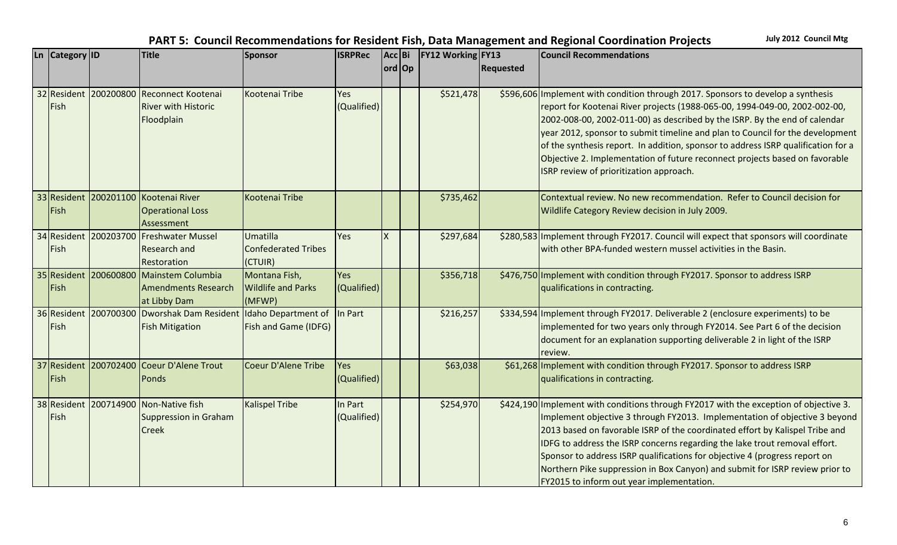## PART 5: Council Recommendations for Resident Fish, Data Management and Regional Coordination Projects

July 2012 Council Mtg

| Ln | Category | ID | Title | Sponsor | ISRPRec | Acc ord | Bi Op | FY12 Working | FY13 Requested | Council Recommendations |
|---|---|---|---|---|---|---|---|---|---|---|
| 32 | Resident Fish | 200200800 | Reconnect Kootenai River with Historic Floodplain | Kootenai Tribe | Yes (Qualified) | | | $521,478 | $596,606 | Implement with condition through 2017. Sponsors to develop a synthesis report for Kootenai River projects (1988-065-00, 1994-049-00, 2002-002-00, 2002-008-00, 2002-011-00) as described by the ISRP. By the end of calendar year 2012, sponsor to submit timeline and plan to Council for the development of the synthesis report. In addition, sponsor to address ISRP qualification for a Objective 2. Implementation of future reconnect projects based on favorable ISRP review of prioritization approach. |
| 33 | Resident Fish | 200201100 | Kootenai River Operational Loss Assessment | Kootenai Tribe | | | | $735,462 | | Contextual review. No new recommendation. Refer to Council decision for Wildlife Category Review decision in July 2009. |
| 34 | Resident Fish | 200203700 | Freshwater Mussel Research and Restoration | Umatilla Confederated Tribes (CTUIR) | Yes | X | | $297,684 | $280,583 | Implement through FY2017. Council will expect that sponsors will coordinate with other BPA-funded western mussel activities in the Basin. |
| 35 | Resident Fish | 200600800 | Mainstem Columbia Amendments Research at Libby Dam | Montana Fish, Wildlife and Parks (MFWP) | Yes (Qualified) | | | $356,718 | $476,750 | Implement with condition through FY2017. Sponsor to address ISRP qualifications in contracting. |
| 36 | Resident Fish | 200700300 | Dworshak Dam Resident Fish Mitigation | Idaho Department of Fish and Game (IDFG) | In Part | | | $216,257 | $334,594 | Implement through FY2017. Deliverable 2 (enclosure experiments) to be implemented for two years only through FY2014. See Part 6 of the decision document for an explanation supporting deliverable 2 in light of the ISRP review. |
| 37 | Resident Fish | 200702400 | Coeur D'Alene Trout Ponds | Coeur D'Alene Tribe | Yes (Qualified) | | | $63,038 | $61,268 | Implement with condition through FY2017. Sponsor to address ISRP qualifications in contracting. |
| 38 | Resident Fish | 200714900 | Non-Native fish Suppression in Graham Creek | Kalispel Tribe | In Part (Qualified) | | | $254,970 | $424,190 | Implement with conditions through FY2017 with the exception of objective 3. Implement objective 3 through FY2013. Implementation of objective 3 beyond 2013 based on favorable ISRP of the coordinated effort by Kalispel Tribe and IDFG to address the ISRP concerns regarding the lake trout removal effort. Sponsor to address ISRP qualifications for objective 4 (progress report on Northern Pike suppression in Box Canyon) and submit for ISRP review prior to FY2015 to inform out year implementation. |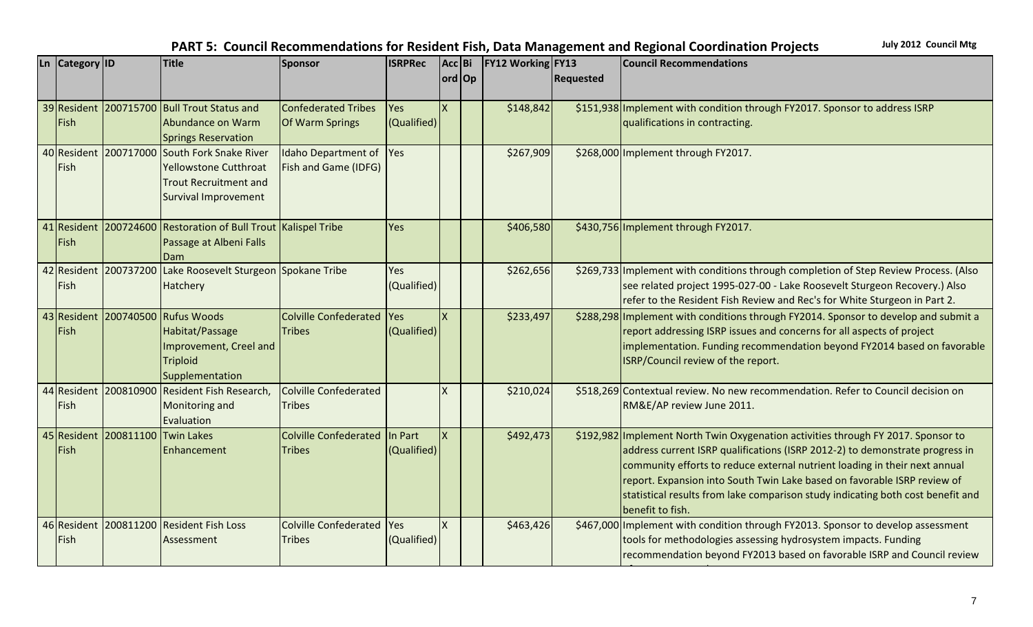## PART 5: Council Recommendations for Resident Fish, Data Management and Regional Coordination Projects

July 2012 Council Mtg

| Ln | Category | ID | Title | Sponsor | ISRPRec | Acc ord | Bi Op | FY12 Working | FY13 Requested | Council Recommendations |
|---|---|---|---|---|---|---|---|---|---|---|
| 39 | Resident Fish | 200715700 | Bull Trout Status and Abundance on Warm Springs Reservation | Confederated Tribes Of Warm Springs | Yes (Qualified) | X | | $148,842 | $151,938 | Implement with condition through FY2017. Sponsor to address ISRP qualifications in contracting. |
| 40 | Resident Fish | 200717000 | South Fork Snake River Yellowstone Cutthroat Trout Recruitment and Survival Improvement | Idaho Department of Fish and Game (IDFG) | Yes | | | $267,909 | $268,000 | Implement through FY2017. |
| 41 | Resident Fish | 200724600 | Restoration of Bull Trout Passage at Albeni Falls Dam | Kalispel Tribe | Yes | | | $406,580 | $430,756 | Implement through FY2017. |
| 42 | Resident Fish | 200737200 | Lake Roosevelt Sturgeon Hatchery | Spokane Tribe | Yes (Qualified) | | | $262,656 | $269,733 | Implement with conditions through completion of Step Review Process. (Also see related project 1995-027-00 - Lake Roosevelt Sturgeon Recovery.) Also refer to the Resident Fish Review and Rec's for White Sturgeon in Part 2. |
| 43 | Resident Fish | 200740500 | Rufus Woods Habitat/Passage Improvement, Creel and Triploid Supplementation | Colville Confederated Tribes | Yes (Qualified) | X | | $233,497 | $288,298 | Implement with conditions through FY2014. Sponsor to develop and submit a report addressing ISRP issues and concerns for all aspects of project implementation. Funding recommendation beyond FY2014 based on favorable ISRP/Council review of the report. |
| 44 | Resident Fish | 200810900 | Resident Fish Research, Monitoring and Evaluation | Colville Confederated Tribes | | X | | $210,024 | $518,269 | Contextual review. No new recommendation. Refer to Council decision on RM&E/AP review June 2011. |
| 45 | Resident Fish | 200811100 | Twin Lakes Enhancement | Colville Confederated Tribes | In Part (Qualified) | X | | $492,473 | $192,982 | Implement North Twin Oxygenation activities through FY 2017. Sponsor to address current ISRP qualifications (ISRP 2012-2) to demonstrate progress in community efforts to reduce external nutrient loading in their next annual report. Expansion into South Twin Lake based on favorable ISRP review of statistical results from lake comparison study indicating both cost benefit and benefit to fish. |
| 46 | Resident Fish | 200811200 | Resident Fish Loss Assessment | Colville Confederated Tribes | Yes (Qualified) | X | | $463,426 | $467,000 | Implement with condition through FY2013. Sponsor to develop assessment tools for methodologies assessing hydrosystem impacts. Funding recommendation beyond FY2013 based on favorable ISRP and Council review |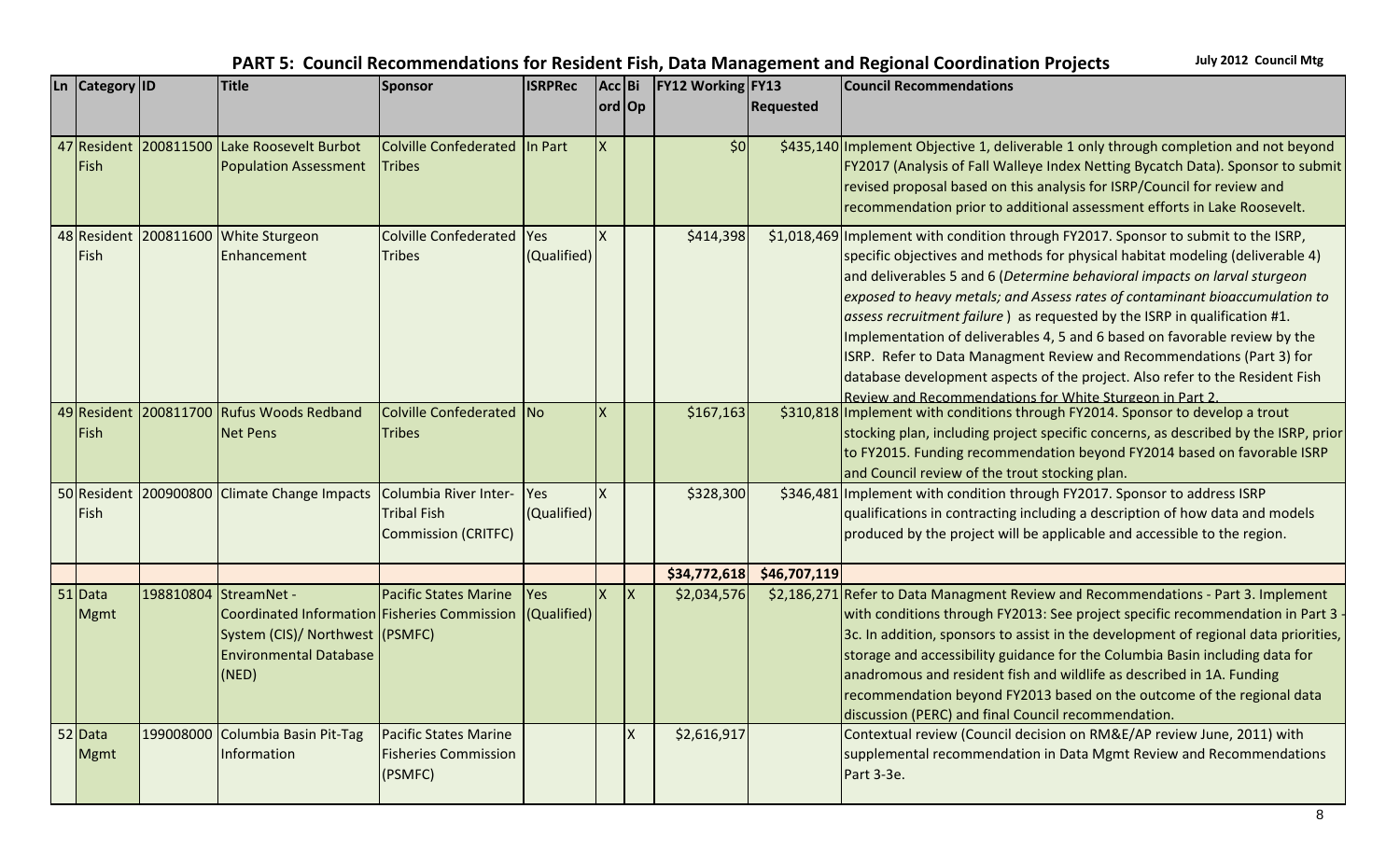## PART 5: Council Recommendations for Resident Fish, Data Management and Regional Coordination Projects

July 2012 Council Mtg

| Ln | Category | ID | Title | Sponsor | ISRPRec | Acc ord | Bi Op | FY12 Working | FY13 Requested | Council Recommendations |
|---|---|---|---|---|---|---|---|---|---|---|
| 47 | Resident Fish | 200811500 | Lake Roosevelt Burbot Population Assessment | Colville Confederated Tribes | In Part | X | | $0 | $435,140 | Implement Objective 1, deliverable 1 only through completion and not beyond FY2017 (Analysis of Fall Walleye Index Netting Bycatch Data). Sponsor to submit revised proposal based on this analysis for ISRP/Council for review and recommendation prior to additional assessment efforts in Lake Roosevelt. |
| 48 | Resident Fish | 200811600 | White Sturgeon Enhancement | Colville Confederated Tribes | Yes (Qualified) | X | | $414,398 | $1,018,469 | Implement with condition through FY2017. Sponsor to submit to the ISRP, specific objectives and methods for physical habitat modeling (deliverable 4) and deliverables 5 and 6 (*Determine behavioral impacts on larval sturgeon exposed to heavy metals; and Assess rates of contaminant bioaccumulation to assess recruitment failure*) as requested by the ISRP in qualification #1. Implementation of deliverables 4, 5 and 6 based on favorable review by the ISRP. Refer to Data Managment Review and Recommendations (Part 3) for database development aspects of the project. Also refer to the Resident Fish Review and Recommendations for White Sturgeon in Part 2. |
| 49 | Resident Fish | 200811700 | Rufus Woods Redband Net Pens | Colville Confederated Tribes | No | X | | $167,163 | $310,818 | Implement with conditions through FY2014. Sponsor to develop a trout stocking plan, including project specific concerns, as described by the ISRP, prior to FY2015. Funding recommendation beyond FY2014 based on favorable ISRP and Council review of the trout stocking plan. |
| 50 | Resident Fish | 200900800 | Climate Change Impacts | Columbia River Inter-Tribal Fish Commission (CRITFC) | Yes (Qualified) | X | | $328,300 | $346,481 | Implement with condition through FY2017. Sponsor to address ISRP qualifications in contracting including a description of how data and models produced by the project will be applicable and accessible to the region. |
| | | | | | | | | $34,772,618 | $46,707,119 | |
| 51 | Data Mgmt | 198810804 | StreamNet - Coordinated Information System (CIS)/ Northwest Environmental Database (NED) | Pacific States Marine Fisheries Commission (PSMFC) | Yes (Qualified) | X | X | $2,034,576 | $2,186,271 | Refer to Data Managment Review and Recommendations - Part 3. Implement with conditions through FY2013: See project specific recommendation in Part 3 - 3c. In addition, sponsors to assist in the development of regional data priorities, storage and accessibility guidance for the Columbia Basin including data for anadromous and resident fish and wildlife as described in 1A. Funding recommendation beyond FY2013 based on the outcome of the regional data discussion (PERC) and final Council recommendation. |
| 52 | Data Mgmt | 199008000 | Columbia Basin Pit-Tag Information | Pacific States Marine Fisheries Commission (PSMFC) | | | X | $2,616,917 | | Contextual review (Council decision on RM&E/AP review June, 2011) with supplemental recommendation in Data Mgmt Review and Recommendations Part 3-3e. |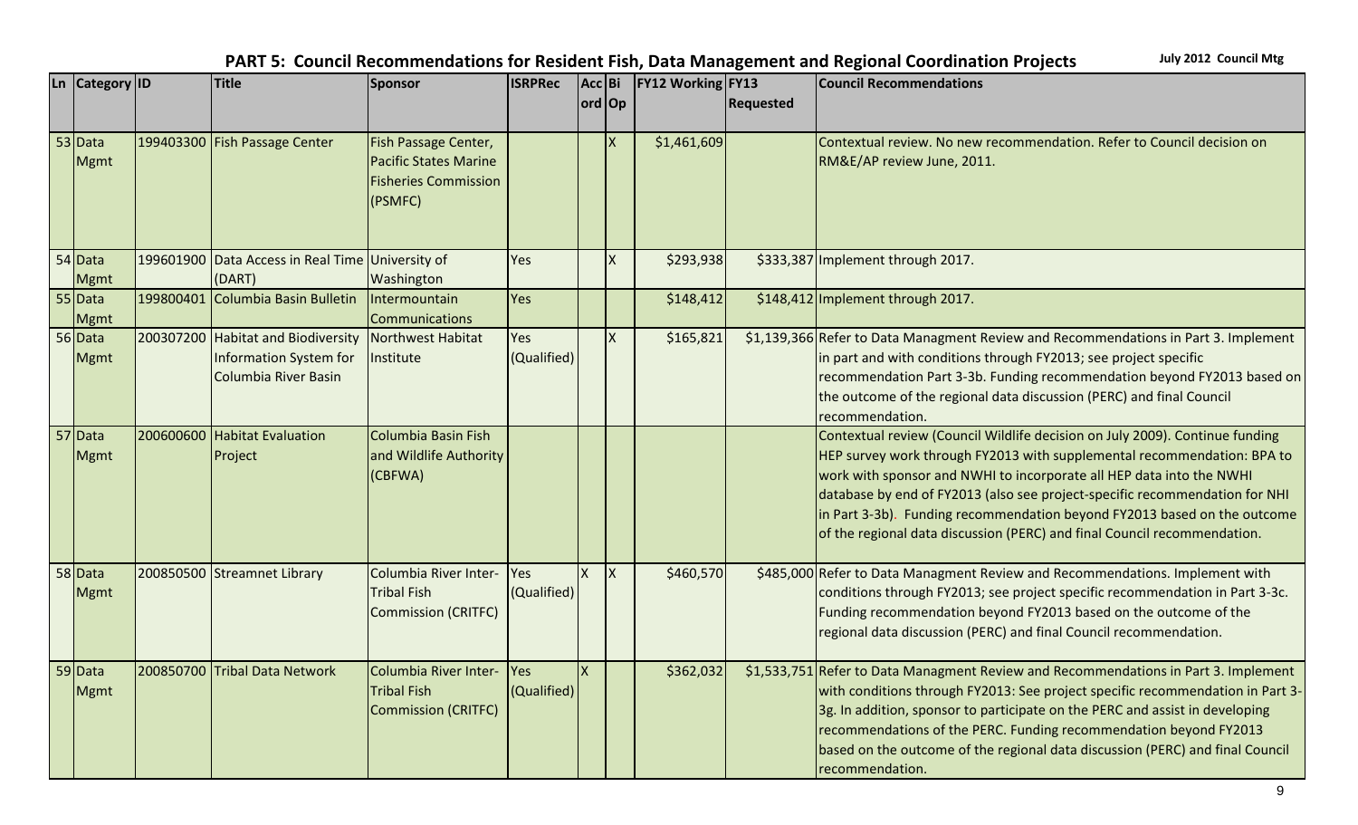# PART 5: Council Recommendations for Resident Fish, Data Management and Regional Coordination Projects

July 2012 Council Mtg

| Ln | Category | ID | Title | Sponsor | ISRPRec | Accord | BiOp | FY12 Working | FY13 Requested | Council Recommendations |
|---|---|---|---|---|---|---|---|---|---|---|
| 53 | Data Mgmt | 199403300 | Fish Passage Center | Fish Passage Center, Pacific States Marine Fisheries Commission (PSMFC) | | | X | $1,461,609 | | Contextual review. No new recommendation. Refer to Council decision on RM&E/AP review June, 2011. |
| 54 | Data Mgmt | 199601900 | Data Access in Real Time (DART) | University of Washington | Yes | | X | $293,938 | $333,387 | Implement through 2017. |
| 55 | Data Mgmt | 199800401 | Columbia Basin Bulletin | Intermountain Communications | Yes | | | $148,412 | $148,412 | Implement through 2017. |
| 56 | Data Mgmt | 200307200 | Habitat and Biodiversity Information System for Columbia River Basin | Northwest Habitat Institute | Yes (Qualified) | | X | $165,821 | $1,139,366 | Refer to Data Managment Review and Recommendations in Part 3. Implement in part and with conditions through FY2013; see project specific recommendation Part 3-3b. Funding recommendation beyond FY2013 based on the outcome of the regional data discussion (PERC) and final Council recommendation. |
| 57 | Data Mgmt | 200600600 | Habitat Evaluation Project | Columbia Basin Fish and Wildlife Authority (CBFWA) | | | | | | Contextual review (Council Wildlife decision on July 2009). Continue funding HEP survey work through FY2013 with supplemental recommendation: BPA to work with sponsor and NWHI to incorporate all HEP data into the NWHI database by end of FY2013 (also see project-specific recommendation for NHI in Part 3-3b). Funding recommendation beyond FY2013 based on the outcome of the regional data discussion (PERC) and final Council recommendation. |
| 58 | Data Mgmt | 200850500 | Streamnet Library | Columbia River Inter-Tribal Fish Commission (CRITFC) | Yes (Qualified) | X | X | $460,570 | $485,000 | Refer to Data Managment Review and Recommendations. Implement with conditions through FY2013; see project specific recommendation in Part 3-3c. Funding recommendation beyond FY2013 based on the outcome of the regional data discussion (PERC) and final Council recommendation. |
| 59 | Data Mgmt | 200850700 | Tribal Data Network | Columbia River Inter-Tribal Fish Commission (CRITFC) | Yes (Qualified) | X | | $362,032 | $1,533,751 | Refer to Data Managment Review and Recommendations in Part 3. Implement with conditions through FY2013: See project specific recommendation in Part 3-3g. In addition, sponsor to participate on the PERC and assist in developing recommendations of the PERC. Funding recommendation beyond FY2013 based on the outcome of the regional data discussion (PERC) and final Council recommendation. |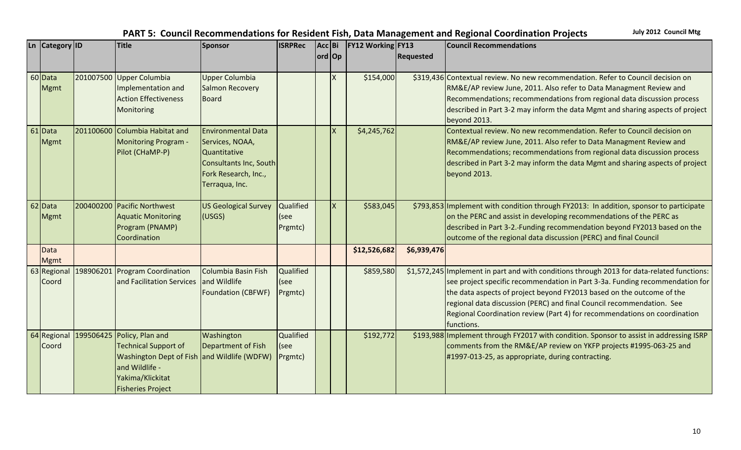## PART 5: Council Recommendations for Resident Fish, Data Management and Regional Coordination Projects

July 2012 Council Mtg

| Ln | Category | ID | Title | Sponsor | ISRPRec | Acc ord | Bi Op | FY12 Working | FY13 Requested | Council Recommendations |
|---|---|---|---|---|---|---|---|---|---|---|
| 60 | Data Mgmt | 201007500 | Upper Columbia Implementation and Action Effectiveness Monitoring | Upper Columbia Salmon Recovery Board | | | X | $154,000 | $319,436 | Contextual review. No new recommendation. Refer to Council decision on RM&E/AP review June, 2011. Also refer to Data Managment Review and Recommendations; recommendations from regional data discussion process described in Part 3-2 may inform the data Mgmt and sharing aspects of project beyond 2013. |
| 61 | Data Mgmt | 201100600 | Columbia Habitat and Monitoring Program - Pilot (CHaMP-P) | Environmental Data Services, NOAA, Quantitative Consultants Inc, South Fork Research, Inc., Terraqua, Inc. | | | X | $4,245,762 | | Contextual review. No new recommendation. Refer to Council decision on RM&E/AP review June, 2011. Also refer to Data Managment Review and Recommendations; recommendations from regional data discussion process described in Part 3-2 may inform the data Mgmt and sharing aspects of project beyond 2013. |
| 62 | Data Mgmt | 200400200 | Pacific Northwest Aquatic Monitoring Program (PNAMP) Coordination | US Geological Survey (USGS) | Qualified (see Prgmtc) | | X | $583,045 | $793,853 | Implement with condition through FY2013: In addition, sponsor to participate on the PERC and assist in developing recommendations of the PERC as described in Part 3-2.-Funding recommendation beyond FY2013 based on the outcome of the regional data discussion (PERC) and final Council |
| | Data Mgmt | | | | | | | **$12,526,682** | **$6,939,476** | |
| 63 | Regional Coord | 198906201 | Program Coordination and Facilitation Services | Columbia Basin Fish and Wildlife Foundation (CBFWF) | Qualified (see Prgmtc) | | | $859,580 | $1,572,245 | Implement in part and with conditions through 2013 for data-related functions: see project specific recommendation in Part 3-3a. Funding recommendation for the data aspects of project beyond FY2013 based on the outcome of the regional data discussion (PERC) and final Council recommendation. See Regional Coordination review (Part 4) for recommendations on coordination functions. |
| 64 | Regional Coord | 199506425 | Policy, Plan and Technical Support of Washington Dept of Fish and Wildlife - Yakima/Klickitat Fisheries Project | Washington Department of Fish and Wildlife (WDFW) | Qualified (see Prgmtc) | | | $192,772 | $193,988 | Implement through FY2017 with condition. Sponsor to assist in addressing ISRP comments from the RM&E/AP review on YKFP projects #1995-063-25 and #1997-013-25, as appropriate, during contracting. |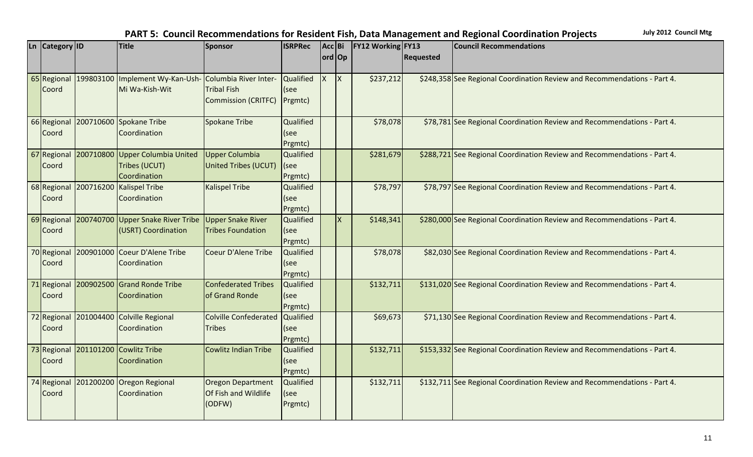## PART 5: Council Recommendations for Resident Fish, Data Management and Regional Coordination Projects

July 2012 Council Mtg

| Ln | Category | ID | Title | Sponsor | ISRPRec | Acc ord | Bi Op | FY12 Working | FY13 Requested | Council Recommendations |
|---|---|---|---|---|---|---|---|---|---|---|
| 65 | Regional Coord | 199803100 | Implement Wy-Kan-Ush-Mi Wa-Kish-Wit | Columbia River Inter-Tribal Fish Commission (CRITFC) | Qualified (see Prgmtc) | X | X | $237,212 | $248,358 | See Regional Coordination Review and Recommendations - Part 4. |
| 66 | Regional Coord | 200710600 | Spokane Tribe Coordination | Spokane Tribe | Qualified (see Prgmtc) | | | $78,078 | $78,781 | See Regional Coordination Review and Recommendations - Part 4. |
| 67 | Regional Coord | 200710800 | Upper Columbia United Tribes (UCUT) Coordination | Upper Columbia United Tribes (UCUT) | Qualified (see Prgmtc) | | | $281,679 | $288,721 | See Regional Coordination Review and Recommendations - Part 4. |
| 68 | Regional Coord | 200716200 | Kalispel Tribe Coordination | Kalispel Tribe | Qualified (see Prgmtc) | | | $78,797 | $78,797 | See Regional Coordination Review and Recommendations - Part 4. |
| 69 | Regional Coord | 200740700 | Upper Snake River Tribe (USRT) Coordination | Upper Snake River Tribes Foundation | Qualified (see Prgmtc) | | X | $148,341 | $280,000 | See Regional Coordination Review and Recommendations - Part 4. |
| 70 | Regional Coord | 200901000 | Coeur D'Alene Tribe Coordination | Coeur D'Alene Tribe | Qualified (see Prgmtc) | | | $78,078 | $82,030 | See Regional Coordination Review and Recommendations - Part 4. |
| 71 | Regional Coord | 200902500 | Grand Ronde Tribe Coordination | Confederated Tribes of Grand Ronde | Qualified (see Prgmtc) | | | $132,711 | $131,020 | See Regional Coordination Review and Recommendations - Part 4. |
| 72 | Regional Coord | 201004400 | Colville Regional Coordination | Colville Confederated Tribes | Qualified (see Prgmtc) | | | $69,673 | $71,130 | See Regional Coordination Review and Recommendations - Part 4. |
| 73 | Regional Coord | 201101200 | Cowlitz Tribe Coordination | Cowlitz Indian Tribe | Qualified (see Prgmtc) | | | $132,711 | $153,332 | See Regional Coordination Review and Recommendations - Part 4. |
| 74 | Regional Coord | 201200200 | Oregon Regional Coordination | Oregon Department Of Fish and Wildlife (ODFW) | Qualified (see Prgmtc) | | | $132,711 | $132,711 | See Regional Coordination Review and Recommendations - Part 4. |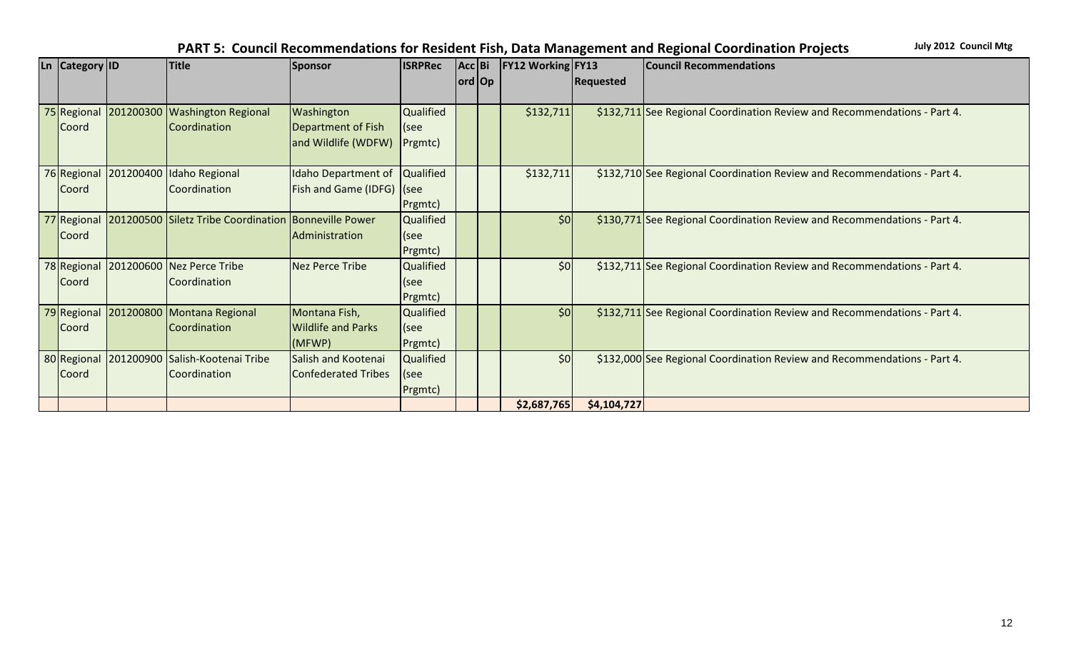# PART 5: Council Recommendations for Resident Fish, Data Management and Regional Coordination Projects

July 2012 Council Mtg

| Ln | Category | ID | Title | Sponsor | ISRPRec | Accord | Bi Op | FY12 Working | FY13 Requested | Council Recommendations |
|---|---|---|---|---|---|---|---|---|---|---|
| 75 | Regional Coord | 201200300 | Washington Regional Coordination | Washington Department of Fish and Wildlife (WDFW) | Qualified (see Prgmtc) | | | $132,711 | $132,711 | See Regional Coordination Review and Recommendations - Part 4. |
| 76 | Regional Coord | 201200400 | Idaho Regional Coordination | Idaho Department of Fish and Game (IDFG) | Qualified (see Prgmtc) | | | $132,711 | $132,710 | See Regional Coordination Review and Recommendations - Part 4. |
| 77 | Regional Coord | 201200500 | Siletz Tribe Coordination | Bonneville Power Administration | Qualified (see Prgmtc) | | | $0 | $130,771 | See Regional Coordination Review and Recommendations - Part 4. |
| 78 | Regional Coord | 201200600 | Nez Perce Tribe Coordination | Nez Perce Tribe | Qualified (see Prgmtc) | | | $0 | $132,711 | See Regional Coordination Review and Recommendations - Part 4. |
| 79 | Regional Coord | 201200800 | Montana Regional Coordination | Montana Fish, Wildlife and Parks (MFWP) | Qualified (see Prgmtc) | | | $0 | $132,711 | See Regional Coordination Review and Recommendations - Part 4. |
| 80 | Regional Coord | 201200900 | Salish-Kootenai Tribe Coordination | Salish and Kootenai Confederated Tribes | Qualified (see Prgmtc) | | | $0 | $132,000 | See Regional Coordination Review and Recommendations - Part 4. |
| | | | | | | | | $2,687,765 | $4,104,727 | |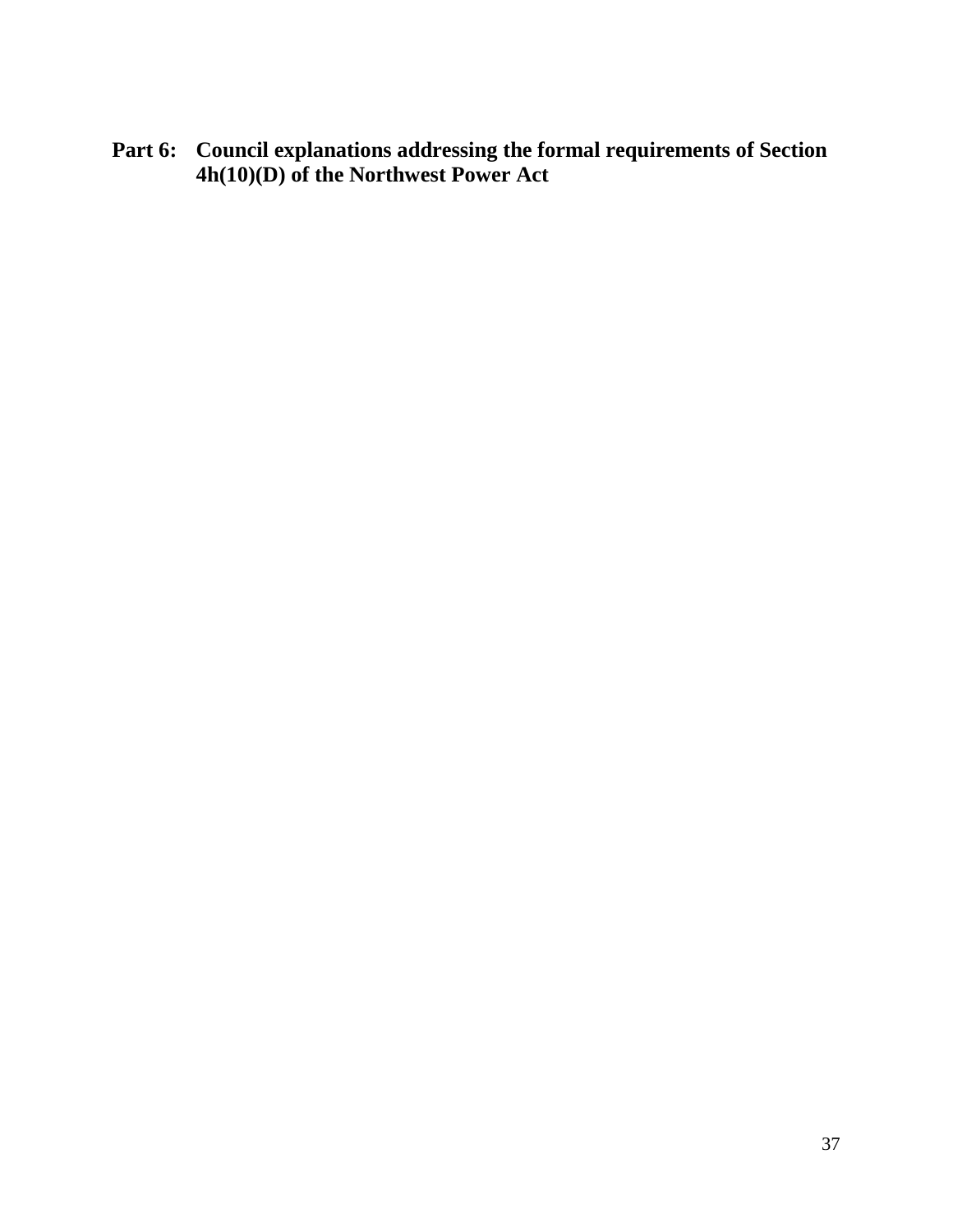# Part 6: Council explanations addressing the formal requirements of Section 4h(10)(D) of the Northwest Power Act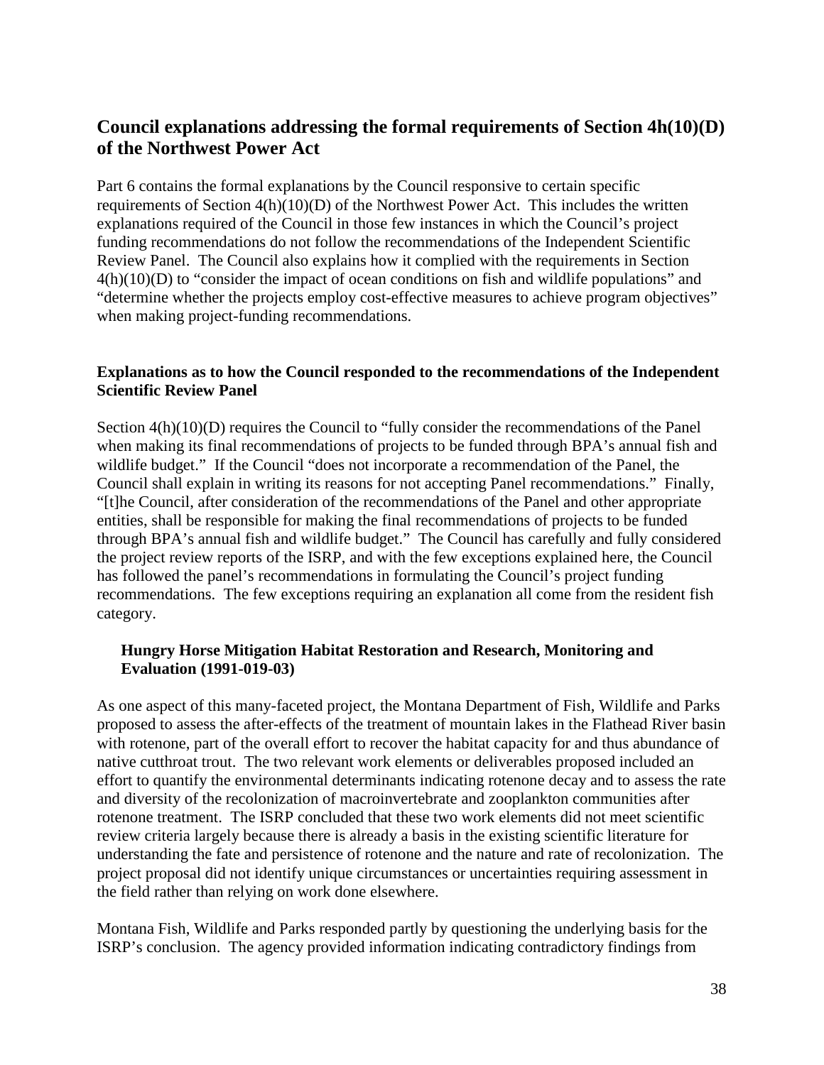## Council explanations addressing the formal requirements of Section 4h(10)(D) of the Northwest Power Act

Part 6 contains the formal explanations by the Council responsive to certain specific requirements of Section 4(h)(10)(D) of the Northwest Power Act. This includes the written explanations required of the Council in those few instances in which the Council's project funding recommendations do not follow the recommendations of the Independent Scientific Review Panel. The Council also explains how it complied with the requirements in Section 4(h)(10)(D) to "consider the impact of ocean conditions on fish and wildlife populations" and "determine whether the projects employ cost-effective measures to achieve program objectives" when making project-funding recommendations.

### Explanations as to how the Council responded to the recommendations of the Independent Scientific Review Panel

Section 4(h)(10)(D) requires the Council to "fully consider the recommendations of the Panel when making its final recommendations of projects to be funded through BPA's annual fish and wildlife budget." If the Council "does not incorporate a recommendation of the Panel, the Council shall explain in writing its reasons for not accepting Panel recommendations." Finally, "[t]he Council, after consideration of the recommendations of the Panel and other appropriate entities, shall be responsible for making the final recommendations of projects to be funded through BPA's annual fish and wildlife budget." The Council has carefully and fully considered the project review reports of the ISRP, and with the few exceptions explained here, the Council has followed the panel's recommendations in formulating the Council's project funding recommendations. The few exceptions requiring an explanation all come from the resident fish category.

#### Hungry Horse Mitigation Habitat Restoration and Research, Monitoring and Evaluation (1991-019-03)

As one aspect of this many-faceted project, the Montana Department of Fish, Wildlife and Parks proposed to assess the after-effects of the treatment of mountain lakes in the Flathead River basin with rotenone, part of the overall effort to recover the habitat capacity for and thus abundance of native cutthroat trout. The two relevant work elements or deliverables proposed included an effort to quantify the environmental determinants indicating rotenone decay and to assess the rate and diversity of the recolonization of macroinvertebrate and zooplankton communities after rotenone treatment. The ISRP concluded that these two work elements did not meet scientific review criteria largely because there is already a basis in the existing scientific literature for understanding the fate and persistence of rotenone and the nature and rate of recolonization. The project proposal did not identify unique circumstances or uncertainties requiring assessment in the field rather than relying on work done elsewhere.

Montana Fish, Wildlife and Parks responded partly by questioning the underlying basis for the ISRP's conclusion. The agency provided information indicating contradictory findings from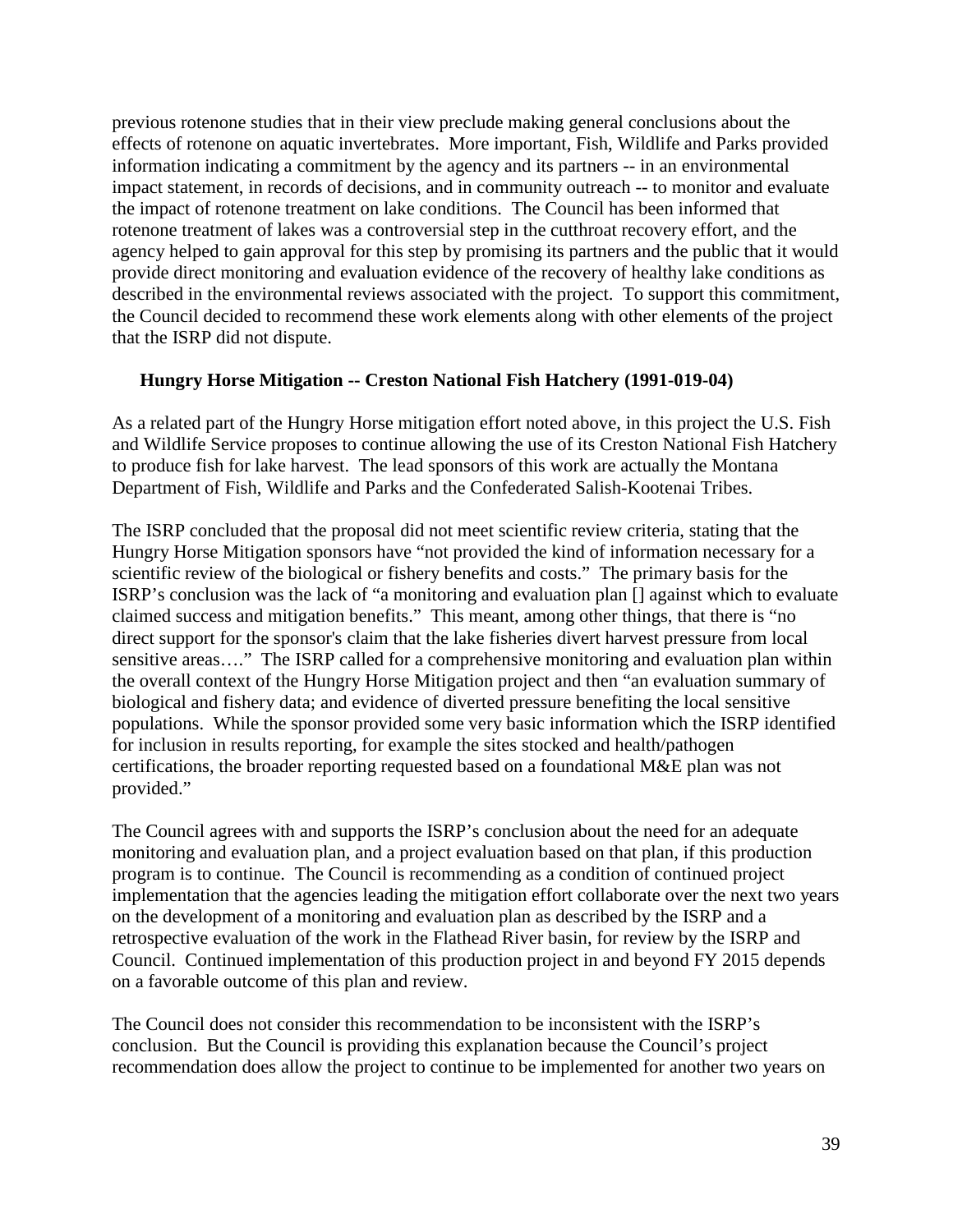previous rotenone studies that in their view preclude making general conclusions about the effects of rotenone on aquatic invertebrates. More important, Fish, Wildlife and Parks provided information indicating a commitment by the agency and its partners -- in an environmental impact statement, in records of decisions, and in community outreach -- to monitor and evaluate the impact of rotenone treatment on lake conditions. The Council has been informed that rotenone treatment of lakes was a controversial step in the cutthroat recovery effort, and the agency helped to gain approval for this step by promising its partners and the public that it would provide direct monitoring and evaluation evidence of the recovery of healthy lake conditions as described in the environmental reviews associated with the project. To support this commitment, the Council decided to recommend these work elements along with other elements of the project that the ISRP did not dispute.

**Hungry Horse Mitigation -- Creston National Fish Hatchery (1991-019-04)**

As a related part of the Hungry Horse mitigation effort noted above, in this project the U.S. Fish and Wildlife Service proposes to continue allowing the use of its Creston National Fish Hatchery to produce fish for lake harvest. The lead sponsors of this work are actually the Montana Department of Fish, Wildlife and Parks and the Confederated Salish-Kootenai Tribes.

The ISRP concluded that the proposal did not meet scientific review criteria, stating that the Hungry Horse Mitigation sponsors have "not provided the kind of information necessary for a scientific review of the biological or fishery benefits and costs." The primary basis for the ISRP's conclusion was the lack of "a monitoring and evaluation plan [] against which to evaluate claimed success and mitigation benefits." This meant, among other things, that there is "no direct support for the sponsor's claim that the lake fisheries divert harvest pressure from local sensitive areas…." The ISRP called for a comprehensive monitoring and evaluation plan within the overall context of the Hungry Horse Mitigation project and then "an evaluation summary of biological and fishery data; and evidence of diverted pressure benefiting the local sensitive populations. While the sponsor provided some very basic information which the ISRP identified for inclusion in results reporting, for example the sites stocked and health/pathogen certifications, the broader reporting requested based on a foundational M&E plan was not provided."

The Council agrees with and supports the ISRP's conclusion about the need for an adequate monitoring and evaluation plan, and a project evaluation based on that plan, if this production program is to continue. The Council is recommending as a condition of continued project implementation that the agencies leading the mitigation effort collaborate over the next two years on the development of a monitoring and evaluation plan as described by the ISRP and a retrospective evaluation of the work in the Flathead River basin, for review by the ISRP and Council. Continued implementation of this production project in and beyond FY 2015 depends on a favorable outcome of this plan and review.

The Council does not consider this recommendation to be inconsistent with the ISRP's conclusion. But the Council is providing this explanation because the Council's project recommendation does allow the project to continue to be implemented for another two years on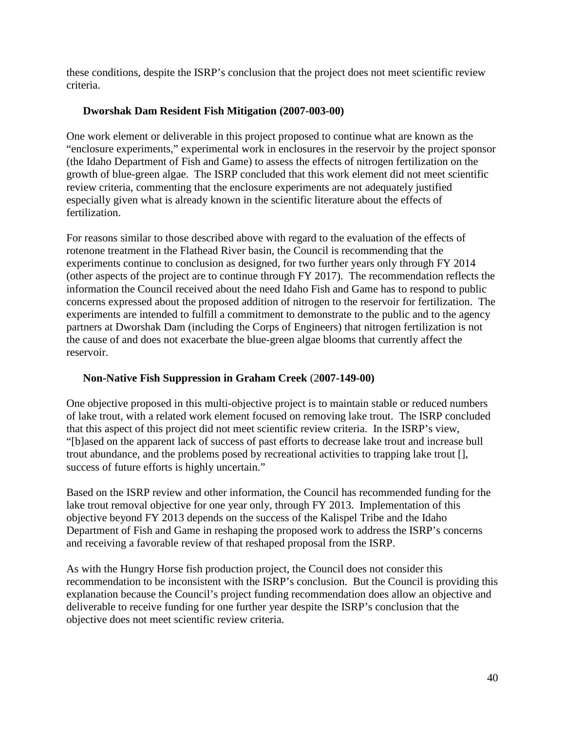these conditions, despite the ISRP's conclusion that the project does not meet scientific review criteria.

**Dworshak Dam Resident Fish Mitigation (2007-003-00)**

One work element or deliverable in this project proposed to continue what are known as the "enclosure experiments," experimental work in enclosures in the reservoir by the project sponsor (the Idaho Department of Fish and Game) to assess the effects of nitrogen fertilization on the growth of blue-green algae. The ISRP concluded that this work element did not meet scientific review criteria, commenting that the enclosure experiments are not adequately justified especially given what is already known in the scientific literature about the effects of fertilization.

For reasons similar to those described above with regard to the evaluation of the effects of rotenone treatment in the Flathead River basin, the Council is recommending that the experiments continue to conclusion as designed, for two further years only through FY 2014 (other aspects of the project are to continue through FY 2017). The recommendation reflects the information the Council received about the need Idaho Fish and Game has to respond to public concerns expressed about the proposed addition of nitrogen to the reservoir for fertilization. The experiments are intended to fulfill a commitment to demonstrate to the public and to the agency partners at Dworshak Dam (including the Corps of Engineers) that nitrogen fertilization is not the cause of and does not exacerbate the blue-green algae blooms that currently affect the reservoir.

**Non-Native Fish Suppression in Graham Creek (2007-149-00)**

One objective proposed in this multi-objective project is to maintain stable or reduced numbers of lake trout, with a related work element focused on removing lake trout. The ISRP concluded that this aspect of this project did not meet scientific review criteria. In the ISRP's view, "[b]ased on the apparent lack of success of past efforts to decrease lake trout and increase bull trout abundance, and the problems posed by recreational activities to trapping lake trout [], success of future efforts is highly uncertain."

Based on the ISRP review and other information, the Council has recommended funding for the lake trout removal objective for one year only, through FY 2013. Implementation of this objective beyond FY 2013 depends on the success of the Kalispel Tribe and the Idaho Department of Fish and Game in reshaping the proposed work to address the ISRP's concerns and receiving a favorable review of that reshaped proposal from the ISRP.

As with the Hungry Horse fish production project, the Council does not consider this recommendation to be inconsistent with the ISRP's conclusion. But the Council is providing this explanation because the Council's project funding recommendation does allow an objective and deliverable to receive funding for one further year despite the ISRP's conclusion that the objective does not meet scientific review criteria.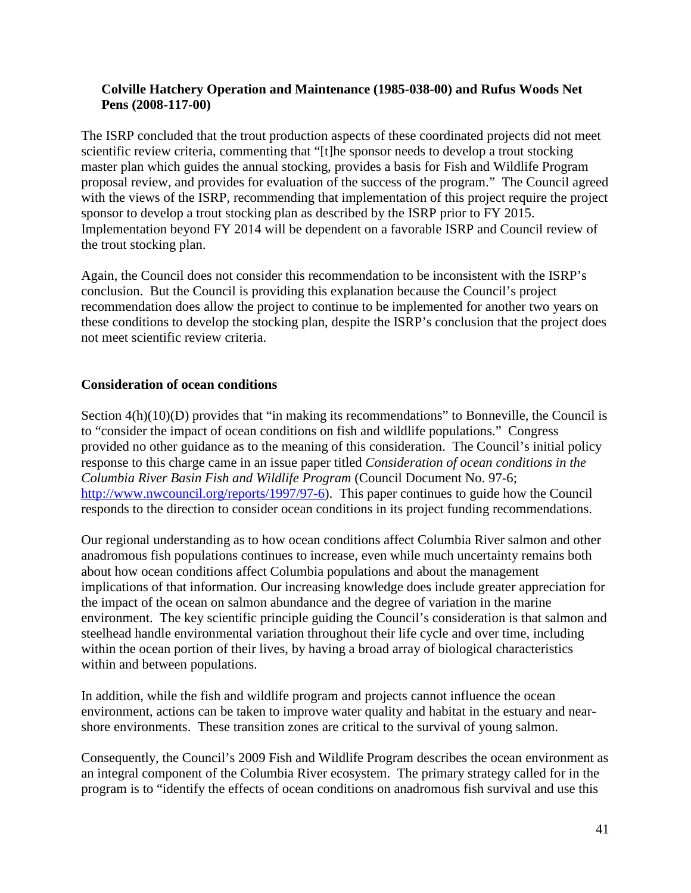### Colville Hatchery Operation and Maintenance (1985-038-00) and Rufus Woods Net Pens (2008-117-00)

The ISRP concluded that the trout production aspects of these coordinated projects did not meet scientific review criteria, commenting that "[t]he sponsor needs to develop a trout stocking master plan which guides the annual stocking, provides a basis for Fish and Wildlife Program proposal review, and provides for evaluation of the success of the program." The Council agreed with the views of the ISRP, recommending that implementation of this project require the project sponsor to develop a trout stocking plan as described by the ISRP prior to FY 2015. Implementation beyond FY 2014 will be dependent on a favorable ISRP and Council review of the trout stocking plan.

Again, the Council does not consider this recommendation to be inconsistent with the ISRP's conclusion. But the Council is providing this explanation because the Council's project recommendation does allow the project to continue to be implemented for another two years on these conditions to develop the stocking plan, despite the ISRP's conclusion that the project does not meet scientific review criteria.

### Consideration of ocean conditions

Section 4(h)(10)(D) provides that "in making its recommendations" to Bonneville, the Council is to "consider the impact of ocean conditions on fish and wildlife populations." Congress provided no other guidance as to the meaning of this consideration. The Council's initial policy response to this charge came in an issue paper titled *Consideration of ocean conditions in the Columbia River Basin Fish and Wildlife Program* (Council Document No. 97-6; http://www.nwcouncil.org/reports/1997/97-6). This paper continues to guide how the Council responds to the direction to consider ocean conditions in its project funding recommendations.

Our regional understanding as to how ocean conditions affect Columbia River salmon and other anadromous fish populations continues to increase, even while much uncertainty remains both about how ocean conditions affect Columbia populations and about the management implications of that information. Our increasing knowledge does include greater appreciation for the impact of the ocean on salmon abundance and the degree of variation in the marine environment. The key scientific principle guiding the Council's consideration is that salmon and steelhead handle environmental variation throughout their life cycle and over time, including within the ocean portion of their lives, by having a broad array of biological characteristics within and between populations.

In addition, while the fish and wildlife program and projects cannot influence the ocean environment, actions can be taken to improve water quality and habitat in the estuary and near-shore environments. These transition zones are critical to the survival of young salmon.

Consequently, the Council's 2009 Fish and Wildlife Program describes the ocean environment as an integral component of the Columbia River ecosystem. The primary strategy called for in the program is to "identify the effects of ocean conditions on anadromous fish survival and use this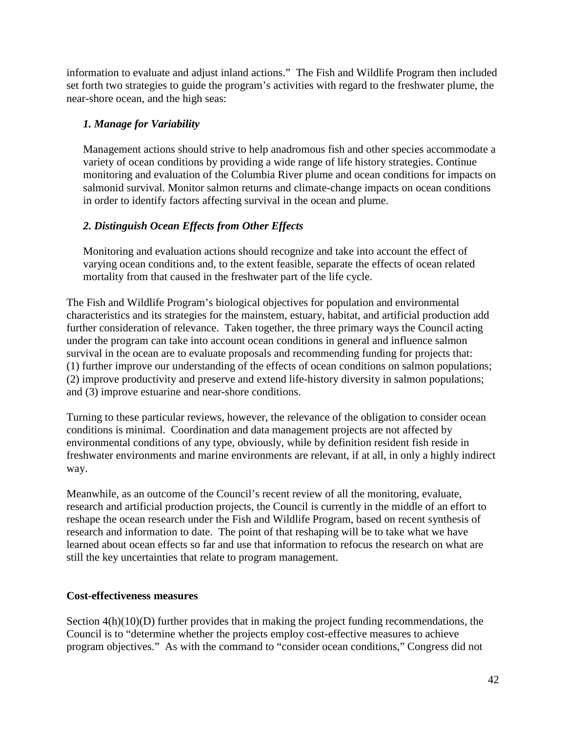information to evaluate and adjust inland actions." The Fish and Wildlife Program then included set forth two strategies to guide the program's activities with regard to the freshwater plume, the near-shore ocean, and the high seas:

> ***1. Manage for Variability***
>
> Management actions should strive to help anadromous fish and other species accommodate a variety of ocean conditions by providing a wide range of life history strategies. Continue monitoring and evaluation of the Columbia River plume and ocean conditions for impacts on salmonid survival. Monitor salmon returns and climate-change impacts on ocean conditions in order to identify factors affecting survival in the ocean and plume.
>
> ***2. Distinguish Ocean Effects from Other Effects***
>
> Monitoring and evaluation actions should recognize and take into account the effect of varying ocean conditions and, to the extent feasible, separate the effects of ocean related mortality from that caused in the freshwater part of the life cycle.

The Fish and Wildlife Program's biological objectives for population and environmental characteristics and its strategies for the mainstem, estuary, habitat, and artificial production add further consideration of relevance. Taken together, the three primary ways the Council acting under the program can take into account ocean conditions in general and influence salmon survival in the ocean are to evaluate proposals and recommending funding for projects that: (1) further improve our understanding of the effects of ocean conditions on salmon populations; (2) improve productivity and preserve and extend life-history diversity in salmon populations; and (3) improve estuarine and near-shore conditions.

Turning to these particular reviews, however, the relevance of the obligation to consider ocean conditions is minimal. Coordination and data management projects are not affected by environmental conditions of any type, obviously, while by definition resident fish reside in freshwater environments and marine environments are relevant, if at all, in only a highly indirect way.

Meanwhile, as an outcome of the Council's recent review of all the monitoring, evaluate, research and artificial production projects, the Council is currently in the middle of an effort to reshape the ocean research under the Fish and Wildlife Program, based on recent synthesis of research and information to date. The point of that reshaping will be to take what we have learned about ocean effects so far and use that information to refocus the research on what are still the key uncertainties that relate to program management.

**Cost-effectiveness measures**

Section 4(h)(10)(D) further provides that in making the project funding recommendations, the Council is to "determine whether the projects employ cost-effective measures to achieve program objectives." As with the command to "consider ocean conditions," Congress did not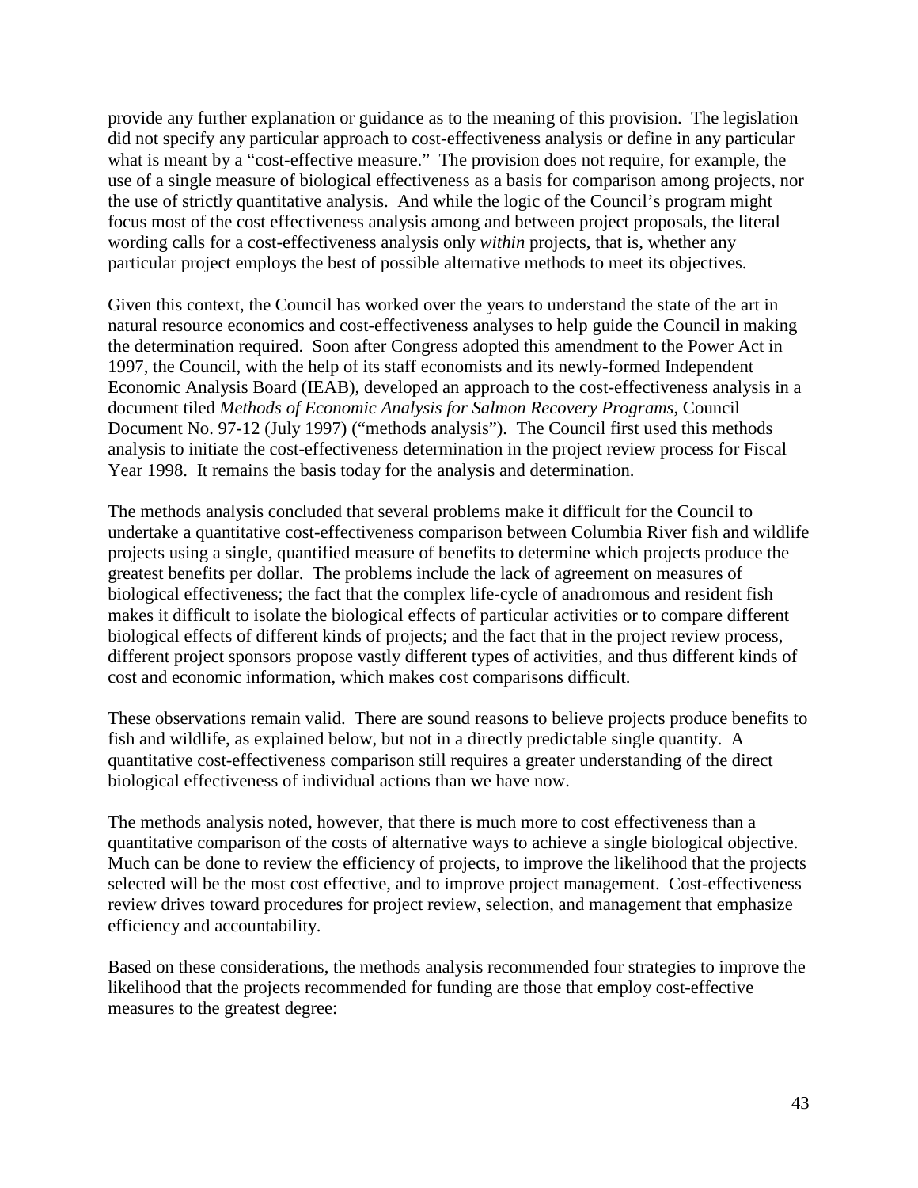provide any further explanation or guidance as to the meaning of this provision. The legislation did not specify any particular approach to cost-effectiveness analysis or define in any particular what is meant by a "cost-effective measure." The provision does not require, for example, the use of a single measure of biological effectiveness as a basis for comparison among projects, nor the use of strictly quantitative analysis. And while the logic of the Council's program might focus most of the cost effectiveness analysis among and between project proposals, the literal wording calls for a cost-effectiveness analysis only *within* projects, that is, whether any particular project employs the best of possible alternative methods to meet its objectives.

Given this context, the Council has worked over the years to understand the state of the art in natural resource economics and cost-effectiveness analyses to help guide the Council in making the determination required. Soon after Congress adopted this amendment to the Power Act in 1997, the Council, with the help of its staff economists and its newly-formed Independent Economic Analysis Board (IEAB), developed an approach to the cost-effectiveness analysis in a document tiled *Methods of Economic Analysis for Salmon Recovery Programs*, Council Document No. 97-12 (July 1997) ("methods analysis"). The Council first used this methods analysis to initiate the cost-effectiveness determination in the project review process for Fiscal Year 1998. It remains the basis today for the analysis and determination.

The methods analysis concluded that several problems make it difficult for the Council to undertake a quantitative cost-effectiveness comparison between Columbia River fish and wildlife projects using a single, quantified measure of benefits to determine which projects produce the greatest benefits per dollar. The problems include the lack of agreement on measures of biological effectiveness; the fact that the complex life-cycle of anadromous and resident fish makes it difficult to isolate the biological effects of particular activities or to compare different biological effects of different kinds of projects; and the fact that in the project review process, different project sponsors propose vastly different types of activities, and thus different kinds of cost and economic information, which makes cost comparisons difficult.

These observations remain valid. There are sound reasons to believe projects produce benefits to fish and wildlife, as explained below, but not in a directly predictable single quantity. A quantitative cost-effectiveness comparison still requires a greater understanding of the direct biological effectiveness of individual actions than we have now.

The methods analysis noted, however, that there is much more to cost effectiveness than a quantitative comparison of the costs of alternative ways to achieve a single biological objective. Much can be done to review the efficiency of projects, to improve the likelihood that the projects selected will be the most cost effective, and to improve project management. Cost-effectiveness review drives toward procedures for project review, selection, and management that emphasize efficiency and accountability.

Based on these considerations, the methods analysis recommended four strategies to improve the likelihood that the projects recommended for funding are those that employ cost-effective measures to the greatest degree: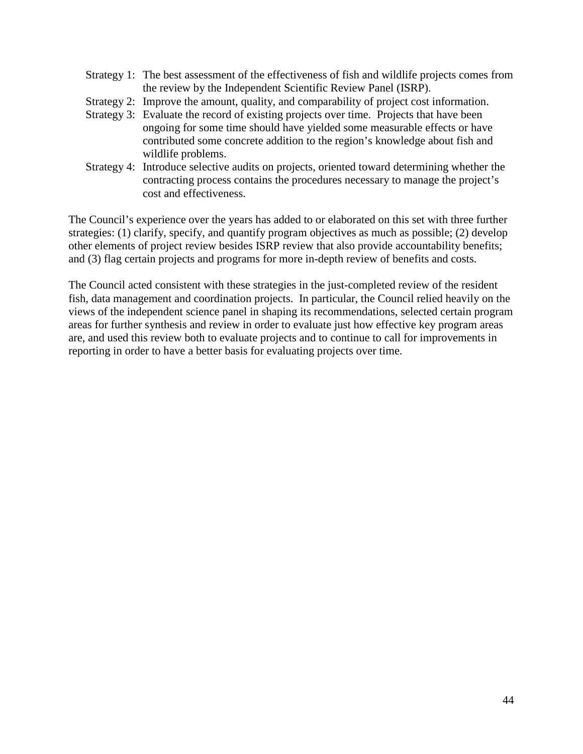Strategy 1: The best assessment of the effectiveness of fish and wildlife projects comes from the review by the Independent Scientific Review Panel (ISRP).

Strategy 2: Improve the amount, quality, and comparability of project cost information.

Strategy 3: Evaluate the record of existing projects over time. Projects that have been ongoing for some time should have yielded some measurable effects or have contributed some concrete addition to the region's knowledge about fish and wildlife problems.

Strategy 4: Introduce selective audits on projects, oriented toward determining whether the contracting process contains the procedures necessary to manage the project's cost and effectiveness.

The Council's experience over the years has added to or elaborated on this set with three further strategies: (1) clarify, specify, and quantify program objectives as much as possible; (2) develop other elements of project review besides ISRP review that also provide accountability benefits; and (3) flag certain projects and programs for more in-depth review of benefits and costs.

The Council acted consistent with these strategies in the just-completed review of the resident fish, data management and coordination projects. In particular, the Council relied heavily on the views of the independent science panel in shaping its recommendations, selected certain program areas for further synthesis and review in order to evaluate just how effective key program areas are, and used this review both to evaluate projects and to continue to call for improvements in reporting in order to have a better basis for evaluating projects over time.